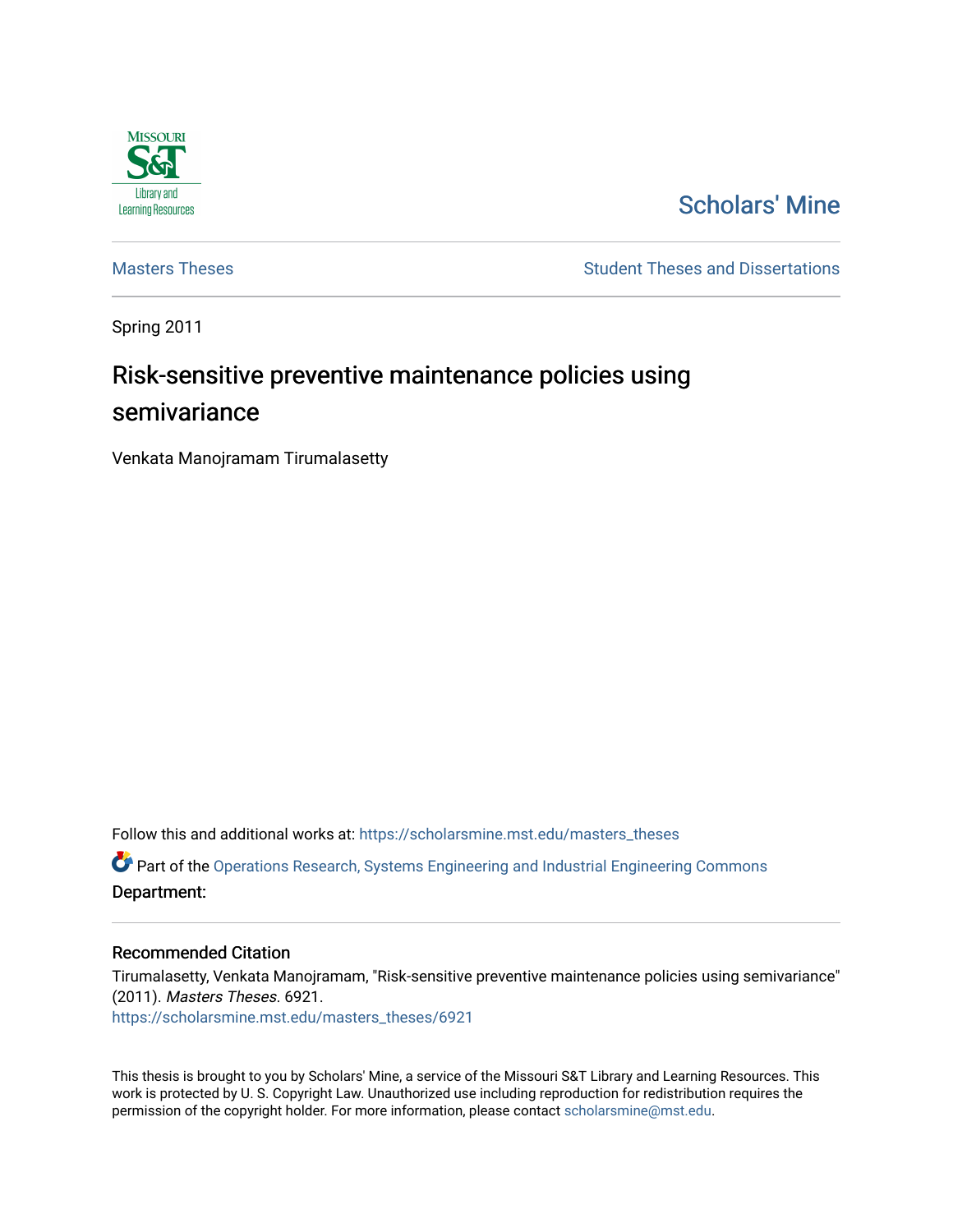Missouri S&T Library and Learning Resources

Scholars' Mine

Masters Theses

Student Theses and Dissertations

Spring 2011

# Risk-sensitive preventive maintenance policies using semivariance

Venkata Manojramam Tirumalasetty

Follow this and additional works at: https://scholarsmine.mst.edu/masters_theses

Part of the Operations Research, Systems Engineering and Industrial Engineering Commons

**Department:**

## Recommended Citation

Tirumalasetty, Venkata Manojramam, "Risk-sensitive preventive maintenance policies using semivariance" (2011). *Masters Theses*. 6921.
https://scholarsmine.mst.edu/masters_theses/6921

This thesis is brought to you by Scholars' Mine, a service of the Missouri S&T Library and Learning Resources. This work is protected by U. S. Copyright Law. Unauthorized use including reproduction for redistribution requires the permission of the copyright holder. For more information, please contact scholarsmine@mst.edu.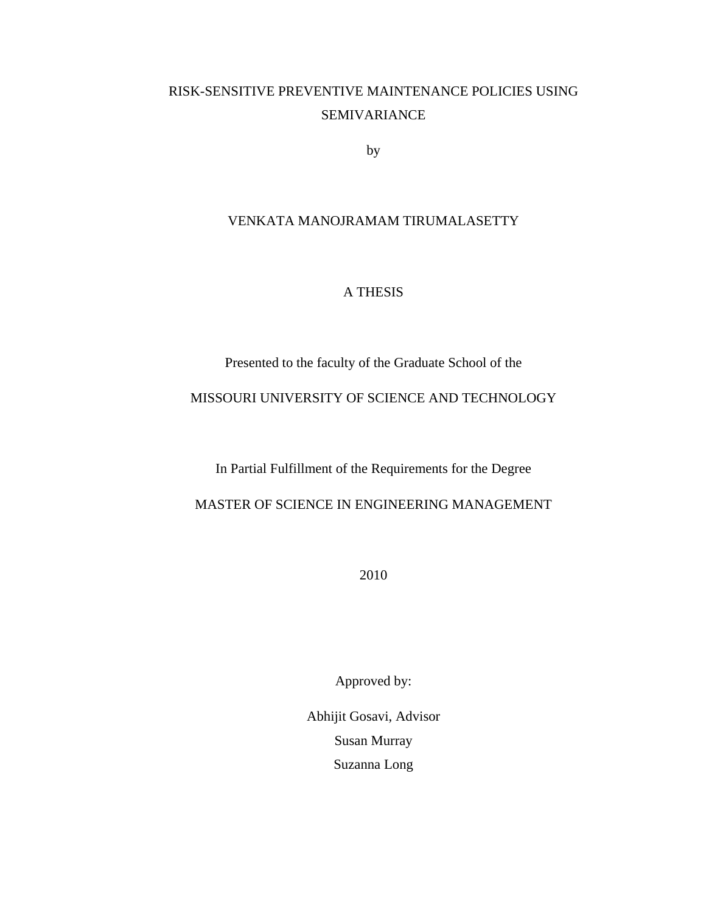# RISK-SENSITIVE PREVENTIVE MAINTENANCE POLICIES USING SEMIVARIANCE

by

VENKATA MANOJRAMAM TIRUMALASETTY

A THESIS

Presented to the faculty of the Graduate School of the

MISSOURI UNIVERSITY OF SCIENCE AND TECHNOLOGY

In Partial Fulfillment of the Requirements for the Degree

MASTER OF SCIENCE IN ENGINEERING MANAGEMENT

2010

Approved by:

Abhijit Gosavi, Advisor

Susan Murray

Suzanna Long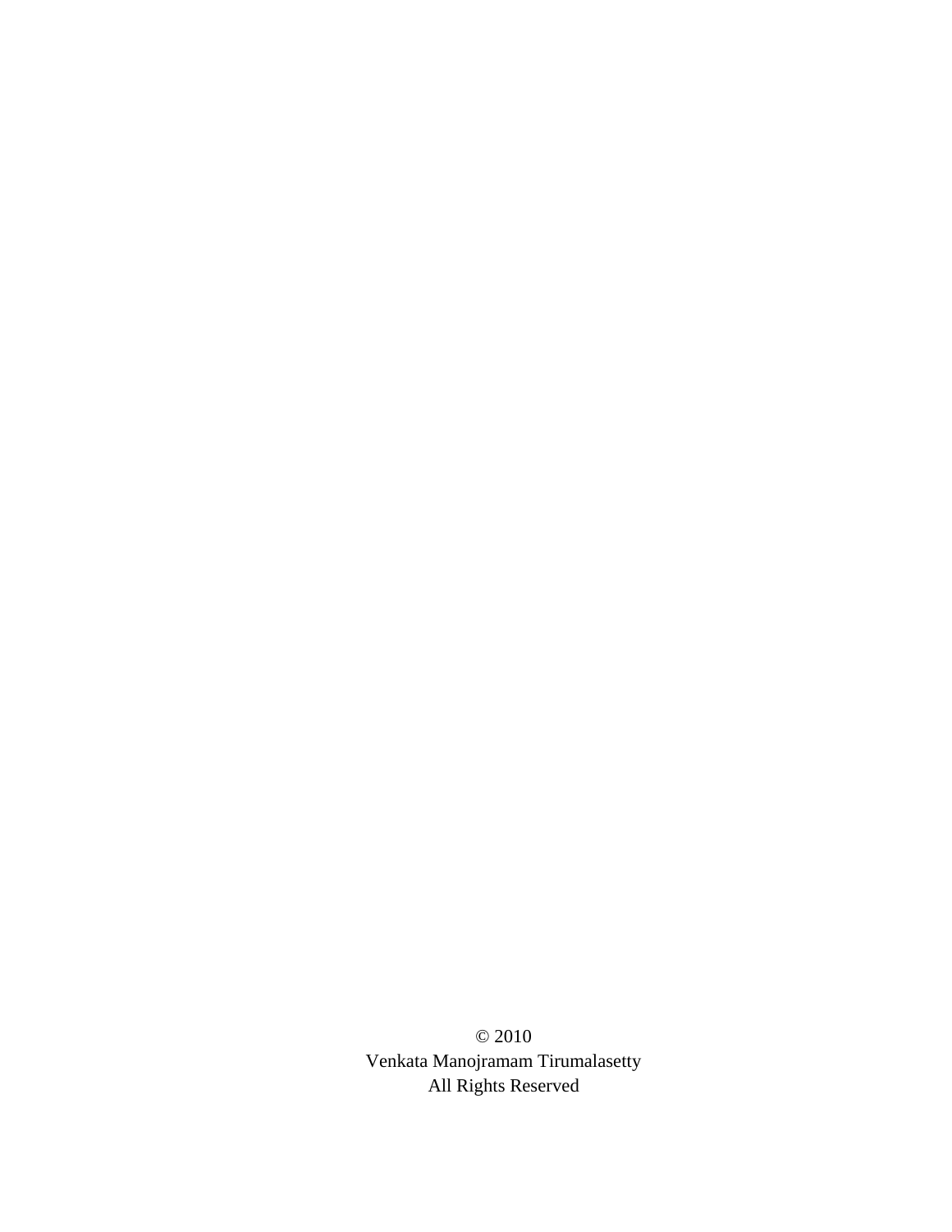© 2010

Venkata Manojramam Tirumalasetty

All Rights Reserved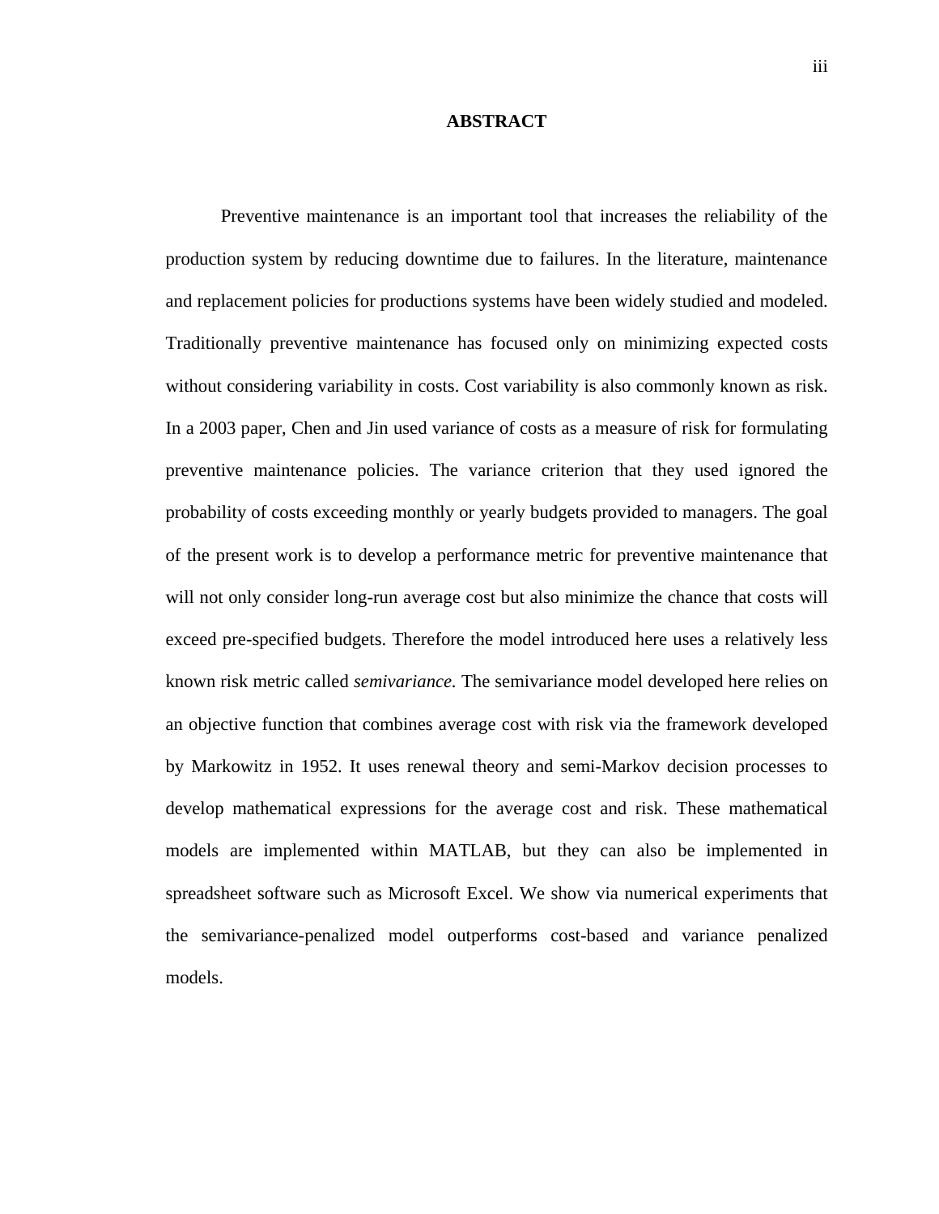# ABSTRACT

Preventive maintenance is an important tool that increases the reliability of the production system by reducing downtime due to failures. In the literature, maintenance and replacement policies for productions systems have been widely studied and modeled. Traditionally preventive maintenance has focused only on minimizing expected costs without considering variability in costs. Cost variability is also commonly known as risk. In a 2003 paper, Chen and Jin used variance of costs as a measure of risk for formulating preventive maintenance policies. The variance criterion that they used ignored the probability of costs exceeding monthly or yearly budgets provided to managers. The goal of the present work is to develop a performance metric for preventive maintenance that will not only consider long-run average cost but also minimize the chance that costs will exceed pre-specified budgets. Therefore the model introduced here uses a relatively less known risk metric called *semivariance.* The semivariance model developed here relies on an objective function that combines average cost with risk via the framework developed by Markowitz in 1952. It uses renewal theory and semi-Markov decision processes to develop mathematical expressions for the average cost and risk. These mathematical models are implemented within MATLAB, but they can also be implemented in spreadsheet software such as Microsoft Excel. We show via numerical experiments that the semivariance-penalized model outperforms cost-based and variance penalized models.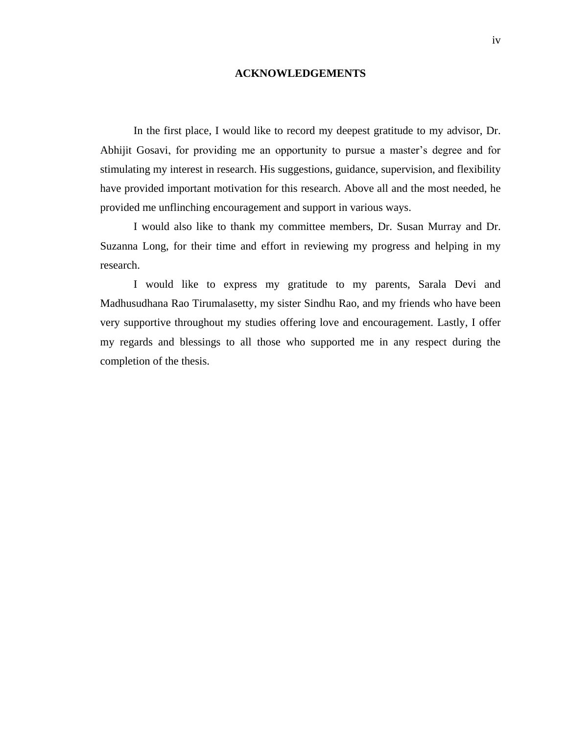# ACKNOWLEDGEMENTS

In the first place, I would like to record my deepest gratitude to my advisor, Dr. Abhijit Gosavi, for providing me an opportunity to pursue a master's degree and for stimulating my interest in research. His suggestions, guidance, supervision, and flexibility have provided important motivation for this research. Above all and the most needed, he provided me unflinching encouragement and support in various ways.

I would also like to thank my committee members, Dr. Susan Murray and Dr. Suzanna Long, for their time and effort in reviewing my progress and helping in my research.

I would like to express my gratitude to my parents, Sarala Devi and Madhusudhana Rao Tirumalasetty, my sister Sindhu Rao, and my friends who have been very supportive throughout my studies offering love and encouragement. Lastly, I offer my regards and blessings to all those who supported me in any respect during the completion of the thesis.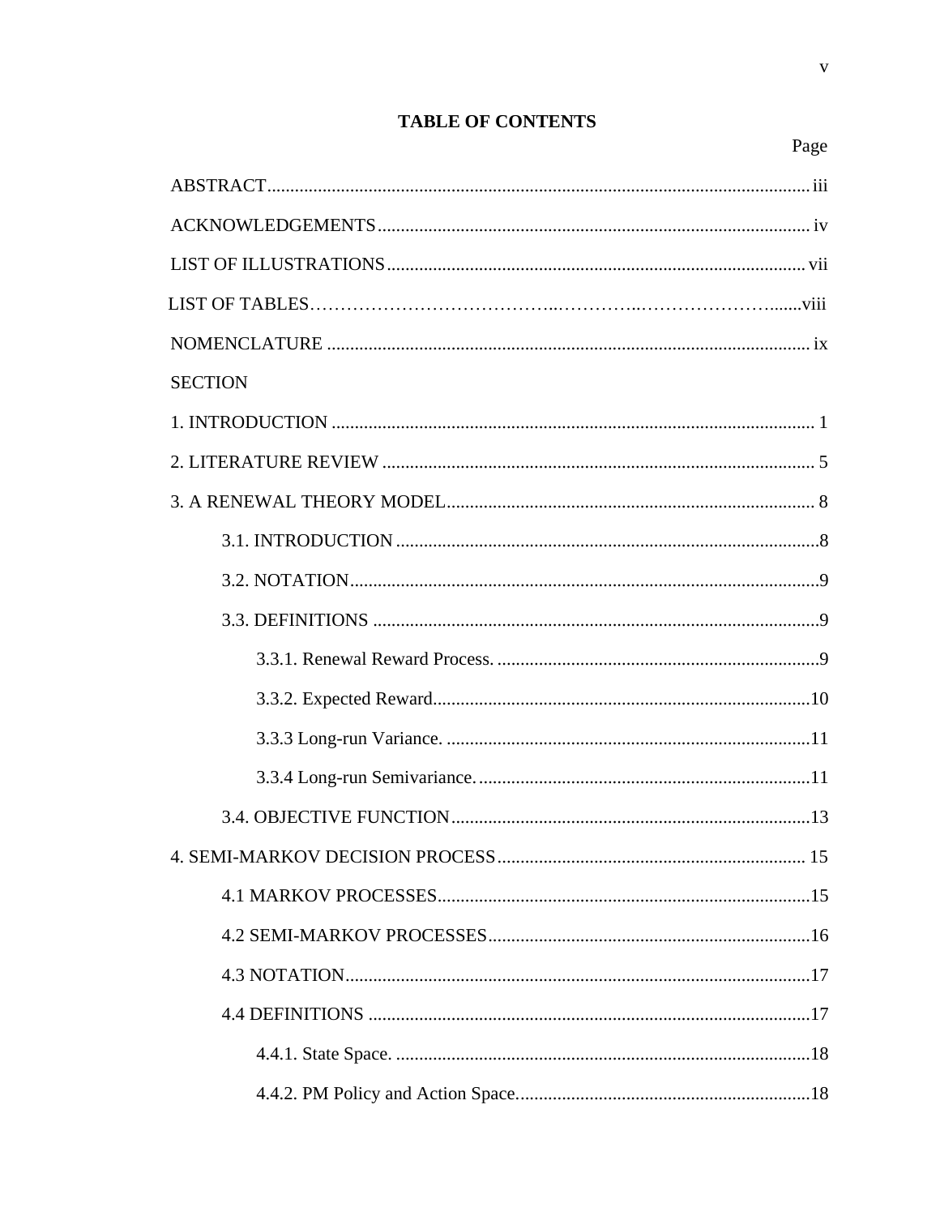## TABLE OF CONTENTS

| | Page |
|---|---|
| ABSTRACT | iii |
| ACKNOWLEDGEMENTS | iv |
| LIST OF ILLUSTRATIONS | vii |
| LIST OF TABLES | viii |
| NOMENCLATURE | ix |
| SECTION | |
| 1. INTRODUCTION | 1 |
| 2. LITERATURE REVIEW | 5 |
| 3. A RENEWAL THEORY MODEL | 8 |
| &nbsp;&nbsp;&nbsp;&nbsp;3.1. INTRODUCTION | 8 |
| &nbsp;&nbsp;&nbsp;&nbsp;3.2. NOTATION | 9 |
| &nbsp;&nbsp;&nbsp;&nbsp;3.3. DEFINITIONS | 9 |
| &nbsp;&nbsp;&nbsp;&nbsp;&nbsp;&nbsp;&nbsp;&nbsp;3.3.1. Renewal Reward Process. | 9 |
| &nbsp;&nbsp;&nbsp;&nbsp;&nbsp;&nbsp;&nbsp;&nbsp;3.3.2. Expected Reward | 10 |
| &nbsp;&nbsp;&nbsp;&nbsp;&nbsp;&nbsp;&nbsp;&nbsp;3.3.3 Long-run Variance. | 11 |
| &nbsp;&nbsp;&nbsp;&nbsp;&nbsp;&nbsp;&nbsp;&nbsp;3.3.4 Long-run Semivariance. | 11 |
| &nbsp;&nbsp;&nbsp;&nbsp;3.4. OBJECTIVE FUNCTION | 13 |
| 4. SEMI-MARKOV DECISION PROCESS | 15 |
| &nbsp;&nbsp;&nbsp;&nbsp;4.1 MARKOV PROCESSES | 15 |
| &nbsp;&nbsp;&nbsp;&nbsp;4.2 SEMI-MARKOV PROCESSES | 16 |
| &nbsp;&nbsp;&nbsp;&nbsp;4.3 NOTATION | 17 |
| &nbsp;&nbsp;&nbsp;&nbsp;4.4 DEFINITIONS | 17 |
| &nbsp;&nbsp;&nbsp;&nbsp;&nbsp;&nbsp;&nbsp;&nbsp;4.4.1. State Space. | 18 |
| &nbsp;&nbsp;&nbsp;&nbsp;&nbsp;&nbsp;&nbsp;&nbsp;4.4.2. PM Policy and Action Space. | 18 |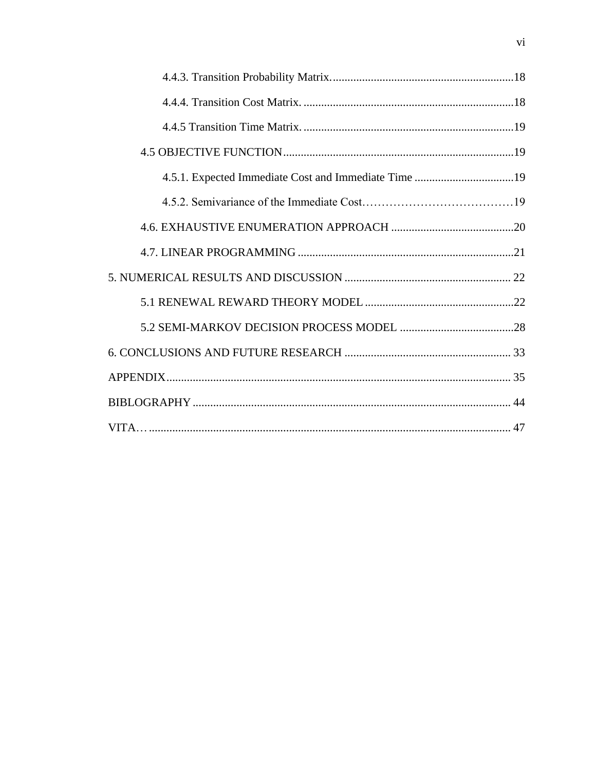4.4.3. Transition Probability Matrix. ............................................................... 18

4.4.4. Transition Cost Matrix. ........................................................................ 18

4.4.5 Transition Time Matrix. ......................................................................... 19

4.5 OBJECTIVE FUNCTION .............................................................................. 19

4.5.1. Expected Immediate Cost and Immediate Time .................................. 19

4.5.2. Semivariance of the Immediate Cost………………………………… 19

4.6. EXHAUSTIVE ENUMERATION APPROACH .......................................... 20

4.7. LINEAR PROGRAMMING .......................................................................... 21

5. NUMERICAL RESULTS AND DISCUSSION ........................................................ 22

5.1 RENEWAL REWARD THEORY MODEL ................................................... 22

5.2 SEMI-MARKOV DECISION PROCESS MODEL ....................................... 28

6. CONCLUSIONS AND FUTURE RESEARCH ........................................................ 33

APPENDIX ..................................................................................................................... 35

BIBLOGRAPHY ............................................................................................................ 44

VITA… ........................................................................................................................... 47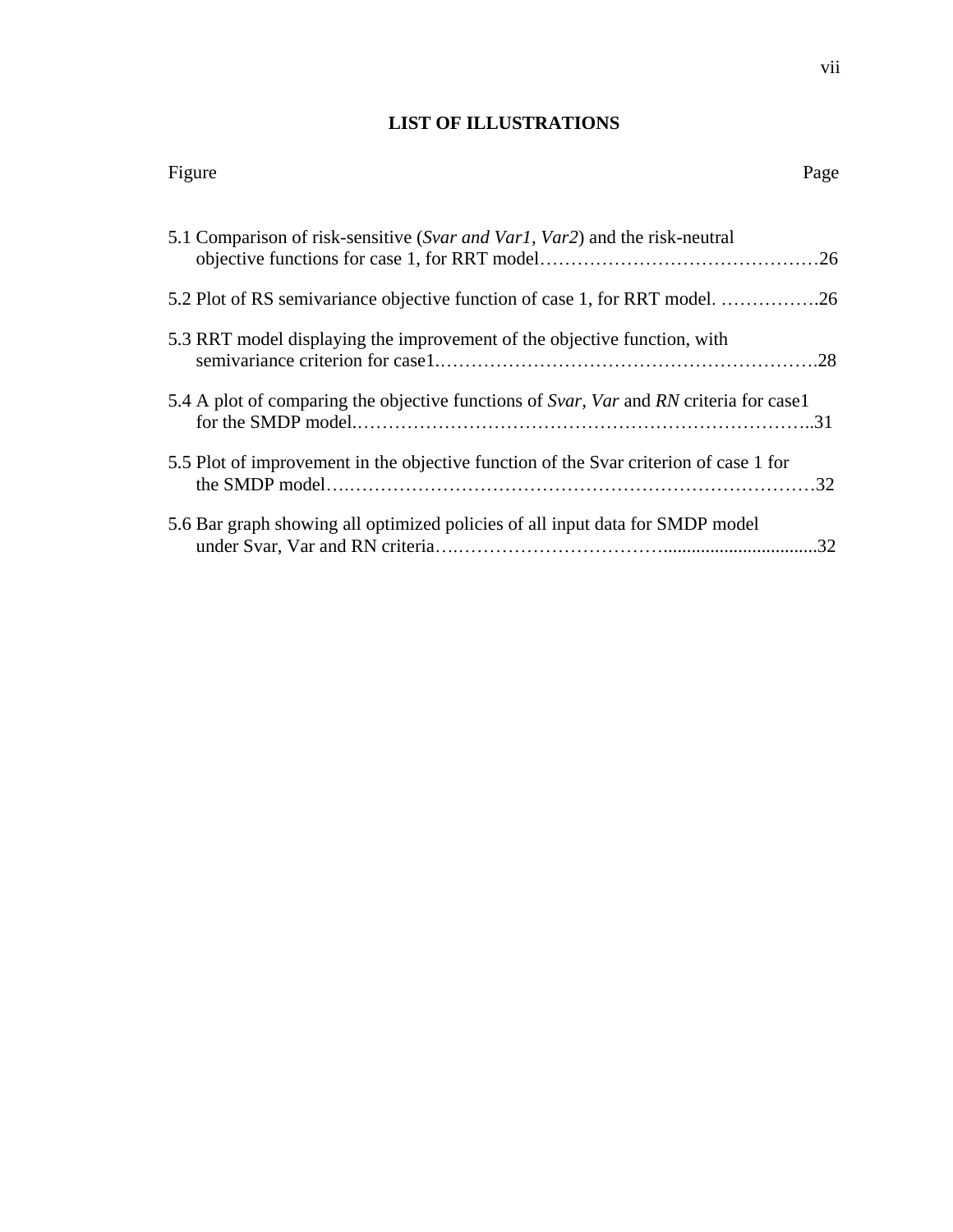## LIST OF ILLUSTRATIONS

Figure Page

5.1 Comparison of risk-sensitive (*Svar and Var1*, *Var2*) and the risk-neutral objective functions for case 1, for RRT model……………………………………… 26

5.2 Plot of RS semivariance objective function of case 1, for RRT model. ……………. 26

5.3 RRT model displaying the improvement of the objective function, with semivariance criterion for case1.……………………………………………………. 28

5.4 A plot of comparing the objective functions of *Svar, Var* and *RN* criteria for case1 for the SMDP model.……………………………………………………………….. 31

5.5 Plot of improvement in the objective function of the Svar criterion of case 1 for the SMDP model….…………………………………………………………………… 32

5.6 Bar graph showing all optimized policies of all input data for SMDP model under Svar, Var and RN criteria….…………………………….................................. 32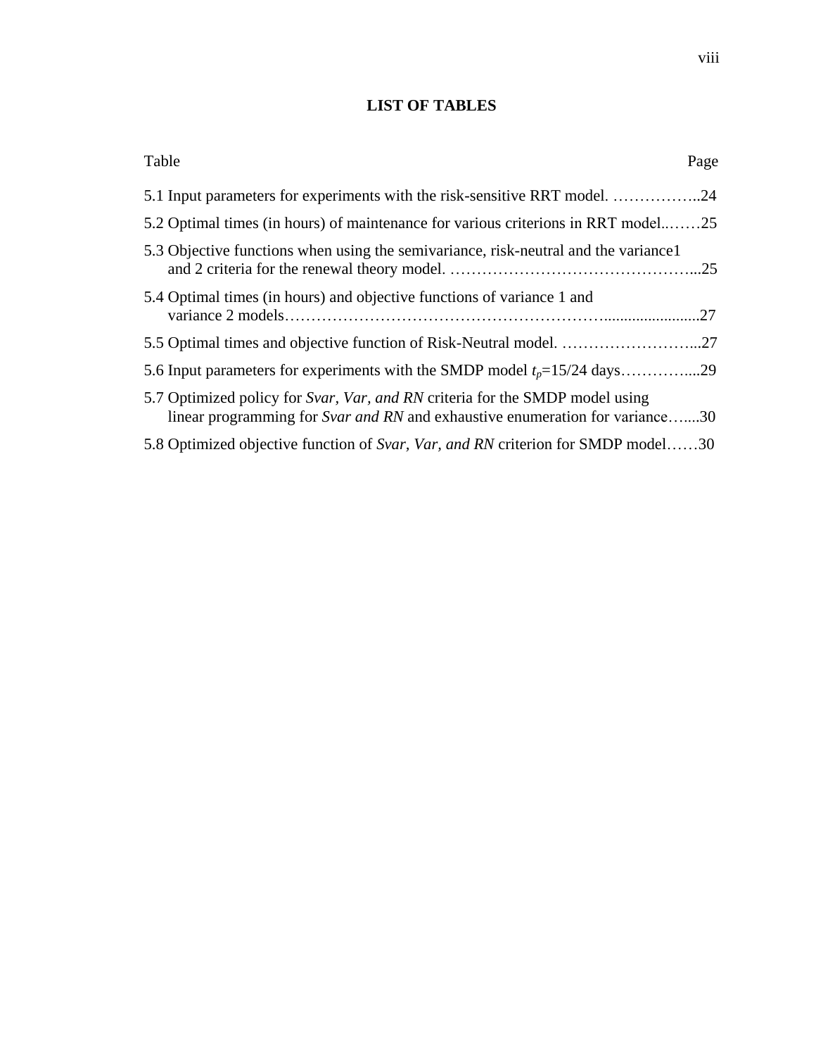# LIST OF TABLES

Table Page

5.1 Input parameters for experiments with the risk-sensitive RRT model. ……………..24

5.2 Optimal times (in hours) of maintenance for various criterions in RRT model..……25

5.3 Objective functions when using the semivariance, risk-neutral and the variance1 and 2 criteria for the renewal theory model. ………………………………………...25

5.4 Optimal times (in hours) and objective functions of variance 1 and variance 2 models…………………………………………………….........................27

5.5 Optimal times and objective function of Risk-Neutral model. ……………………...27

5.6 Input parameters for experiments with the SMDP model $t_p$=15/24 days…………....29

5.7 Optimized policy for *Svar, Var, and RN* criteria for the SMDP model using linear programming for *Svar and RN* and exhaustive enumeration for variance…....30

5.8 Optimized objective function of *Svar, Var, and RN* criterion for SMDP model……30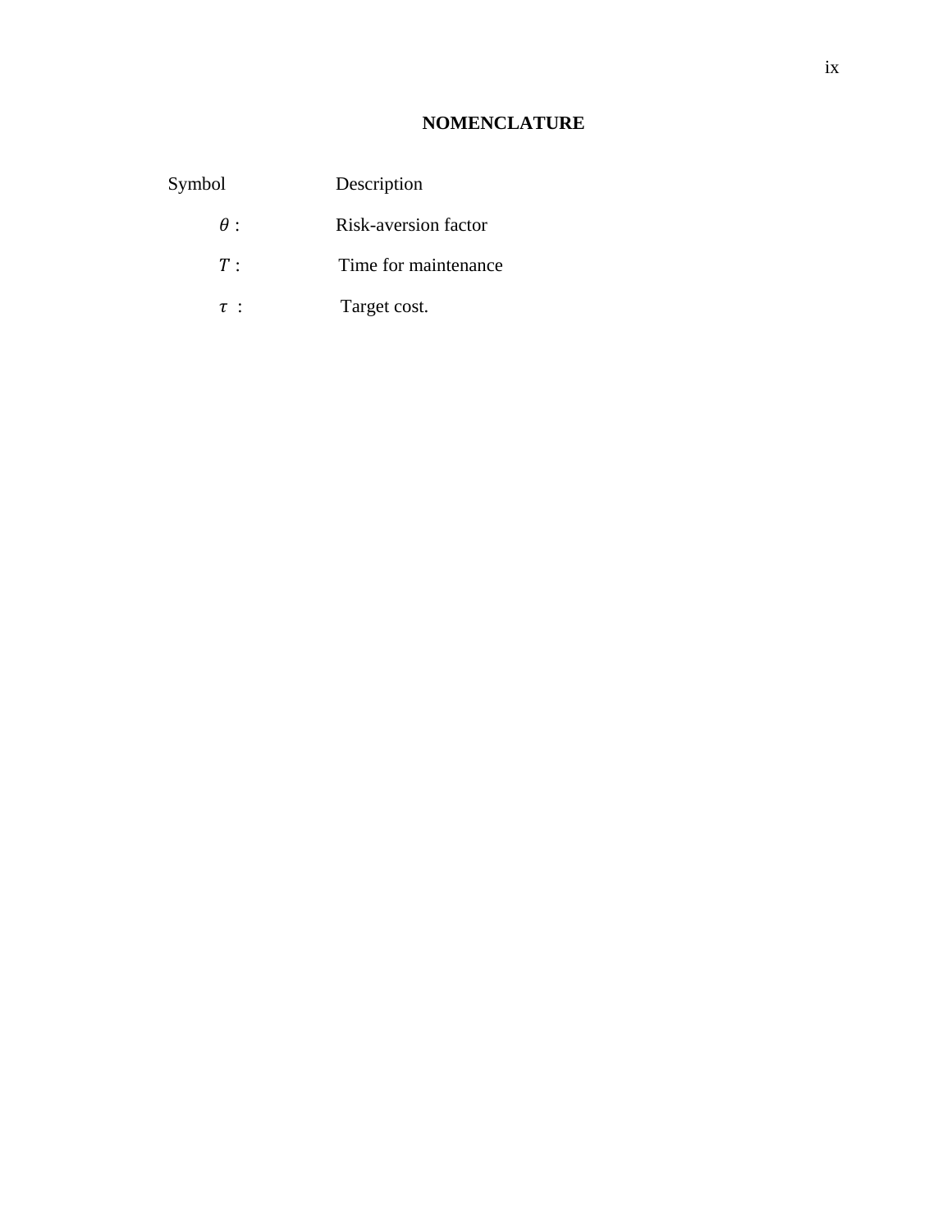# NOMENCLATURE

| Symbol | Description |
| --- | --- |
| $\theta$ : | Risk-aversion factor |
| $T$ : | Time for maintenance |
| $\tau$ : | Target cost. |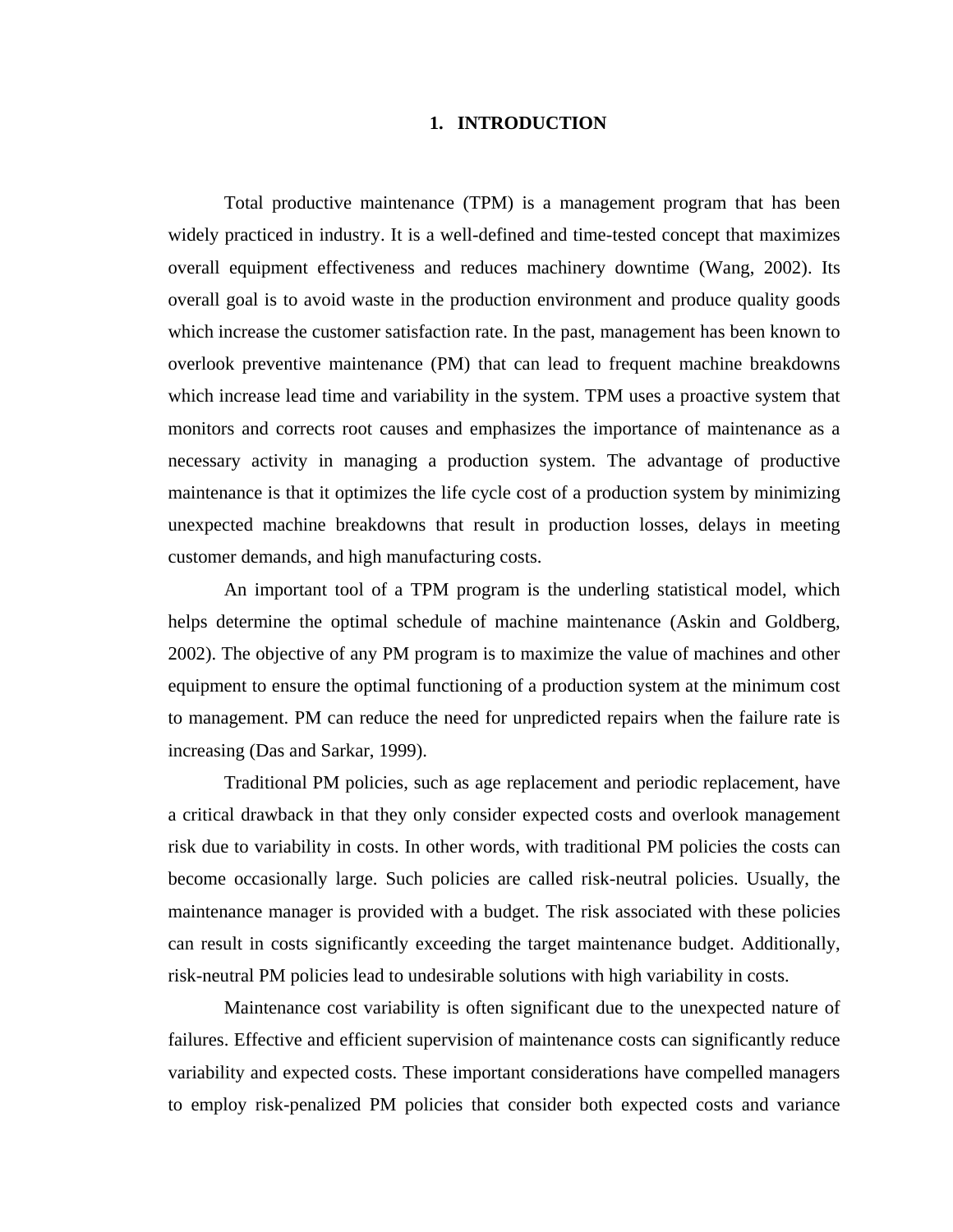# 1. INTRODUCTION

Total productive maintenance (TPM) is a management program that has been widely practiced in industry. It is a well-defined and time-tested concept that maximizes overall equipment effectiveness and reduces machinery downtime (Wang, 2002). Its overall goal is to avoid waste in the production environment and produce quality goods which increase the customer satisfaction rate. In the past, management has been known to overlook preventive maintenance (PM) that can lead to frequent machine breakdowns which increase lead time and variability in the system. TPM uses a proactive system that monitors and corrects root causes and emphasizes the importance of maintenance as a necessary activity in managing a production system. The advantage of productive maintenance is that it optimizes the life cycle cost of a production system by minimizing unexpected machine breakdowns that result in production losses, delays in meeting customer demands, and high manufacturing costs.

An important tool of a TPM program is the underling statistical model, which helps determine the optimal schedule of machine maintenance (Askin and Goldberg, 2002). The objective of any PM program is to maximize the value of machines and other equipment to ensure the optimal functioning of a production system at the minimum cost to management. PM can reduce the need for unpredicted repairs when the failure rate is increasing (Das and Sarkar, 1999).

Traditional PM policies, such as age replacement and periodic replacement, have a critical drawback in that they only consider expected costs and overlook management risk due to variability in costs. In other words, with traditional PM policies the costs can become occasionally large. Such policies are called risk-neutral policies. Usually, the maintenance manager is provided with a budget. The risk associated with these policies can result in costs significantly exceeding the target maintenance budget. Additionally, risk-neutral PM policies lead to undesirable solutions with high variability in costs.

Maintenance cost variability is often significant due to the unexpected nature of failures. Effective and efficient supervision of maintenance costs can significantly reduce variability and expected costs. These important considerations have compelled managers to employ risk-penalized PM policies that consider both expected costs and variance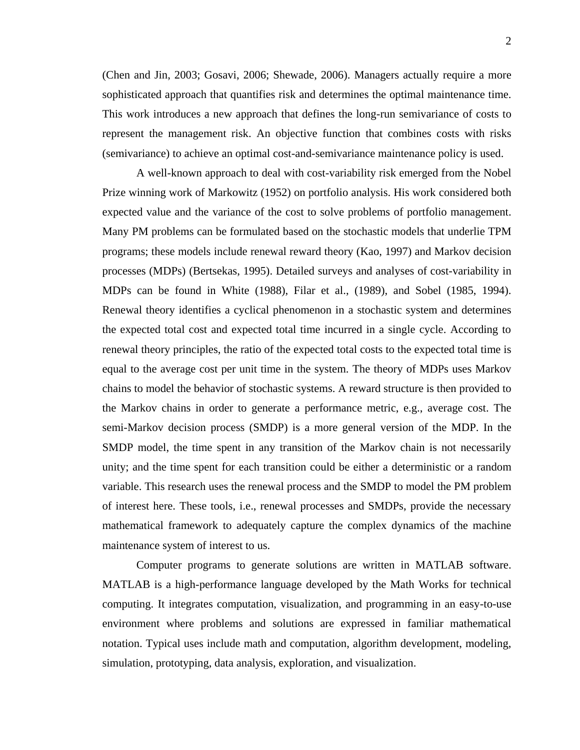(Chen and Jin, 2003; Gosavi, 2006; Shewade, 2006). Managers actually require a more sophisticated approach that quantifies risk and determines the optimal maintenance time. This work introduces a new approach that defines the long-run semivariance of costs to represent the management risk. An objective function that combines costs with risks (semivariance) to achieve an optimal cost-and-semivariance maintenance policy is used.

A well-known approach to deal with cost-variability risk emerged from the Nobel Prize winning work of Markowitz (1952) on portfolio analysis. His work considered both expected value and the variance of the cost to solve problems of portfolio management. Many PM problems can be formulated based on the stochastic models that underlie TPM programs; these models include renewal reward theory (Kao, 1997) and Markov decision processes (MDPs) (Bertsekas, 1995). Detailed surveys and analyses of cost-variability in MDPs can be found in White (1988), Filar et al., (1989), and Sobel (1985, 1994). Renewal theory identifies a cyclical phenomenon in a stochastic system and determines the expected total cost and expected total time incurred in a single cycle. According to renewal theory principles, the ratio of the expected total costs to the expected total time is equal to the average cost per unit time in the system. The theory of MDPs uses Markov chains to model the behavior of stochastic systems. A reward structure is then provided to the Markov chains in order to generate a performance metric, e.g., average cost. The semi-Markov decision process (SMDP) is a more general version of the MDP. In the SMDP model, the time spent in any transition of the Markov chain is not necessarily unity; and the time spent for each transition could be either a deterministic or a random variable. This research uses the renewal process and the SMDP to model the PM problem of interest here. These tools, i.e., renewal processes and SMDPs, provide the necessary mathematical framework to adequately capture the complex dynamics of the machine maintenance system of interest to us.

Computer programs to generate solutions are written in MATLAB software. MATLAB is a high-performance language developed by the Math Works for technical computing. It integrates computation, visualization, and programming in an easy-to-use environment where problems and solutions are expressed in familiar mathematical notation. Typical uses include math and computation, algorithm development, modeling, simulation, prototyping, data analysis, exploration, and visualization.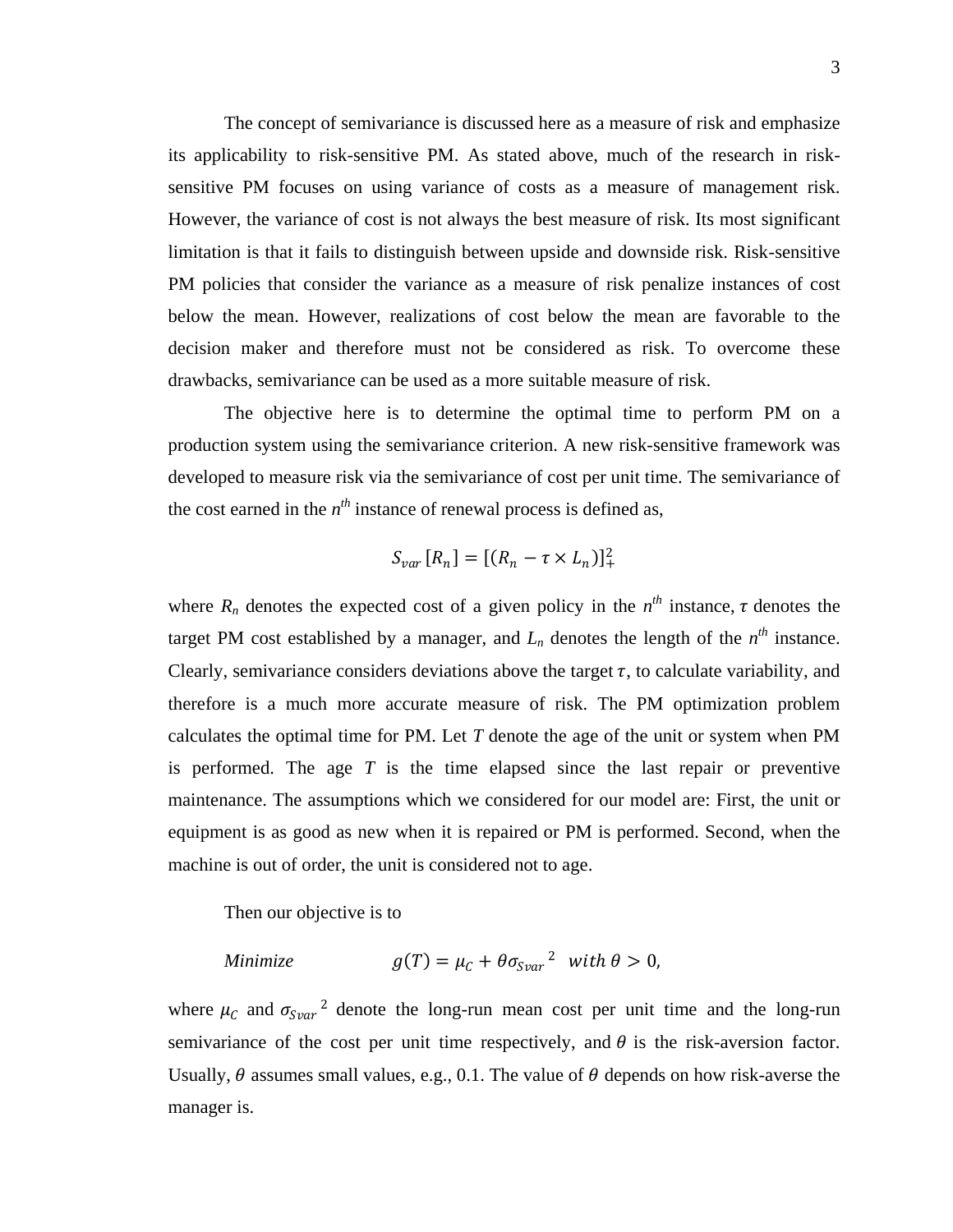The concept of semivariance is discussed here as a measure of risk and emphasize its applicability to risk-sensitive PM. As stated above, much of the research in risk-sensitive PM focuses on using variance of costs as a measure of management risk. However, the variance of cost is not always the best measure of risk. Its most significant limitation is that it fails to distinguish between upside and downside risk. Risk-sensitive PM policies that consider the variance as a measure of risk penalize instances of cost below the mean. However, realizations of cost below the mean are favorable to the decision maker and therefore must not be considered as risk. To overcome these drawbacks, semivariance can be used as a more suitable measure of risk.

The objective here is to determine the optimal time to perform PM on a production system using the semivariance criterion. A new risk-sensitive framework was developed to measure risk via the semivariance of cost per unit time. The semivariance of the cost earned in the $n^{th}$ instance of renewal process is defined as,

$$S_{var}\,[R_n] = [(R_n - \tau \times L_n)]_+^2$$

where $R_n$ denotes the expected cost of a given policy in the $n^{th}$ instance, $\tau$ denotes the target PM cost established by a manager, and $L_n$ denotes the length of the $n^{th}$ instance. Clearly, semivariance considers deviations above the target $\tau$, to calculate variability, and therefore is a much more accurate measure of risk. The PM optimization problem calculates the optimal time for PM. Let $T$ denote the age of the unit or system when PM is performed. The age $T$ is the time elapsed since the last repair or preventive maintenance. The assumptions which we considered for our model are: First, the unit or equipment is as good as new when it is repaired or PM is performed. Second, when the machine is out of order, the unit is considered not to age.

Then our objective is to

*Minimize* $\qquad g(T) = \mu_C + \theta {\sigma_{Svar}}^2 \quad with\ \theta > 0,$

where $\mu_C$ and ${\sigma_{Svar}}^2$ denote the long-run mean cost per unit time and the long-run semivariance of the cost per unit time respectively, and $\theta$ is the risk-aversion factor. Usually, $\theta$ assumes small values, e.g., 0.1. The value of $\theta$ depends on how risk-averse the manager is.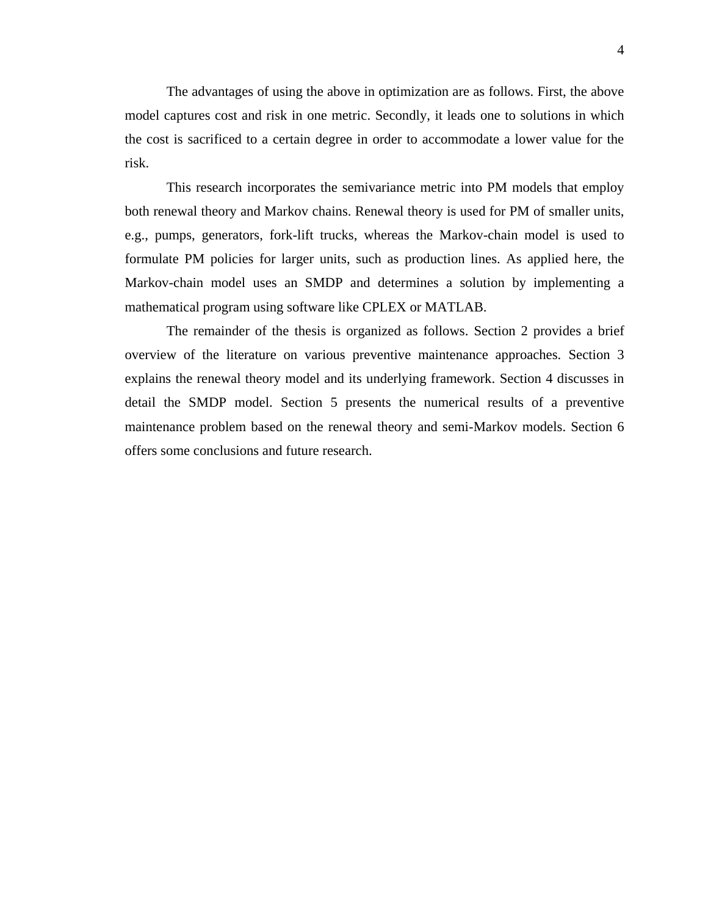The advantages of using the above in optimization are as follows. First, the above model captures cost and risk in one metric. Secondly, it leads one to solutions in which the cost is sacrificed to a certain degree in order to accommodate a lower value for the risk.

This research incorporates the semivariance metric into PM models that employ both renewal theory and Markov chains. Renewal theory is used for PM of smaller units, e.g., pumps, generators, fork-lift trucks, whereas the Markov-chain model is used to formulate PM policies for larger units, such as production lines. As applied here, the Markov-chain model uses an SMDP and determines a solution by implementing a mathematical program using software like CPLEX or MATLAB.

The remainder of the thesis is organized as follows. Section 2 provides a brief overview of the literature on various preventive maintenance approaches. Section 3 explains the renewal theory model and its underlying framework. Section 4 discusses in detail the SMDP model. Section 5 presents the numerical results of a preventive maintenance problem based on the renewal theory and semi-Markov models. Section 6 offers some conclusions and future research.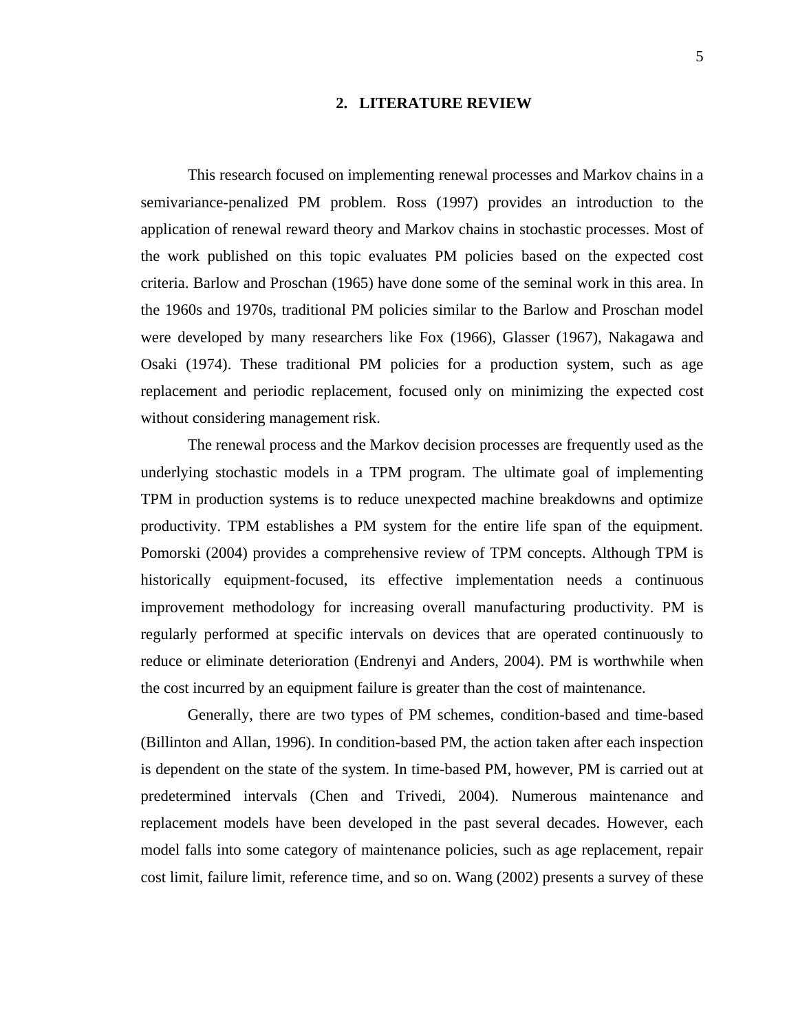# 2. LITERATURE REVIEW

This research focused on implementing renewal processes and Markov chains in a semivariance-penalized PM problem. Ross (1997) provides an introduction to the application of renewal reward theory and Markov chains in stochastic processes. Most of the work published on this topic evaluates PM policies based on the expected cost criteria. Barlow and Proschan (1965) have done some of the seminal work in this area. In the 1960s and 1970s, traditional PM policies similar to the Barlow and Proschan model were developed by many researchers like Fox (1966), Glasser (1967), Nakagawa and Osaki (1974). These traditional PM policies for a production system, such as age replacement and periodic replacement, focused only on minimizing the expected cost without considering management risk.

The renewal process and the Markov decision processes are frequently used as the underlying stochastic models in a TPM program. The ultimate goal of implementing TPM in production systems is to reduce unexpected machine breakdowns and optimize productivity. TPM establishes a PM system for the entire life span of the equipment. Pomorski (2004) provides a comprehensive review of TPM concepts. Although TPM is historically equipment-focused, its effective implementation needs a continuous improvement methodology for increasing overall manufacturing productivity. PM is regularly performed at specific intervals on devices that are operated continuously to reduce or eliminate deterioration (Endrenyi and Anders, 2004). PM is worthwhile when the cost incurred by an equipment failure is greater than the cost of maintenance.

Generally, there are two types of PM schemes, condition-based and time-based (Billinton and Allan, 1996). In condition-based PM, the action taken after each inspection is dependent on the state of the system. In time-based PM, however, PM is carried out at predetermined intervals (Chen and Trivedi, 2004). Numerous maintenance and replacement models have been developed in the past several decades. However, each model falls into some category of maintenance policies, such as age replacement, repair cost limit, failure limit, reference time, and so on. Wang (2002) presents a survey of these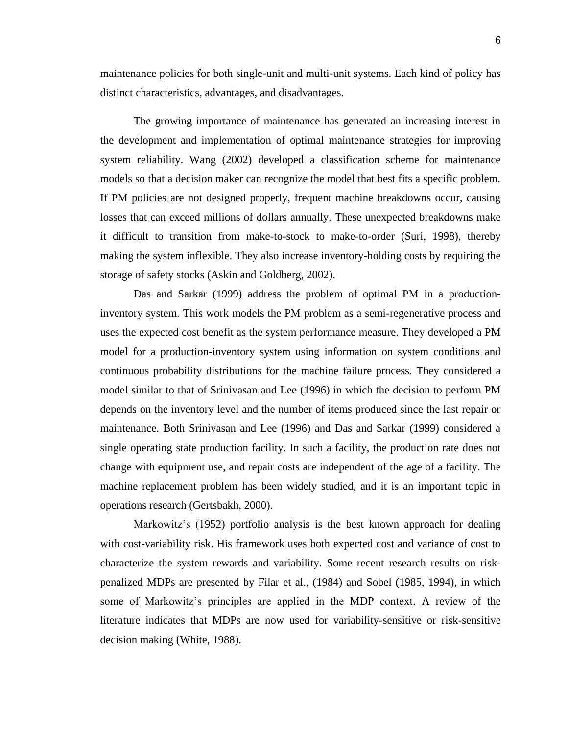maintenance policies for both single-unit and multi-unit systems. Each kind of policy has distinct characteristics, advantages, and disadvantages.

The growing importance of maintenance has generated an increasing interest in the development and implementation of optimal maintenance strategies for improving system reliability. Wang (2002) developed a classification scheme for maintenance models so that a decision maker can recognize the model that best fits a specific problem. If PM policies are not designed properly, frequent machine breakdowns occur, causing losses that can exceed millions of dollars annually. These unexpected breakdowns make it difficult to transition from make-to-stock to make-to-order (Suri, 1998), thereby making the system inflexible. They also increase inventory-holding costs by requiring the storage of safety stocks (Askin and Goldberg, 2002).

Das and Sarkar (1999) address the problem of optimal PM in a production-inventory system. This work models the PM problem as a semi-regenerative process and uses the expected cost benefit as the system performance measure. They developed a PM model for a production-inventory system using information on system conditions and continuous probability distributions for the machine failure process. They considered a model similar to that of Srinivasan and Lee (1996) in which the decision to perform PM depends on the inventory level and the number of items produced since the last repair or maintenance. Both Srinivasan and Lee (1996) and Das and Sarkar (1999) considered a single operating state production facility. In such a facility, the production rate does not change with equipment use, and repair costs are independent of the age of a facility. The machine replacement problem has been widely studied, and it is an important topic in operations research (Gertsbakh, 2000).

Markowitz's (1952) portfolio analysis is the best known approach for dealing with cost-variability risk. His framework uses both expected cost and variance of cost to characterize the system rewards and variability. Some recent research results on risk-penalized MDPs are presented by Filar et al., (1984) and Sobel (1985, 1994), in which some of Markowitz's principles are applied in the MDP context. A review of the literature indicates that MDPs are now used for variability-sensitive or risk-sensitive decision making (White, 1988).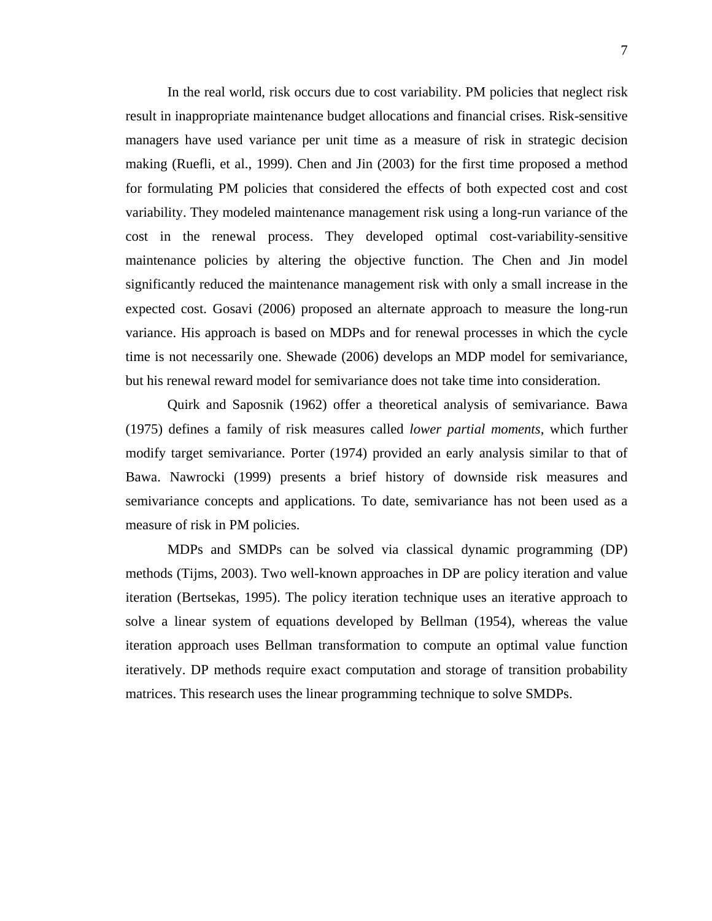In the real world, risk occurs due to cost variability. PM policies that neglect risk result in inappropriate maintenance budget allocations and financial crises. Risk-sensitive managers have used variance per unit time as a measure of risk in strategic decision making (Ruefli, et al., 1999). Chen and Jin (2003) for the first time proposed a method for formulating PM policies that considered the effects of both expected cost and cost variability. They modeled maintenance management risk using a long-run variance of the cost in the renewal process. They developed optimal cost-variability-sensitive maintenance policies by altering the objective function. The Chen and Jin model significantly reduced the maintenance management risk with only a small increase in the expected cost. Gosavi (2006) proposed an alternate approach to measure the long-run variance. His approach is based on MDPs and for renewal processes in which the cycle time is not necessarily one. Shewade (2006) develops an MDP model for semivariance, but his renewal reward model for semivariance does not take time into consideration.

Quirk and Saposnik (1962) offer a theoretical analysis of semivariance. Bawa (1975) defines a family of risk measures called *lower partial moments*, which further modify target semivariance. Porter (1974) provided an early analysis similar to that of Bawa. Nawrocki (1999) presents a brief history of downside risk measures and semivariance concepts and applications. To date, semivariance has not been used as a measure of risk in PM policies.

MDPs and SMDPs can be solved via classical dynamic programming (DP) methods (Tijms, 2003). Two well-known approaches in DP are policy iteration and value iteration (Bertsekas, 1995). The policy iteration technique uses an iterative approach to solve a linear system of equations developed by Bellman (1954), whereas the value iteration approach uses Bellman transformation to compute an optimal value function iteratively. DP methods require exact computation and storage of transition probability matrices. This research uses the linear programming technique to solve SMDPs.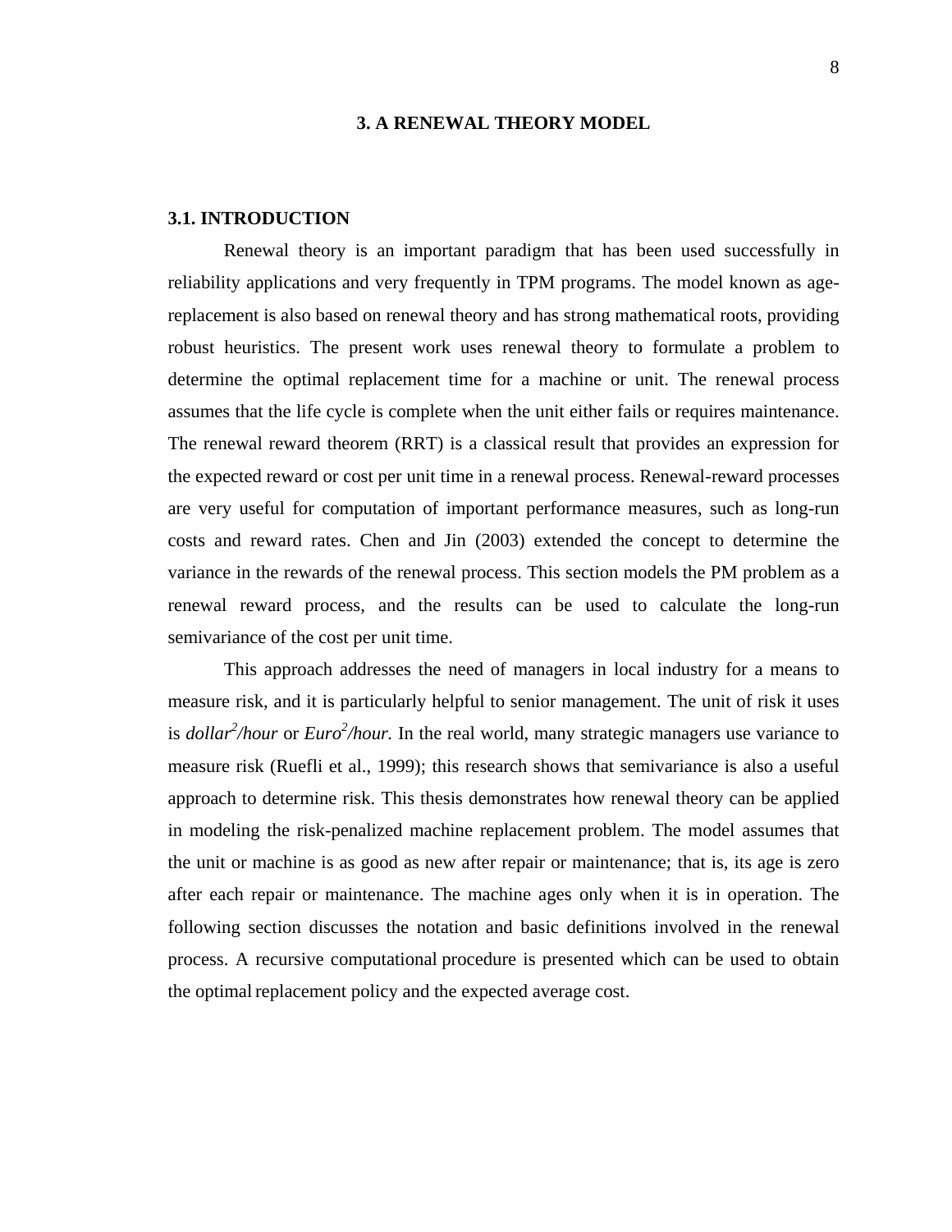# 3. A RENEWAL THEORY MODEL

## 3.1. INTRODUCTION

Renewal theory is an important paradigm that has been used successfully in reliability applications and very frequently in TPM programs. The model known as age-replacement is also based on renewal theory and has strong mathematical roots, providing robust heuristics. The present work uses renewal theory to formulate a problem to determine the optimal replacement time for a machine or unit. The renewal process assumes that the life cycle is complete when the unit either fails or requires maintenance. The renewal reward theorem (RRT) is a classical result that provides an expression for the expected reward or cost per unit time in a renewal process. Renewal-reward processes are very useful for computation of important performance measures, such as long-run costs and reward rates. Chen and Jin (2003) extended the concept to determine the variance in the rewards of the renewal process. This section models the PM problem as a renewal reward process, and the results can be used to calculate the long-run semivariance of the cost per unit time.

This approach addresses the need of managers in local industry for a means to measure risk, and it is particularly helpful to senior management. The unit of risk it uses is *dollar*$^2$*/hour* or *Euro*$^2$*/hour.* In the real world, many strategic managers use variance to measure risk (Ruefli et al., 1999); this research shows that semivariance is also a useful approach to determine risk. This thesis demonstrates how renewal theory can be applied in modeling the risk-penalized machine replacement problem. The model assumes that the unit or machine is as good as new after repair or maintenance; that is, its age is zero after each repair or maintenance. The machine ages only when it is in operation. The following section discusses the notation and basic definitions involved in the renewal process. A recursive computational procedure is presented which can be used to obtain the optimal replacement policy and the expected average cost.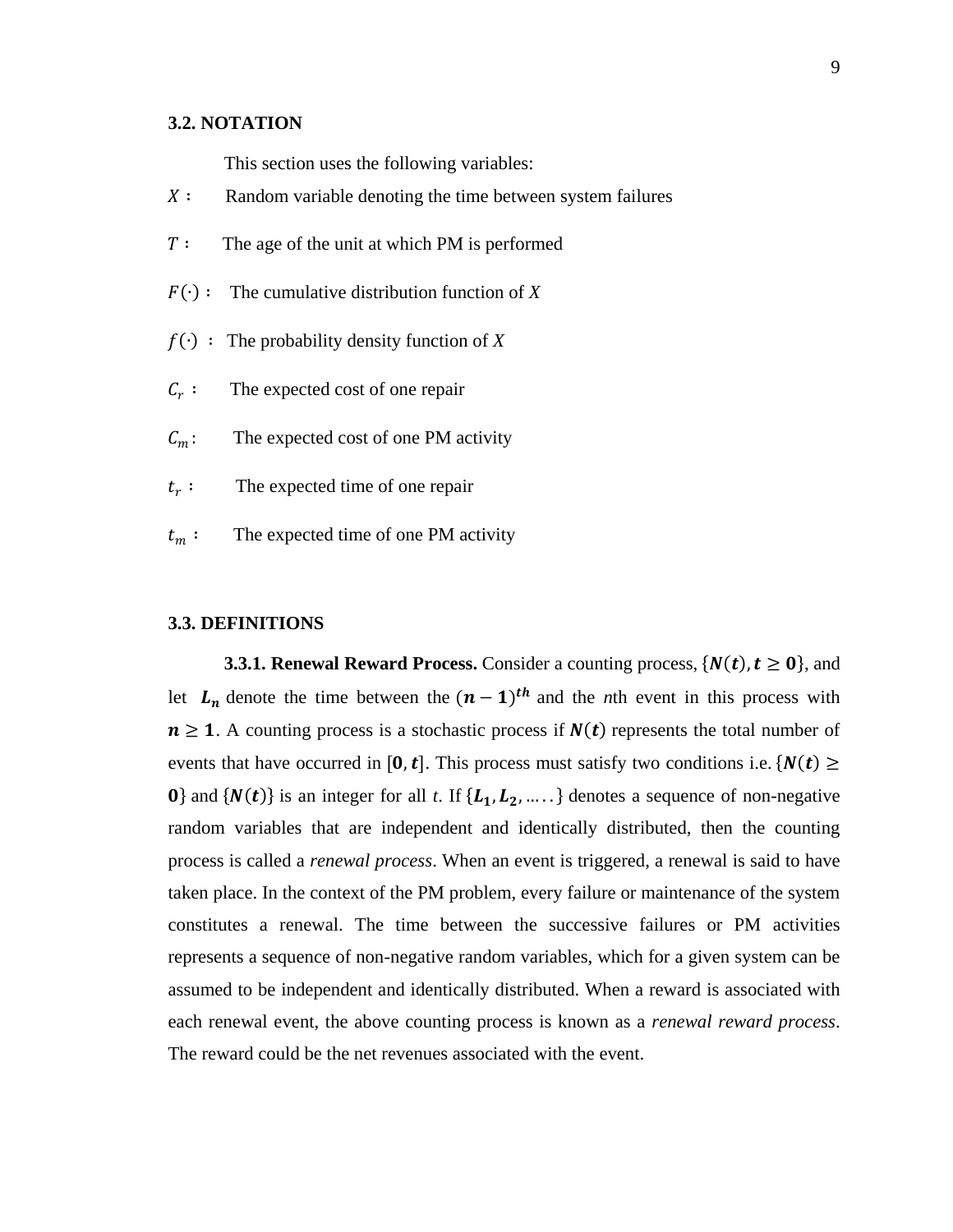## 3.2. NOTATION

This section uses the following variables:

$X$ : Random variable denoting the time between system failures

$T$ : The age of the unit at which PM is performed

$F(\cdot)$ : The cumulative distribution function of *X*

$f(\cdot)$ : The probability density function of *X*

$C_r$ : The expected cost of one repair

$C_m$: The expected cost of one PM activity

$t_r$ : The expected time of one repair

$t_m$ : The expected time of one PM activity

## 3.3. DEFINITIONS

**3.3.1. Renewal Reward Process.** Consider a counting process, $\{\boldsymbol{N(t), t \geq 0}\}$, and let $\boldsymbol{L_n}$ denote the time between the $(\boldsymbol{n-1})^{\boldsymbol{th}}$ and the *n*th event in this process with $\boldsymbol{n \geq 1}$. A counting process is a stochastic process if $\boldsymbol{N(t)}$ represents the total number of events that have occurred in $[\boldsymbol{0, t}]$. This process must satisfy two conditions i.e. $\{\boldsymbol{N(t) \geq 0}\}$ and $\{\boldsymbol{N(t)}\}$ is an integer for all *t*. If $\{\boldsymbol{L_1, L_2, \ldots\ldots}\}$ denotes a sequence of non-negative random variables that are independent and identically distributed, then the counting process is called a *renewal process*. When an event is triggered, a renewal is said to have taken place. In the context of the PM problem, every failure or maintenance of the system constitutes a renewal. The time between the successive failures or PM activities represents a sequence of non-negative random variables, which for a given system can be assumed to be independent and identically distributed. When a reward is associated with each renewal event, the above counting process is known as a *renewal reward process*. The reward could be the net revenues associated with the event.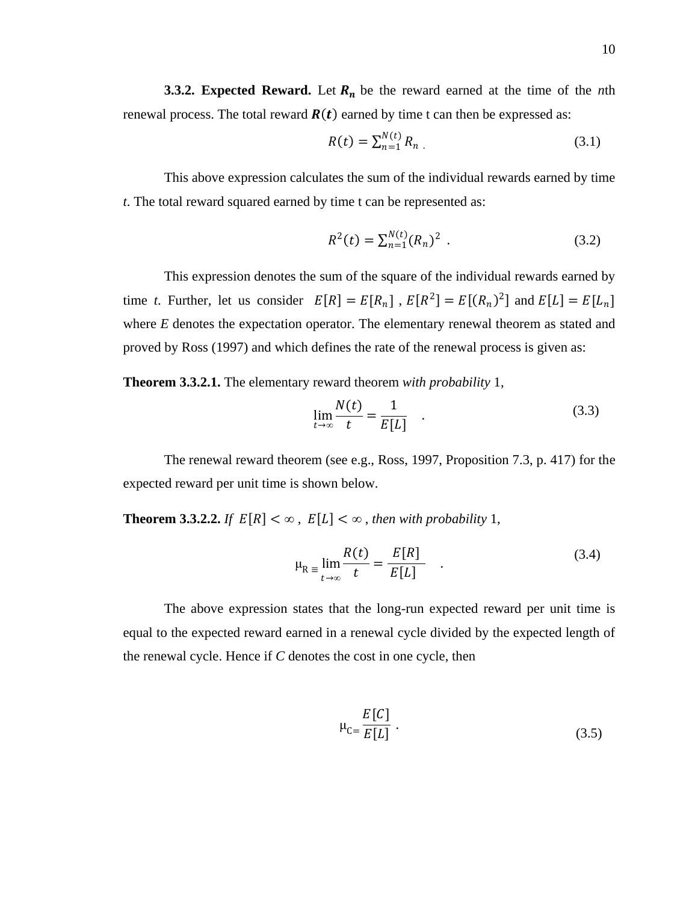**3.3.2. Expected Reward.** Let $\boldsymbol{R_n}$ be the reward earned at the time of the *n*th renewal process. The total reward $\boldsymbol{R(t)}$ earned by time t can then be expressed as:

$$R(t) = \sum_{n=1}^{N(t)} R_n \ . \tag{3.1}$$

This above expression calculates the sum of the individual rewards earned by time *t*. The total reward squared earned by time t can be represented as:

$$R^2(t) = \sum_{n=1}^{N(t)} (R_n)^2 \ . \tag{3.2}$$

This expression denotes the sum of the square of the individual rewards earned by time *t*. Further, let us consider $E[R] = E[R_n]$ , $E[R^2] = E[(R_n)^2]$ and $E[L] = E[L_n]$ where *E* denotes the expectation operator. The elementary renewal theorem as stated and proved by Ross (1997) and which defines the rate of the renewal process is given as:

**Theorem 3.3.2.1.** The elementary reward theorem *with probability* 1,

$$\lim_{t \to \infty} \frac{N(t)}{t} = \frac{1}{E[L]} \ . \tag{3.3}$$

The renewal reward theorem (see e.g., Ross, 1997, Proposition 7.3, p. 417) for the expected reward per unit time is shown below.

**Theorem 3.3.2.2.** *If* $E[R] < \infty$ , $E[L] < \infty$ *, then with probability* 1,

$$\mu_R \equiv \lim_{t \to \infty} \frac{R(t)}{t} = \frac{E[R]}{E[L]} \ . \tag{3.4}$$

The above expression states that the long-run expected reward per unit time is equal to the expected reward earned in a renewal cycle divided by the expected length of the renewal cycle. Hence if *C* denotes the cost in one cycle, then

$$\mu_C = \frac{E[C]}{E[L]} \ . \tag{3.5}$$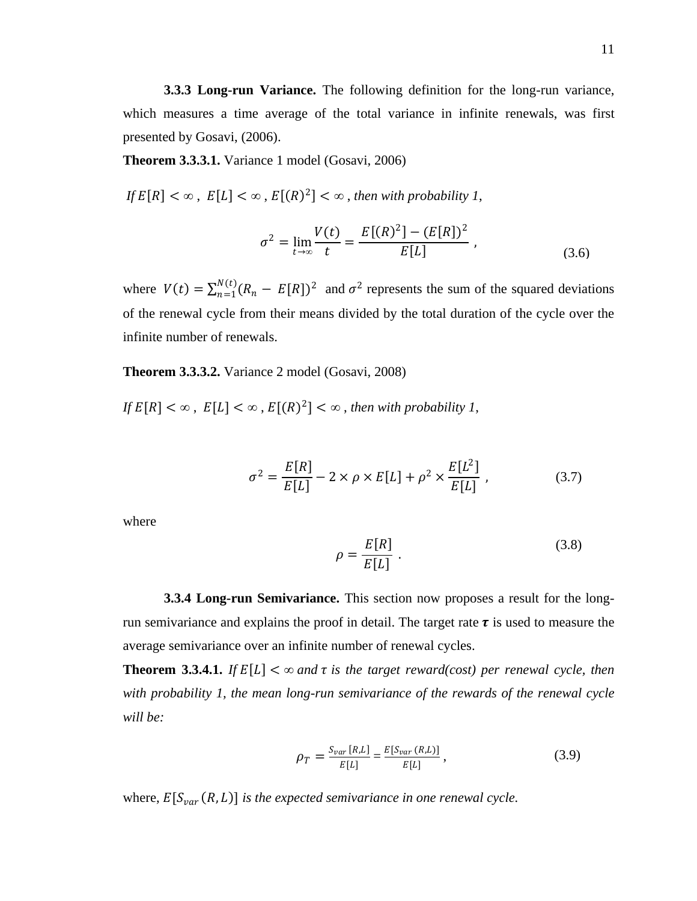**3.3.3 Long-run Variance.** The following definition for the long-run variance, which measures a time average of the total variance in infinite renewals, was first presented by Gosavi, (2006).

**Theorem 3.3.3.1.** Variance 1 model (Gosavi, 2006)

*If* $E[R] < \infty$ *,* $E[L] < \infty$ *,* $E[(R)^2] < \infty$ *, then with probability 1,*

$$\sigma^2 = \lim_{t \to \infty} \frac{V(t)}{t} = \frac{E[(R)^2] - (E[R])^2}{E[L]} \ , \tag{3.6}$$

where $V(t) = \sum_{n=1}^{N(t)} (R_n - E[R])^2$ and $\sigma^2$ represents the sum of the squared deviations of the renewal cycle from their means divided by the total duration of the cycle over the infinite number of renewals.

**Theorem 3.3.3.2.** Variance 2 model (Gosavi, 2008)

*If* $E[R] < \infty$ *,* $E[L] < \infty$ *,* $E[(R)^2] < \infty$ *, then with probability 1,*

$$\sigma^2 = \frac{E[R]}{E[L]} - 2 \times \rho \times E[L] + \rho^2 \times \frac{E[L^2]}{E[L]} \ , \tag{3.7}$$

where

$$\rho = \frac{E[R]}{E[L]} \ . \tag{3.8}$$

**3.3.4 Long-run Semivariance.** This section now proposes a result for the long-run semivariance and explains the proof in detail. The target rate $\boldsymbol{\tau}$ is used to measure the average semivariance over an infinite number of renewal cycles.

**Theorem 3.3.4.1.** *If* $E[L] < \infty$ *and* $\tau$ *is the target reward(cost) per renewal cycle, then with probability 1, the mean long-run semivariance of the rewards of the renewal cycle will be:*

$$\rho_T = \frac{S_{var}\,[R,L]}{E[L]} = \frac{E[S_{var}\,(R,L)]}{E[L]} \ , \tag{3.9}$$

where, $E[S_{var}\,(R,L)]$ *is the expected semivariance in one renewal cycle.*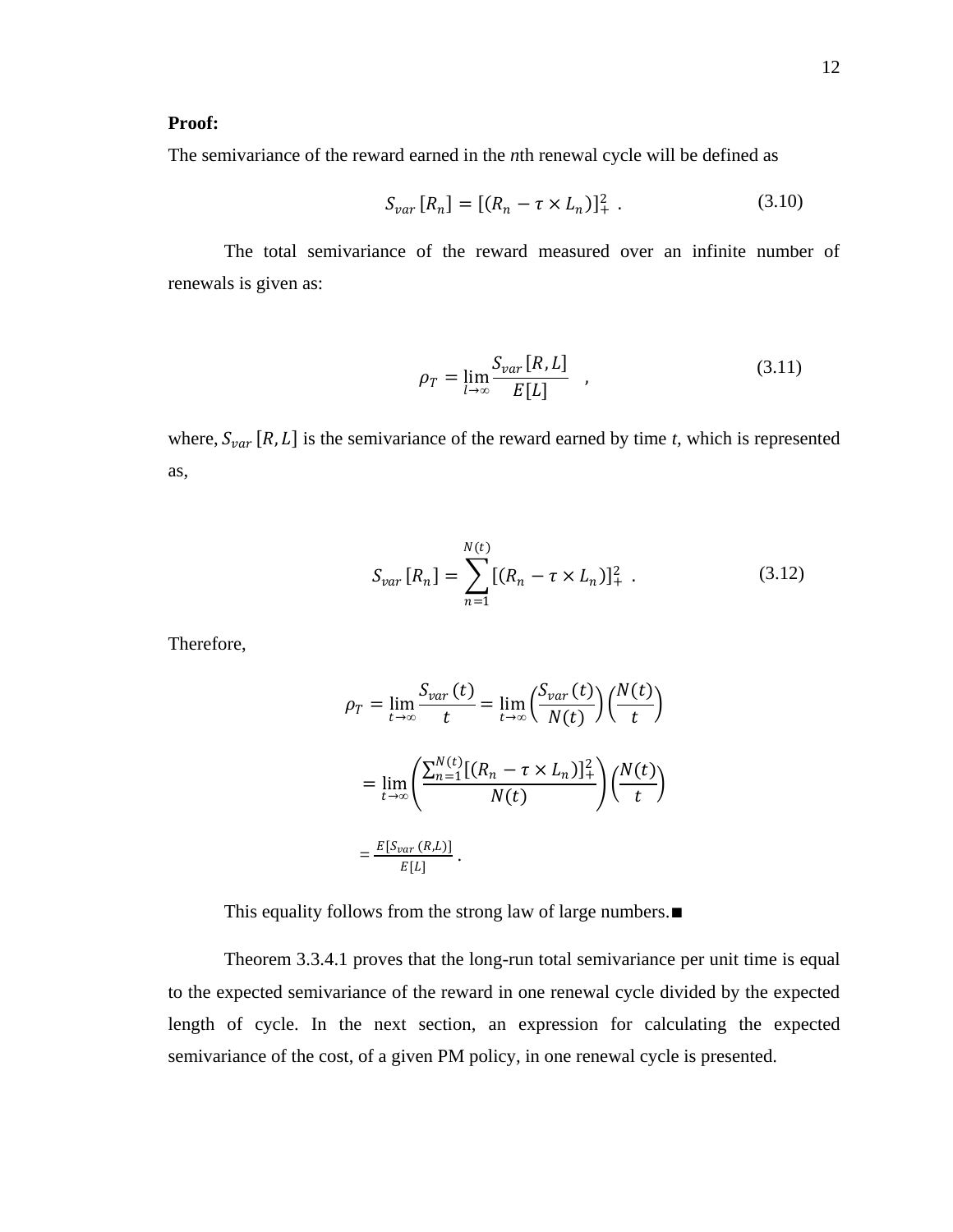**Proof:**

The semivariance of the reward earned in the *n*th renewal cycle will be defined as

$$S_{var}\,[R_n] = [(R_n - \tau \times L_n)]_+^2 \;. \tag{3.10}$$

The total semivariance of the reward measured over an infinite number of renewals is given as:

$$\rho_T = \lim_{l \to \infty} \frac{S_{var}\,[R, L]}{E[L]} \quad , \tag{3.11}$$

where, $S_{var}\,[R, L]$ is the semivariance of the reward earned by time *t*, which is represented as,

$$S_{var}\,[R_n] = \sum_{n=1}^{N(t)} [(R_n - \tau \times L_n)]_+^2 \;. \tag{3.12}$$

Therefore,

$$\rho_T = \lim_{t \to \infty} \frac{S_{var}\,(t)}{t} = \lim_{t \to \infty} \left(\frac{S_{var}\,(t)}{N(t)}\right)\left(\frac{N(t)}{t}\right)$$

$$= \lim_{t \to \infty} \left(\frac{\sum_{n=1}^{N(t)} [(R_n - \tau \times L_n)]_+^2}{N(t)}\right)\left(\frac{N(t)}{t}\right)$$

$$= \frac{E[S_{var}\,(R,L)]}{E[L]} \;.$$

This equality follows from the strong law of large numbers.■

Theorem 3.3.4.1 proves that the long-run total semivariance per unit time is equal to the expected semivariance of the reward in one renewal cycle divided by the expected length of cycle. In the next section, an expression for calculating the expected semivariance of the cost, of a given PM policy, in one renewal cycle is presented.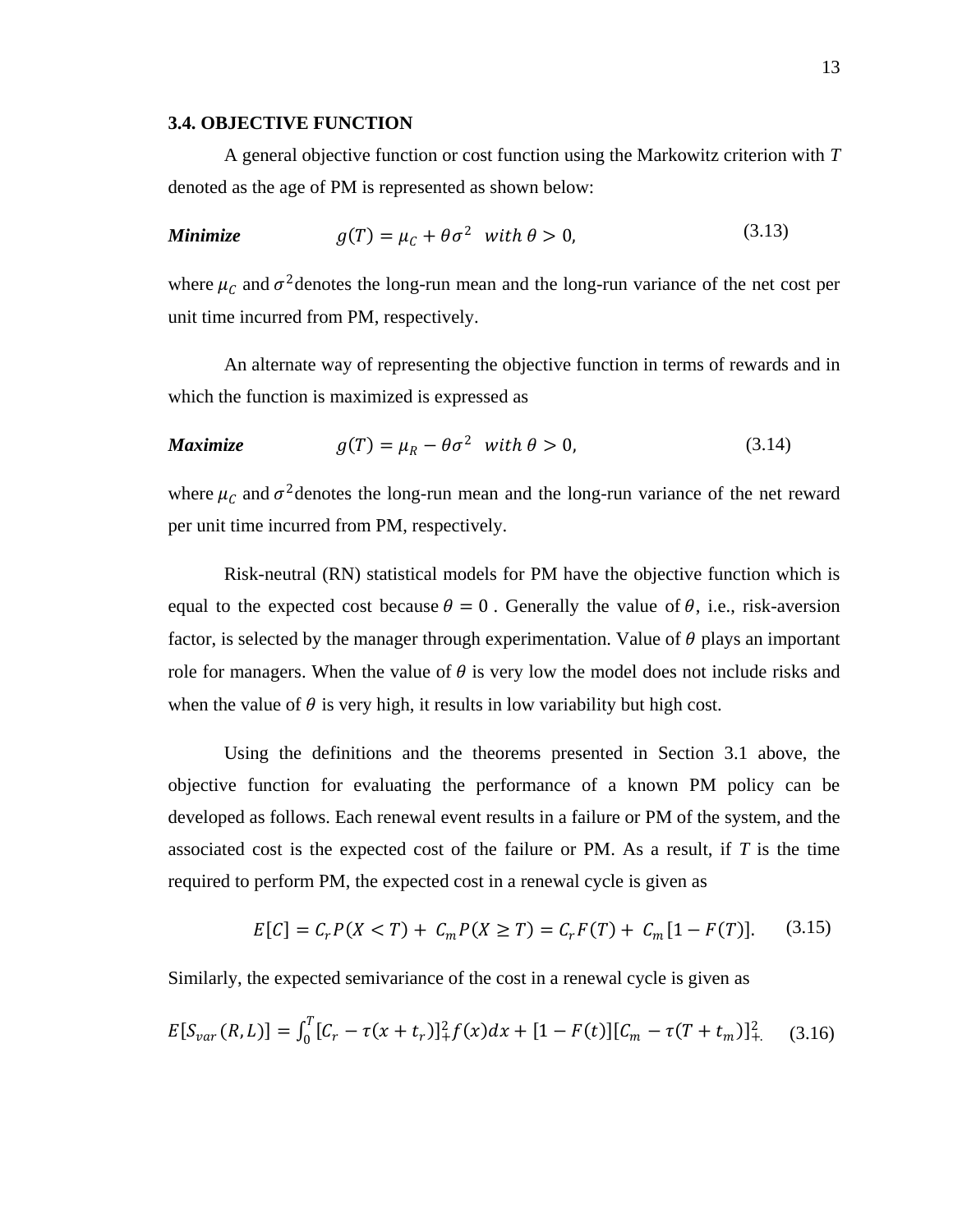### 3.4. OBJECTIVE FUNCTION

A general objective function or cost function using the Markowitz criterion with $T$ denoted as the age of PM is represented as shown below:

$$\textit{\textbf{Minimize}} \qquad g(T) = \mu_C + \theta\sigma^2 \quad with\ \theta > 0, \tag{3.13}$$

where $\mu_C$ and $\sigma^2$ denotes the long-run mean and the long-run variance of the net cost per unit time incurred from PM, respectively.

An alternate way of representing the objective function in terms of rewards and in which the function is maximized is expressed as

$$\textit{\textbf{Maximize}} \qquad g(T) = \mu_R - \theta\sigma^2 \quad with\ \theta > 0, \tag{3.14}$$

where $\mu_C$ and $\sigma^2$ denotes the long-run mean and the long-run variance of the net reward per unit time incurred from PM, respectively.

Risk-neutral (RN) statistical models for PM have the objective function which is equal to the expected cost because $\theta = 0$ . Generally the value of $\theta$, i.e., risk-aversion factor, is selected by the manager through experimentation. Value of $\theta$ plays an important role for managers. When the value of $\theta$ is very low the model does not include risks and when the value of $\theta$ is very high, it results in low variability but high cost.

Using the definitions and the theorems presented in Section 3.1 above, the objective function for evaluating the performance of a known PM policy can be developed as follows. Each renewal event results in a failure or PM of the system, and the associated cost is the expected cost of the failure or PM. As a result, if $T$ is the time required to perform PM, the expected cost in a renewal cycle is given as

$$E[C] = C_r P(X < T) + C_m P(X \geq T) = C_r F(T) + C_m[1 - F(T)]. \tag{3.15}$$

Similarly, the expected semivariance of the cost in a renewal cycle is given as

$$E[S_{var}(R, L)] = \int_0^T [C_r - \tau(x + t_r)]_+^2 f(x)dx + [1 - F(t)][C_m - \tau(T + t_m)]_+^2. \tag{3.16}$$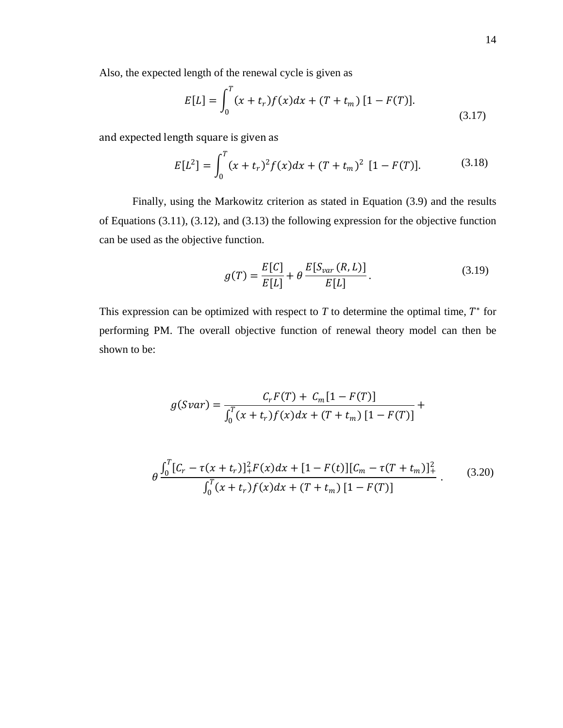Also, the expected length of the renewal cycle is given as

$$E[L] = \int_0^T (x + t_r) f(x) dx + (T + t_m)\,[1 - F(T)]. \tag{3.17}$$

and expected length square is given as

$$E[L^2] = \int_0^T (x + t_r)^2 f(x) dx + (T + t_m)^2\,\,[1 - F(T)]. \tag{3.18}$$

Finally, using the Markowitz criterion as stated in Equation (3.9) and the results of Equations (3.11), (3.12), and (3.13) the following expression for the objective function can be used as the objective function.

$$g(T) = \frac{E[C]}{E[L]} + \theta \frac{E[S_{var}\,(R, L)]}{E[L]}. \tag{3.19}$$

This expression can be optimized with respect to $T$ to determine the optimal time, $T^*$ for performing PM. The overall objective function of renewal theory model can then be shown to be:

$$g(Svar) = \frac{C_r F(T) + \; C_m [1 - F(T)]}{\int_0^T (x + t_r) f(x) dx + (T + t_m)\,[1 - F(T)]} +$$

$$\theta \frac{\int_0^T [C_r - \tau(x + t_r)]_+^2 F(x) dx + [1 - F(t)][C_m - \tau(T + t_m)]_+^2}{\int_0^T (x + t_r) f(x) dx + (T + t_m)\,[1 - F(T)]}\,. \tag{3.20}$$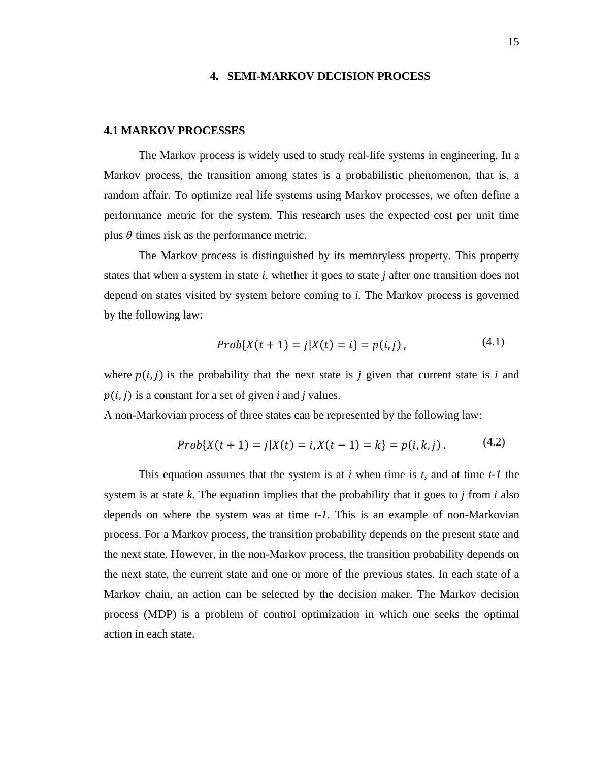# 4. SEMI-MARKOV DECISION PROCESS

## 4.1 MARKOV PROCESSES

The Markov process is widely used to study real-life systems in engineering. In a Markov process, the transition among states is a probabilistic phenomenon, that is, a random affair. To optimize real life systems using Markov processes, we often define a performance metric for the system. This research uses the expected cost per unit time plus $\theta$ times risk as the performance metric.

The Markov process is distinguished by its memoryless property. This property states that when a system in state *i*, whether it goes to state *j* after one transition does not depend on states visited by system before coming to *i.* The Markov process is governed by the following law:

$$Prob\{X(t+1) = j | X(t) = i\} = p(i,j)\ , \tag{4.1}$$

where $p(i,j)$ is the probability that the next state is *j* given that current state is *i* and $p(i,j)$ is a constant for a set of given *i* and *j* values.

A non-Markovian process of three states can be represented by the following law:

$$Prob\{X(t+1) = j | X(t) = i, X(t-1) = k\} = p(i,k,j)\ . \tag{4.2}$$

This equation assumes that the system is at *i* when time is *t,* and at time *t-1* the system is at state *k.* The equation implies that the probability that it goes to *j* from *i* also depends on where the system was at time *t-1*. This is an example of non-Markovian process. For a Markov process, the transition probability depends on the present state and the next state. However, in the non-Markov process, the transition probability depends on the next state, the current state and one or more of the previous states. In each state of a Markov chain, an action can be selected by the decision maker. The Markov decision process (MDP) is a problem of control optimization in which one seeks the optimal action in each state.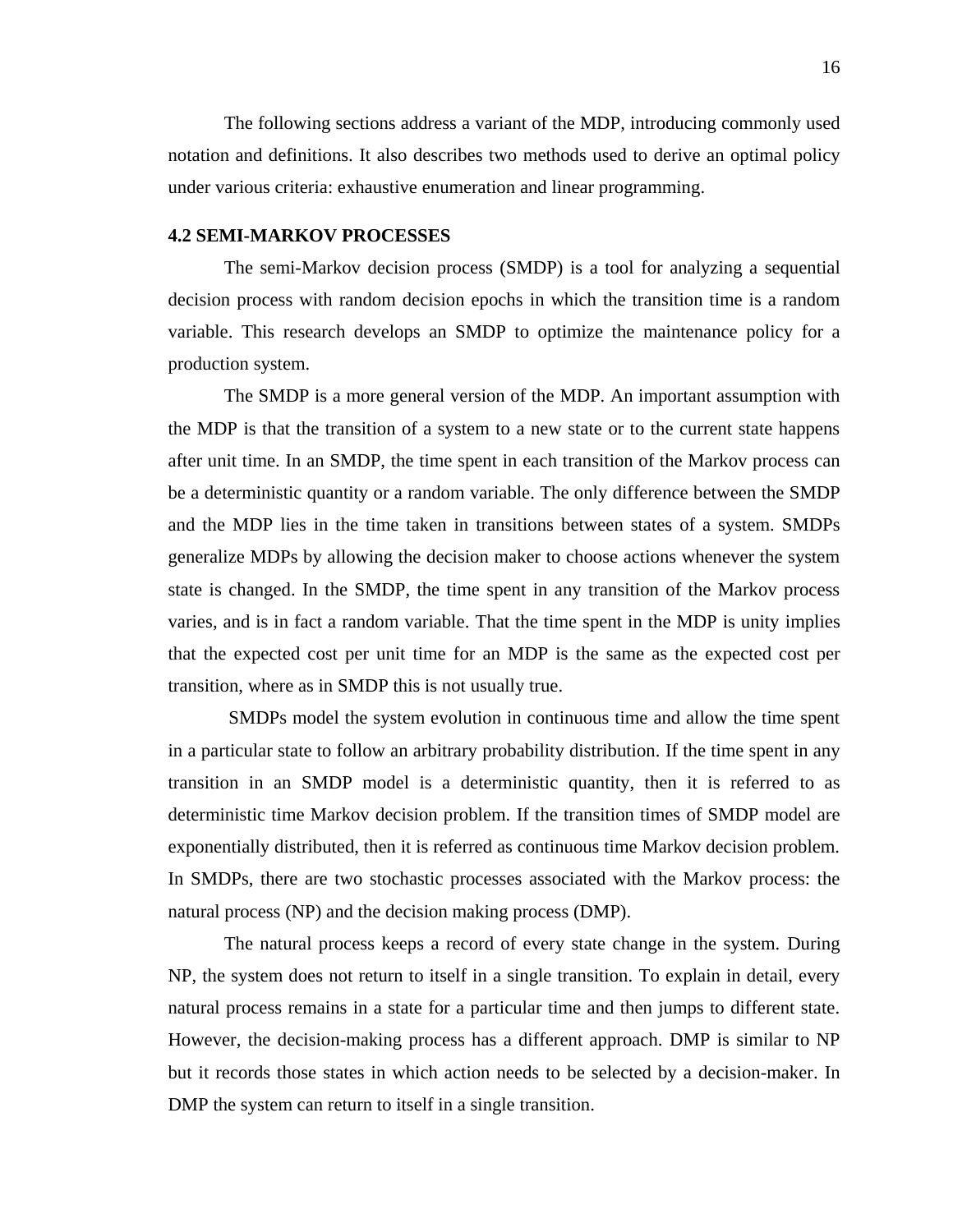The following sections address a variant of the MDP, introducing commonly used notation and definitions. It also describes two methods used to derive an optimal policy under various criteria: exhaustive enumeration and linear programming.

### 4.2 SEMI-MARKOV PROCESSES

The semi-Markov decision process (SMDP) is a tool for analyzing a sequential decision process with random decision epochs in which the transition time is a random variable. This research develops an SMDP to optimize the maintenance policy for a production system.

The SMDP is a more general version of the MDP. An important assumption with the MDP is that the transition of a system to a new state or to the current state happens after unit time. In an SMDP, the time spent in each transition of the Markov process can be a deterministic quantity or a random variable. The only difference between the SMDP and the MDP lies in the time taken in transitions between states of a system. SMDPs generalize MDPs by allowing the decision maker to choose actions whenever the system state is changed. In the SMDP, the time spent in any transition of the Markov process varies, and is in fact a random variable. That the time spent in the MDP is unity implies that the expected cost per unit time for an MDP is the same as the expected cost per transition, where as in SMDP this is not usually true.

SMDPs model the system evolution in continuous time and allow the time spent in a particular state to follow an arbitrary probability distribution. If the time spent in any transition in an SMDP model is a deterministic quantity, then it is referred to as deterministic time Markov decision problem. If the transition times of SMDP model are exponentially distributed, then it is referred as continuous time Markov decision problem. In SMDPs, there are two stochastic processes associated with the Markov process: the natural process (NP) and the decision making process (DMP).

The natural process keeps a record of every state change in the system. During NP, the system does not return to itself in a single transition. To explain in detail, every natural process remains in a state for a particular time and then jumps to different state. However, the decision-making process has a different approach. DMP is similar to NP but it records those states in which action needs to be selected by a decision-maker. In DMP the system can return to itself in a single transition.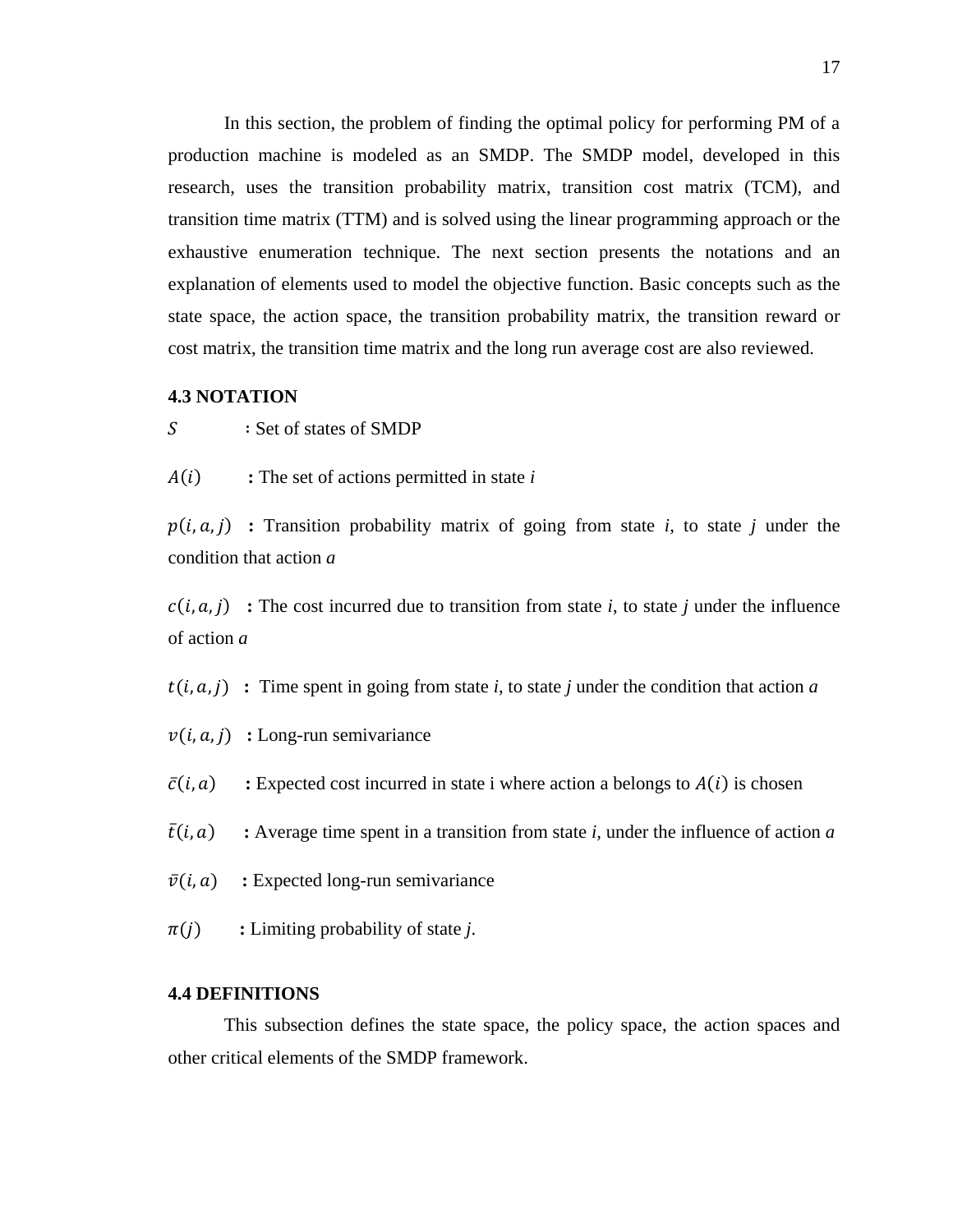In this section, the problem of finding the optimal policy for performing PM of a production machine is modeled as an SMDP. The SMDP model, developed in this research, uses the transition probability matrix, transition cost matrix (TCM), and transition time matrix (TTM) and is solved using the linear programming approach or the exhaustive enumeration technique. The next section presents the notations and an explanation of elements used to model the objective function. Basic concepts such as the state space, the action space, the transition probability matrix, the transition reward or cost matrix, the transition time matrix and the long run average cost are also reviewed.

### 4.3 NOTATION

$S$ : Set of states of SMDP

$A(i)$ **:** The set of actions permitted in state *i*

$p(i, a, j)$ **:** Transition probability matrix of going from state *i*, to state *j* under the condition that action *a*

$c(i, a, j)$ **:** The cost incurred due to transition from state *i*, to state *j* under the influence of action *a*

$t(i, a, j)$ **:** Time spent in going from state *i*, to state *j* under the condition that action *a*

$v(i, a, j)$ **:** Long-run semivariance

$\bar{c}(i, a)$ **:** Expected cost incurred in state i where action a belongs to $A(i)$ is chosen

$\bar{t}(i, a)$ **:** Average time spent in a transition from state *i*, under the influence of action *a*

$\bar{v}(i, a)$ **:** Expected long-run semivariance

$\pi(j)$ **:** Limiting probability of state *j*.

### 4.4 DEFINITIONS

This subsection defines the state space, the policy space, the action spaces and other critical elements of the SMDP framework.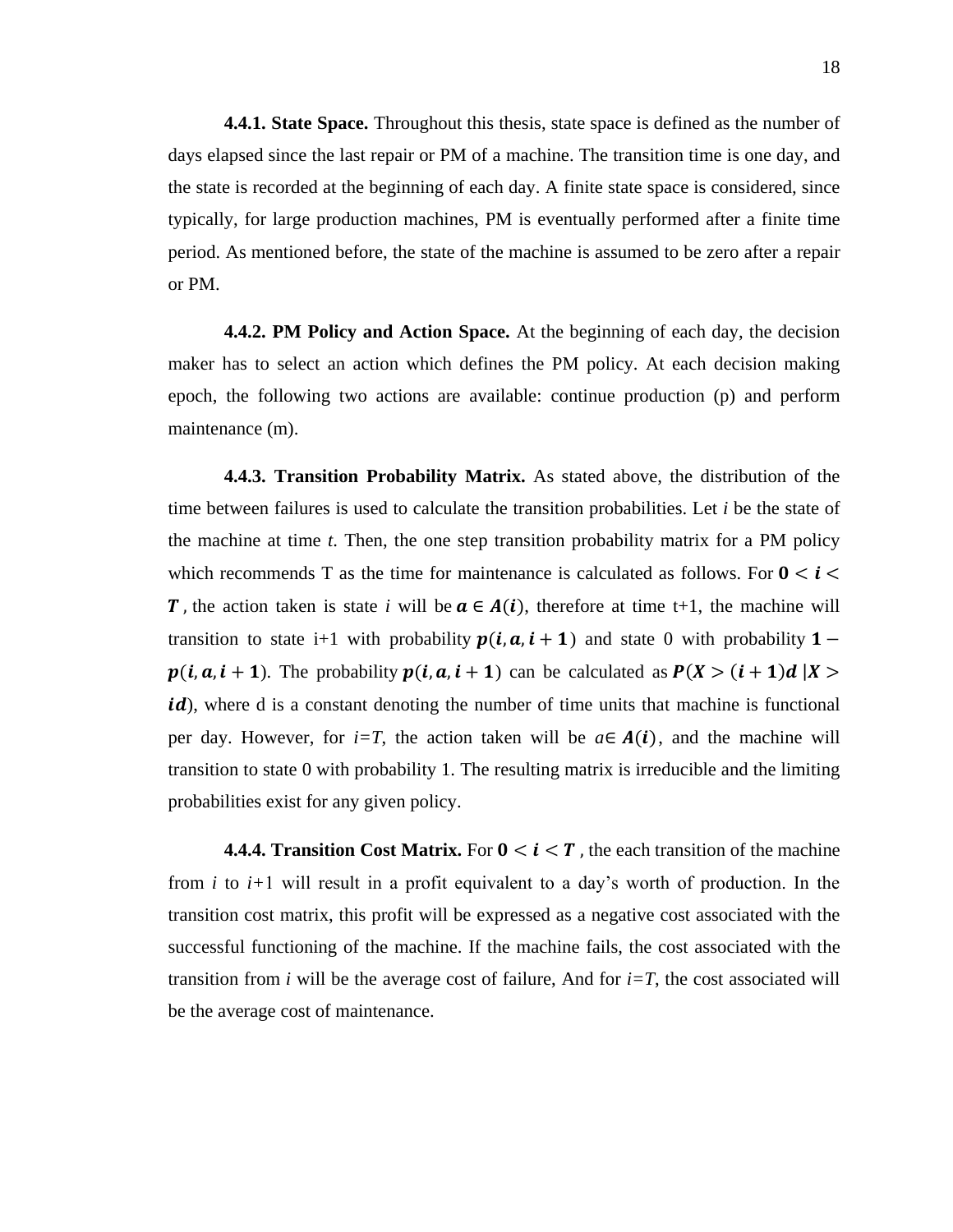**4.4.1. State Space.** Throughout this thesis, state space is defined as the number of days elapsed since the last repair or PM of a machine. The transition time is one day, and the state is recorded at the beginning of each day. A finite state space is considered, since typically, for large production machines, PM is eventually performed after a finite time period. As mentioned before, the state of the machine is assumed to be zero after a repair or PM.

**4.4.2. PM Policy and Action Space.** At the beginning of each day, the decision maker has to select an action which defines the PM policy. At each decision making epoch, the following two actions are available: continue production (p) and perform maintenance (m).

**4.4.3. Transition Probability Matrix.** As stated above, the distribution of the time between failures is used to calculate the transition probabilities. Let *i* be the state of the machine at time *t*. Then, the one step transition probability matrix for a PM policy which recommends T as the time for maintenance is calculated as follows. For $\boldsymbol{0 < i < T}$ , the action taken is state *i* will be $\boldsymbol{a} \in \boldsymbol{A(i)}$, therefore at time t+1, the machine will transition to state i+1 with probability $\boldsymbol{p(i, a, i+1)}$ and state 0 with probability $\boldsymbol{1 - p(i, a, i+1)}$. The probability $\boldsymbol{p(i, a, i+1)}$ can be calculated as $\boldsymbol{P(X > (i+1)d \mid X > id)}$, where d is a constant denoting the number of time units that machine is functional per day. However, for *i*=*T*, the action taken will be $a \in \boldsymbol{A(i)}$, and the machine will transition to state 0 with probability 1. The resulting matrix is irreducible and the limiting probabilities exist for any given policy.

**4.4.4. Transition Cost Matrix.** For $\boldsymbol{0 < i < T}$ , the each transition of the machine from *i* to *i*+1 will result in a profit equivalent to a day's worth of production. In the transition cost matrix, this profit will be expressed as a negative cost associated with the successful functioning of the machine. If the machine fails, the cost associated with the transition from *i* will be the average cost of failure, And for *i*=*T*, the cost associated will be the average cost of maintenance.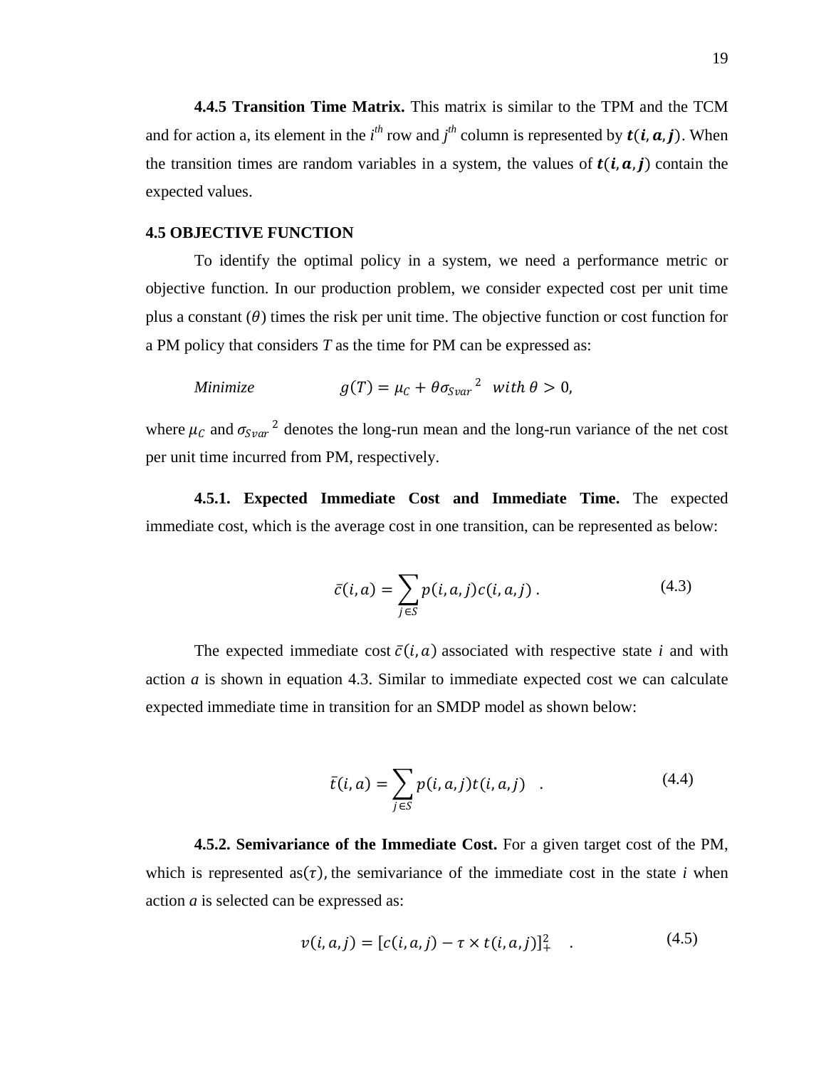**4.4.5 Transition Time Matrix.** This matrix is similar to the TPM and the TCM and for action a, its element in the $i^{th}$ row and $j^{th}$ column is represented by $\boldsymbol{t(i, a, j)}$. When the transition times are random variables in a system, the values of $\boldsymbol{t(i, a, j)}$ contain the expected values.

### 4.5 OBJECTIVE FUNCTION

To identify the optimal policy in a system, we need a performance metric or objective function. In our production problem, we consider expected cost per unit time plus a constant ($\theta$) times the risk per unit time. The objective function or cost function for a PM policy that considers *T* as the time for PM can be expressed as:

$$\textit{Minimize} \qquad g(T) = \mu_C + \theta {\sigma_{Svar}}^2 \quad with\ \theta > 0,$$

where $\mu_C$ and ${\sigma_{Svar}}^2$ denotes the long-run mean and the long-run variance of the net cost per unit time incurred from PM, respectively.

**4.5.1. Expected Immediate Cost and Immediate Time.** The expected immediate cost, which is the average cost in one transition, can be represented as below:

$$\bar{c}(i, a) = \sum_{j \in S} p(i, a, j) c(i, a, j) \,. \tag{4.3}$$

The expected immediate cost $\bar{c}(i, a)$ associated with respective state *i* and with action *a* is shown in equation 4.3. Similar to immediate expected cost we can calculate expected immediate time in transition for an SMDP model as shown below:

$$\bar{t}(i, a) = \sum_{j \in S} p(i, a, j) t(i, a, j) \quad . \tag{4.4}$$

**4.5.2. Semivariance of the Immediate Cost.** For a given target cost of the PM, which is represented as($\tau$), the semivariance of the immediate cost in the state *i* when action *a* is selected can be expressed as:

$$v(i, a, j) = [c(i, a, j) - \tau \times t(i, a, j)]_+^2 \quad . \tag{4.5}$$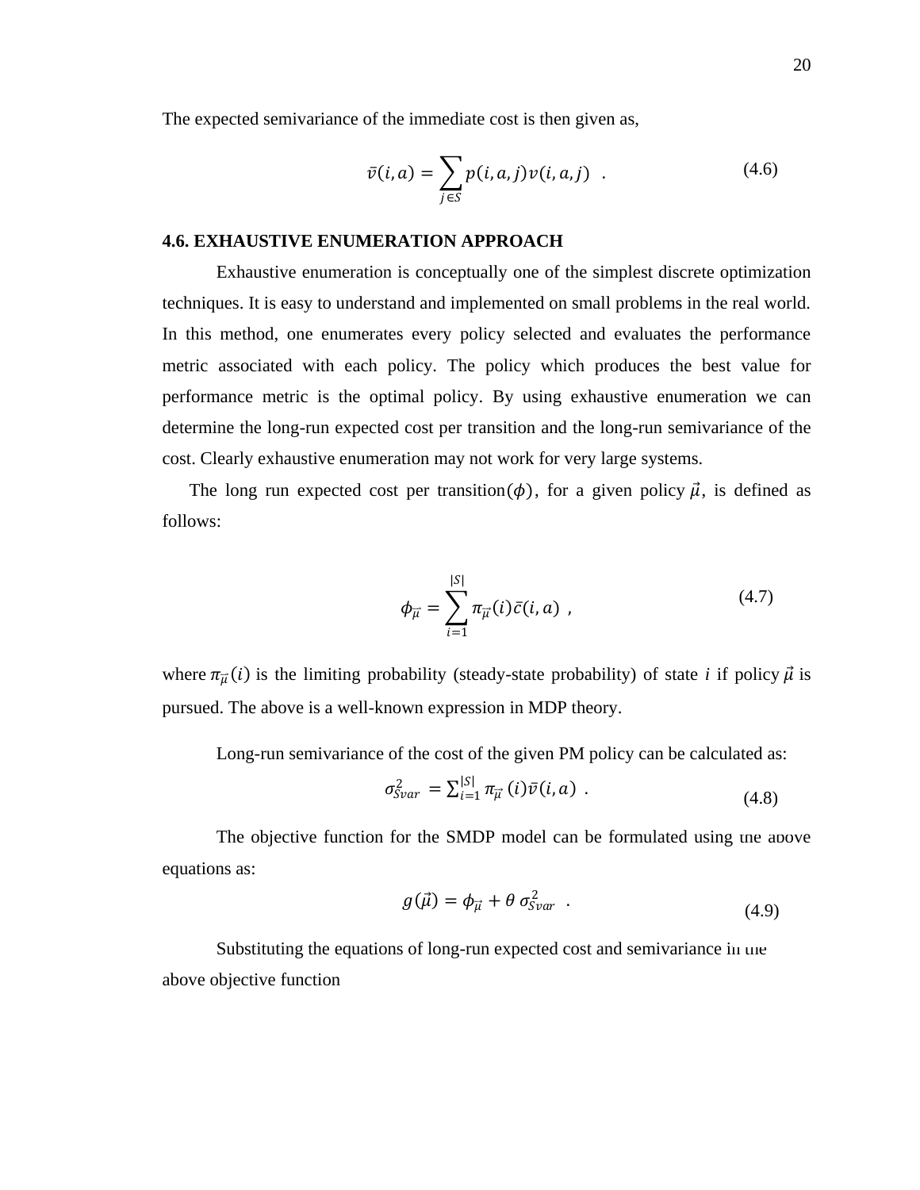The expected semivariance of the immediate cost is then given as,

$$\bar{v}(i,a) = \sum_{j \in S} p(i,a,j) v(i,a,j) \quad . \tag{4.6}$$

### 4.6. EXHAUSTIVE ENUMERATION APPROACH

Exhaustive enumeration is conceptually one of the simplest discrete optimization techniques. It is easy to understand and implemented on small problems in the real world. In this method, one enumerates every policy selected and evaluates the performance metric associated with each policy. The policy which produces the best value for performance metric is the optimal policy. By using exhaustive enumeration we can determine the long-run expected cost per transition and the long-run semivariance of the cost. Clearly exhaustive enumeration may not work for very large systems.

The long run expected cost per transition$(\phi)$, for a given policy $\vec{\mu}$, is defined as follows:

$$\phi_{\vec{\mu}} = \sum_{i=1}^{|S|} \pi_{\vec{\mu}}(i) \bar{c}(i,a) \ , \tag{4.7}$$

where $\pi_{\vec{\mu}}(i)$ is the limiting probability (steady-state probability) of state $i$ if policy $\vec{\mu}$ is pursued. The above is a well-known expression in MDP theory.

Long-run semivariance of the cost of the given PM policy can be calculated as:

$$\sigma^2_{Svar} = \sum_{i=1}^{|S|} \pi_{\vec{\mu}}(i) \bar{v}(i,a) \ . \tag{4.8}$$

The objective function for the SMDP model can be formulated using the above equations as:

$$g(\vec{\mu}) = \phi_{\vec{\mu}} + \theta \, \sigma^2_{Svar} \ . \tag{4.9}$$

Substituting the equations of long-run expected cost and semivariance in the above objective function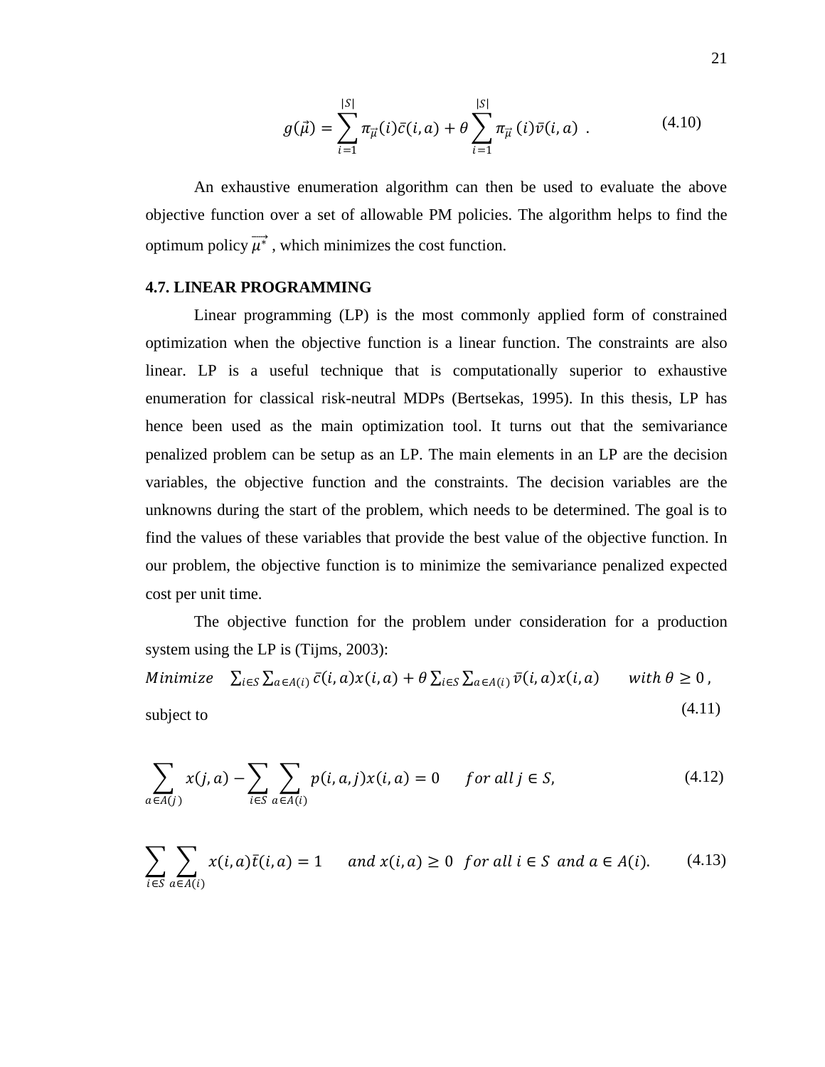$$g(\vec{\mu}) = \sum_{i=1}^{|S|} \pi_{\vec{\mu}}(i)\bar{c}(i,a) + \theta \sum_{i=1}^{|S|} \pi_{\vec{\mu}}\,(i)\bar{v}(i,a) \;\; . \tag{4.10}$$

An exhaustive enumeration algorithm can then be used to evaluate the above objective function over a set of allowable PM policies. The algorithm helps to find the optimum policy $\overrightarrow{\mu^*}$ , which minimizes the cost function.

**4.7. LINEAR PROGRAMMING**

Linear programming (LP) is the most commonly applied form of constrained optimization when the objective function is a linear function. The constraints are also linear. LP is a useful technique that is computationally superior to exhaustive enumeration for classical risk-neutral MDPs (Bertsekas, 1995). In this thesis, LP has hence been used as the main optimization tool. It turns out that the semivariance penalized problem can be setup as an LP. The main elements in an LP are the decision variables, the objective function and the constraints. The decision variables are the unknowns during the start of the problem, which needs to be determined. The goal is to find the values of these variables that provide the best value of the objective function. In our problem, the objective function is to minimize the semivariance penalized expected cost per unit time.

The objective function for the problem under consideration for a production system using the LP is (Tijms, 2003):

$$Minimize \quad \sum_{i \in S} \sum_{a \in A(i)} \bar{c}(i,a)x(i,a) + \theta \sum_{i \in S} \sum_{a \in A(i)} \bar{v}(i,a)x(i,a) \qquad with\ \theta \geq 0\,, \tag{4.11}$$

subject to

$$\sum_{a \in A(j)} x(j,a) - \sum_{i \in S} \sum_{a \in A(i)} p(i,a,j)x(i,a) = 0 \qquad for\ all\ j \in S, \tag{4.12}$$

$$\sum_{i \in S} \sum_{a \in A(i)} x(i,a)\bar{t}(i,a) = 1 \qquad and\ x(i,a) \geq 0 \;\; for\ all\ i \in S\ and\ a \in A(i). \tag{4.13}$$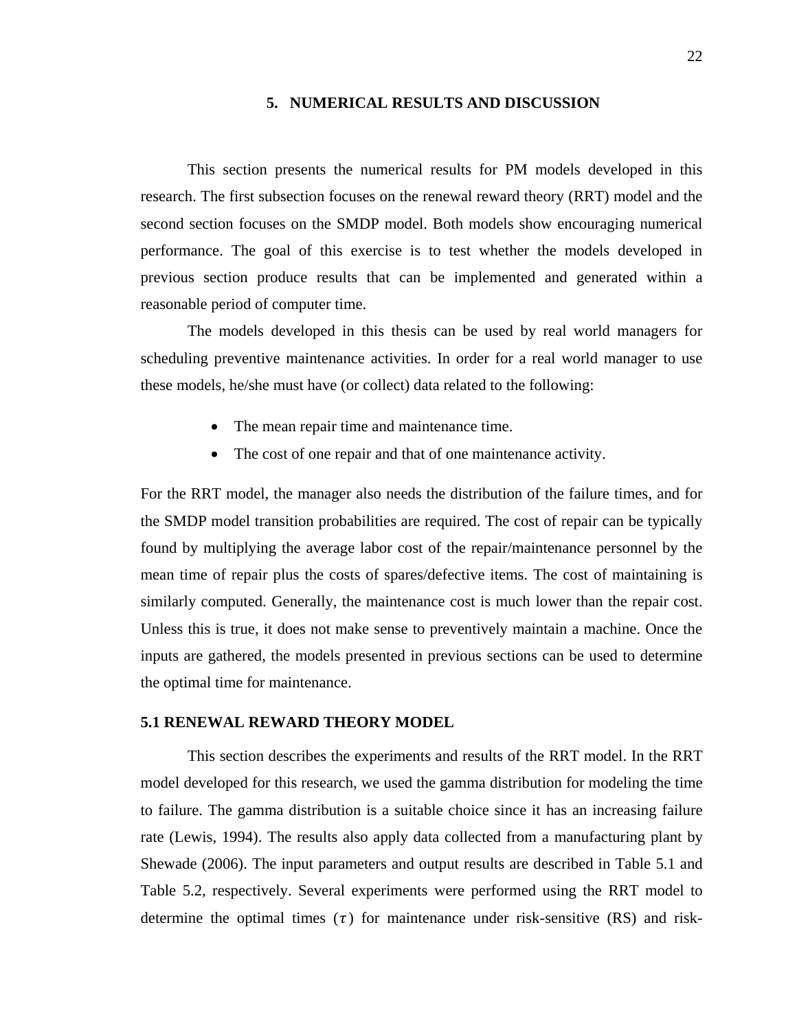## 5. NUMERICAL RESULTS AND DISCUSSION

This section presents the numerical results for PM models developed in this research. The first subsection focuses on the renewal reward theory (RRT) model and the second section focuses on the SMDP model. Both models show encouraging numerical performance. The goal of this exercise is to test whether the models developed in previous section produce results that can be implemented and generated within a reasonable period of computer time.

The models developed in this thesis can be used by real world managers for scheduling preventive maintenance activities. In order for a real world manager to use these models, he/she must have (or collect) data related to the following:

- The mean repair time and maintenance time.
- The cost of one repair and that of one maintenance activity.

For the RRT model, the manager also needs the distribution of the failure times, and for the SMDP model transition probabilities are required. The cost of repair can be typically found by multiplying the average labor cost of the repair/maintenance personnel by the mean time of repair plus the costs of spares/defective items. The cost of maintaining is similarly computed. Generally, the maintenance cost is much lower than the repair cost. Unless this is true, it does not make sense to preventively maintain a machine. Once the inputs are gathered, the models presented in previous sections can be used to determine the optimal time for maintenance.

### 5.1 RENEWAL REWARD THEORY MODEL

This section describes the experiments and results of the RRT model. In the RRT model developed for this research, we used the gamma distribution for modeling the time to failure. The gamma distribution is a suitable choice since it has an increasing failure rate (Lewis, 1994). The results also apply data collected from a manufacturing plant by Shewade (2006). The input parameters and output results are described in Table 5.1 and Table 5.2, respectively. Several experiments were performed using the RRT model to determine the optimal times ($\tau$) for maintenance under risk-sensitive (RS) and risk-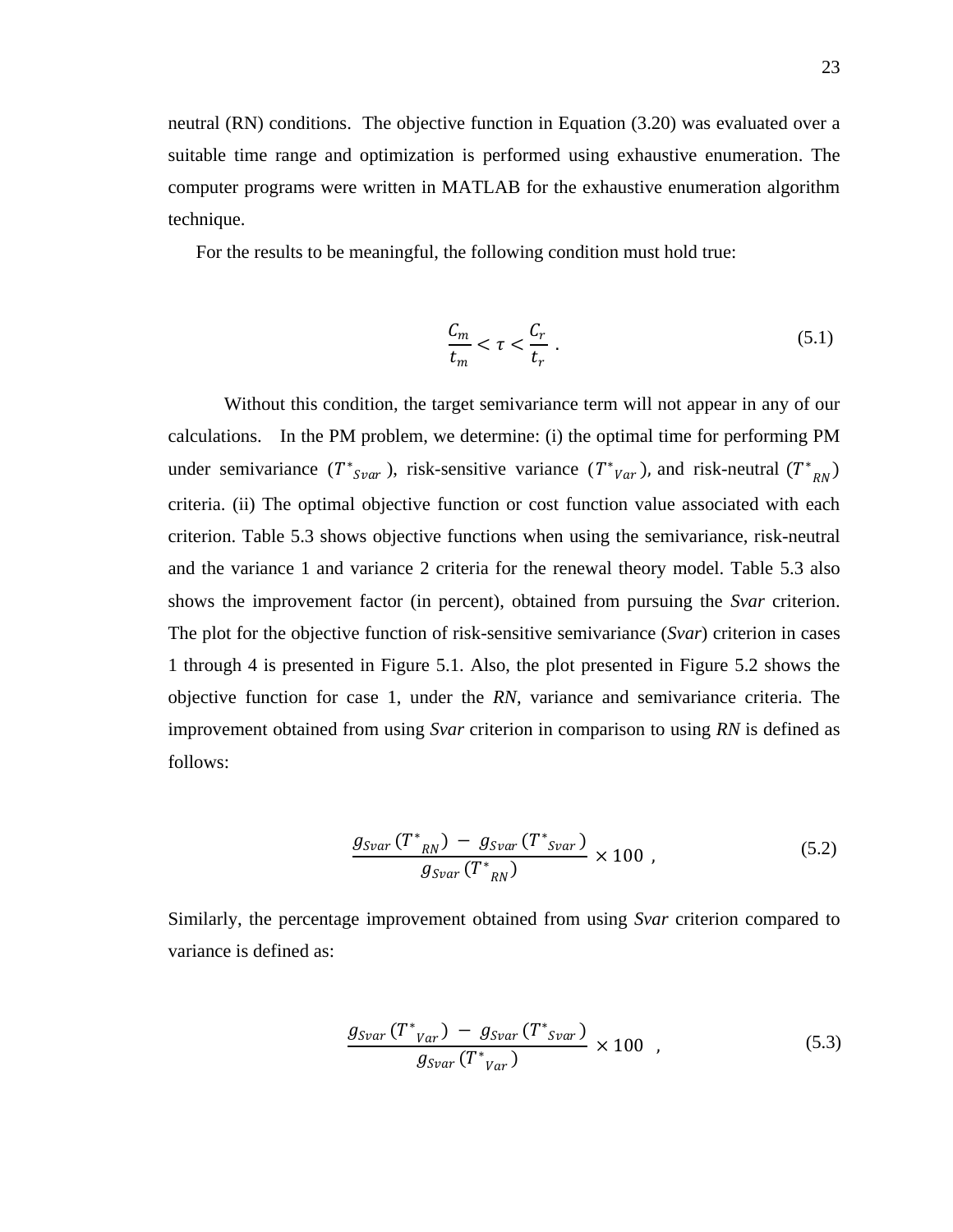neutral (RN) conditions. The objective function in Equation (3.20) was evaluated over a suitable time range and optimization is performed using exhaustive enumeration. The computer programs were written in MATLAB for the exhaustive enumeration algorithm technique.

For the results to be meaningful, the following condition must hold true:

$$\frac{C_m}{t_m} < \tau < \frac{C_r}{t_r} \ . \tag{5.1}$$

Without this condition, the target semivariance term will not appear in any of our calculations. In the PM problem, we determine: (i) the optimal time for performing PM under semivariance ($T^*_{Svar}$), risk-sensitive variance ($T^*_{Var}$), and risk-neutral ($T^*_{RN}$) criteria. (ii) The optimal objective function or cost function value associated with each criterion. Table 5.3 shows objective functions when using the semivariance, risk-neutral and the variance 1 and variance 2 criteria for the renewal theory model. Table 5.3 also shows the improvement factor (in percent), obtained from pursuing the *Svar* criterion. The plot for the objective function of risk-sensitive semivariance (*Svar*) criterion in cases 1 through 4 is presented in Figure 5.1. Also, the plot presented in Figure 5.2 shows the objective function for case 1, under the *RN*, variance and semivariance criteria. The improvement obtained from using *Svar* criterion in comparison to using *RN* is defined as follows:

$$\frac{g_{Svar}\,(T^*_{RN}) \, - \, g_{Svar}\,(T^*_{Svar})}{g_{Svar}\,(T^*_{RN})} \times 100 \ , \tag{5.2}$$

Similarly, the percentage improvement obtained from using *Svar* criterion compared to variance is defined as:

$$\frac{g_{Svar}\,(T^*_{Var}) \, - \, g_{Svar}\,(T^*_{Svar})}{g_{Svar}\,(T^*_{Var})} \times 100 \ , \tag{5.3}$$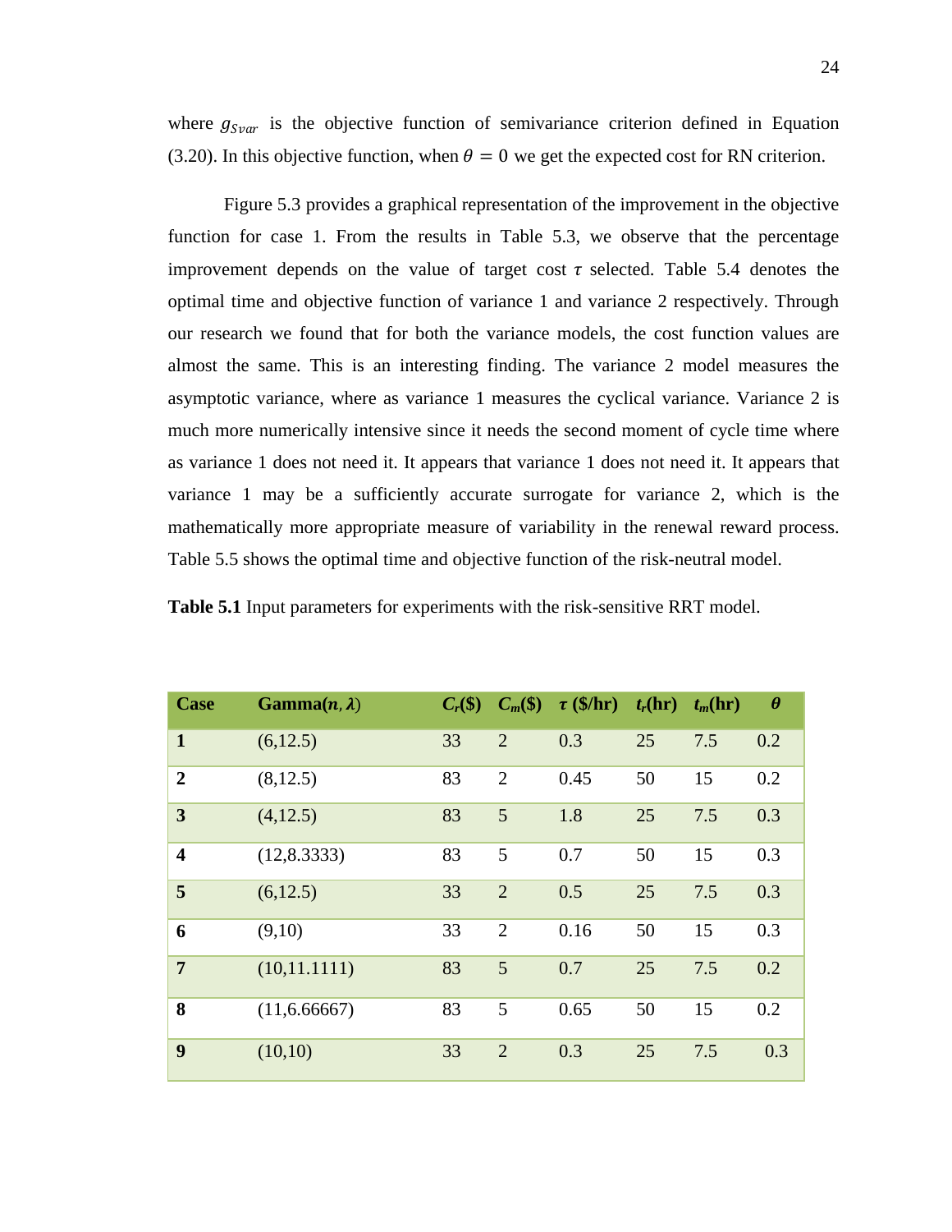where $g_{Svar}$ is the objective function of semivariance criterion defined in Equation (3.20). In this objective function, when $\theta = 0$ we get the expected cost for RN criterion.

Figure 5.3 provides a graphical representation of the improvement in the objective function for case 1. From the results in Table 5.3, we observe that the percentage improvement depends on the value of target cost $\tau$ selected. Table 5.4 denotes the optimal time and objective function of variance 1 and variance 2 respectively. Through our research we found that for both the variance models, the cost function values are almost the same. This is an interesting finding. The variance 2 model measures the asymptotic variance, where as variance 1 measures the cyclical variance. Variance 2 is much more numerically intensive since it needs the second moment of cycle time where as variance 1 does not need it. It appears that variance 1 does not need it. It appears that variance 1 may be a sufficiently accurate surrogate for variance 2, which is the mathematically more appropriate measure of variability in the renewal reward process. Table 5.5 shows the optimal time and objective function of the risk-neutral model.

**Table 5.1** Input parameters for experiments with the risk-sensitive RRT model.

| Case | Gamma($n, \lambda$) | $C_r$($) | $C_m$($) | $\tau$ ($/hr) | $t_r$(hr) | $t_m$(hr) | $\theta$ |
|---|---|---|---|---|---|---|---|
| **1** | (6,12.5) | 33 | 2 | 0.3 | 25 | 7.5 | 0.2 |
| **2** | (8,12.5) | 83 | 2 | 0.45 | 50 | 15 | 0.2 |
| **3** | (4,12.5) | 83 | 5 | 1.8 | 25 | 7.5 | 0.3 |
| **4** | (12,8.3333) | 83 | 5 | 0.7 | 50 | 15 | 0.3 |
| **5** | (6,12.5) | 33 | 2 | 0.5 | 25 | 7.5 | 0.3 |
| **6** | (9,10) | 33 | 2 | 0.16 | 50 | 15 | 0.3 |
| **7** | (10,11.1111) | 83 | 5 | 0.7 | 25 | 7.5 | 0.2 |
| **8** | (11,6.66667) | 83 | 5 | 0.65 | 50 | 15 | 0.2 |
| **9** | (10,10) | 33 | 2 | 0.3 | 25 | 7.5 | 0.3 |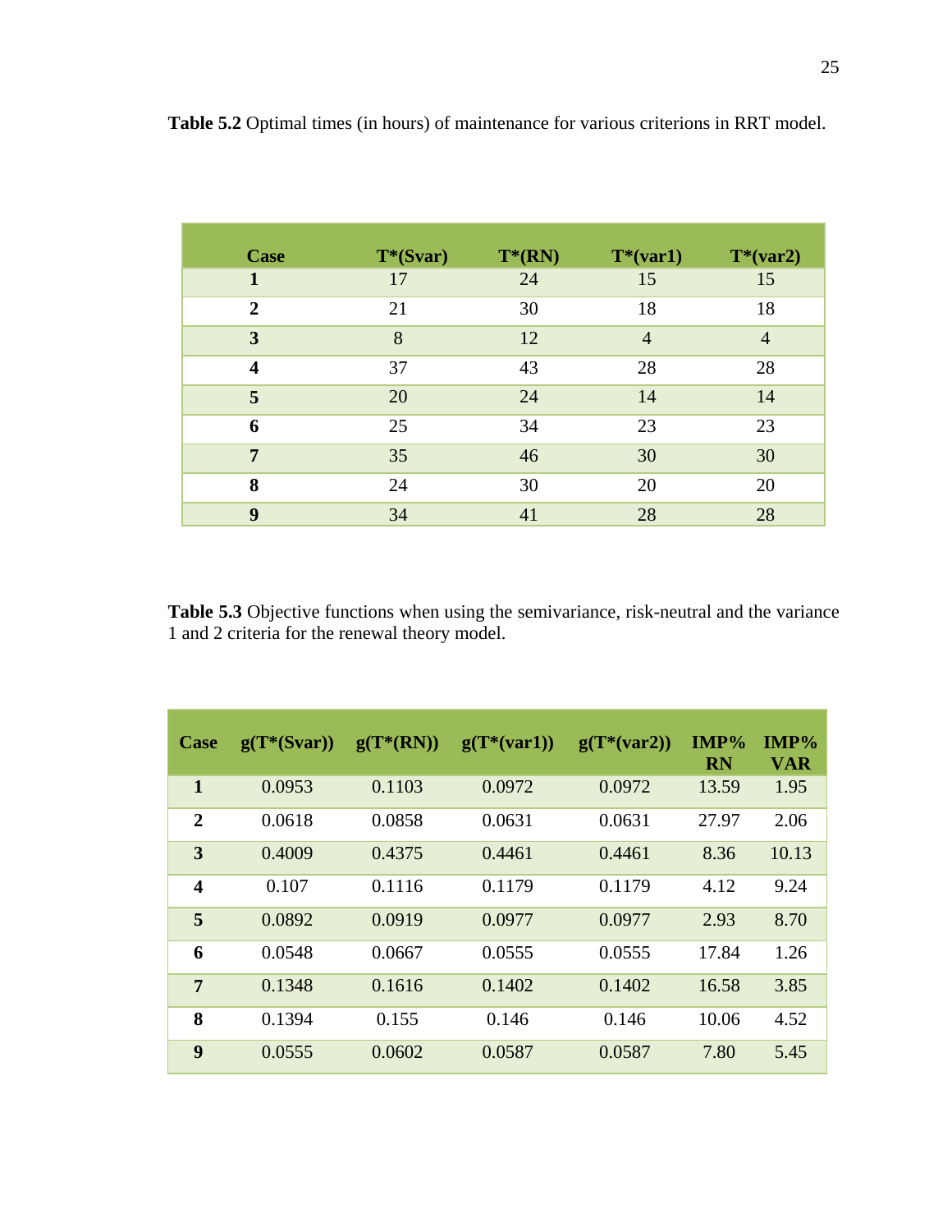**Table 5.2** Optimal times (in hours) of maintenance for various criterions in RRT model.

| Case | T*(Svar) | T*(RN) | T*(var1) | T*(var2) |
|---|---|---|---|---|
| **1** | 17 | 24 | 15 | 15 |
| **2** | 21 | 30 | 18 | 18 |
| **3** | 8 | 12 | 4 | 4 |
| **4** | 37 | 43 | 28 | 28 |
| **5** | 20 | 24 | 14 | 14 |
| **6** | 25 | 34 | 23 | 23 |
| **7** | 35 | 46 | 30 | 30 |
| **8** | 24 | 30 | 20 | 20 |
| **9** | 34 | 41 | 28 | 28 |

**Table 5.3** Objective functions when using the semivariance, risk-neutral and the variance 1 and 2 criteria for the renewal theory model.

| Case | g(T*(Svar)) | g(T*(RN)) | g(T*(var1)) | g(T*(var2)) | IMP% RN | IMP% VAR |
|---|---|---|---|---|---|---|
| **1** | 0.0953 | 0.1103 | 0.0972 | 0.0972 | 13.59 | 1.95 |
| **2** | 0.0618 | 0.0858 | 0.0631 | 0.0631 | 27.97 | 2.06 |
| **3** | 0.4009 | 0.4375 | 0.4461 | 0.4461 | 8.36 | 10.13 |
| **4** | 0.107 | 0.1116 | 0.1179 | 0.1179 | 4.12 | 9.24 |
| **5** | 0.0892 | 0.0919 | 0.0977 | 0.0977 | 2.93 | 8.70 |
| **6** | 0.0548 | 0.0667 | 0.0555 | 0.0555 | 17.84 | 1.26 |
| **7** | 0.1348 | 0.1616 | 0.1402 | 0.1402 | 16.58 | 3.85 |
| **8** | 0.1394 | 0.155 | 0.146 | 0.146 | 10.06 | 4.52 |
| **9** | 0.0555 | 0.0602 | 0.0587 | 0.0587 | 7.80 | 5.45 |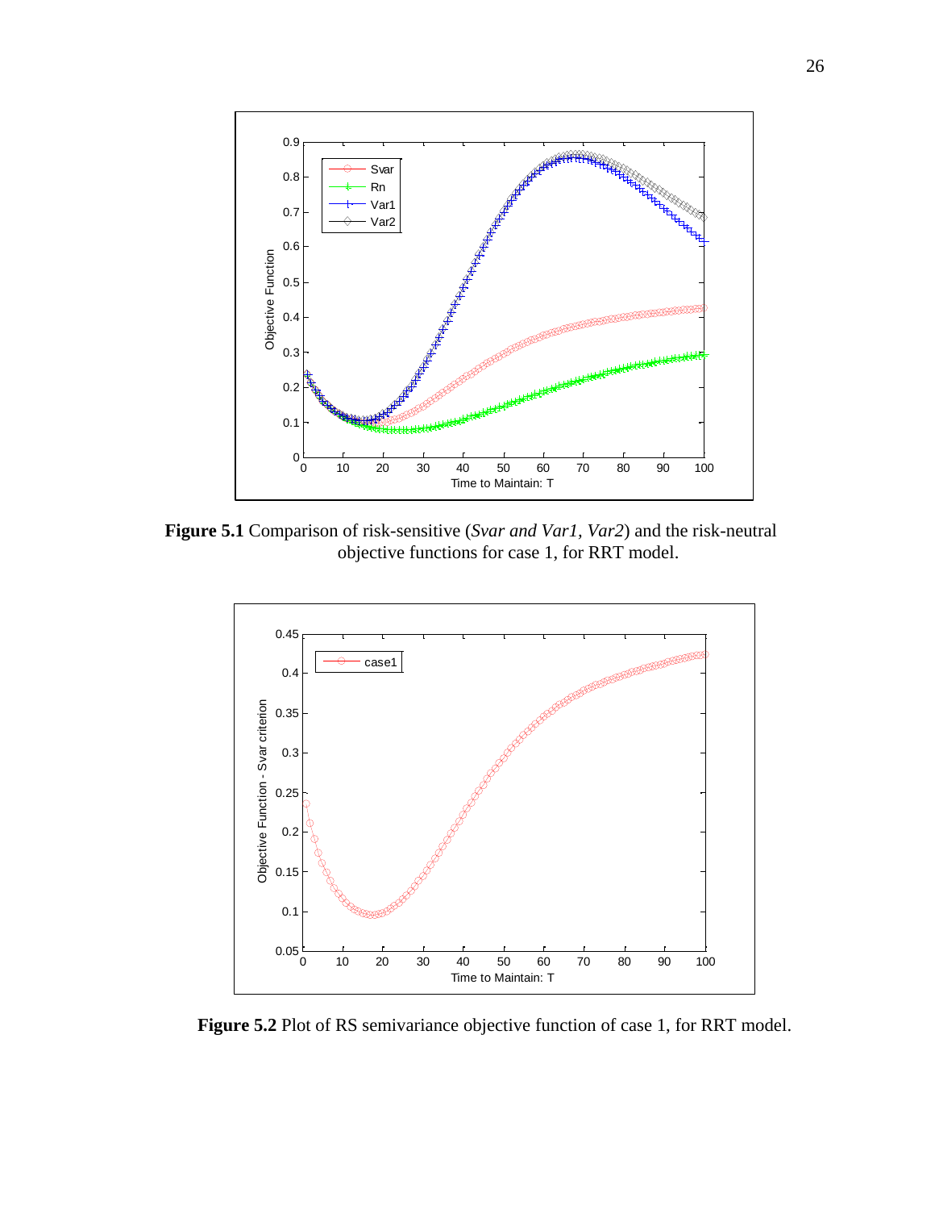**Figure 5.1** Comparison of risk-sensitive (*Svar and Var1, Var2*) and the risk-neutral objective functions for case 1, for RRT model.

**Figure 5.2** Plot of RS semivariance objective function of case 1, for RRT model.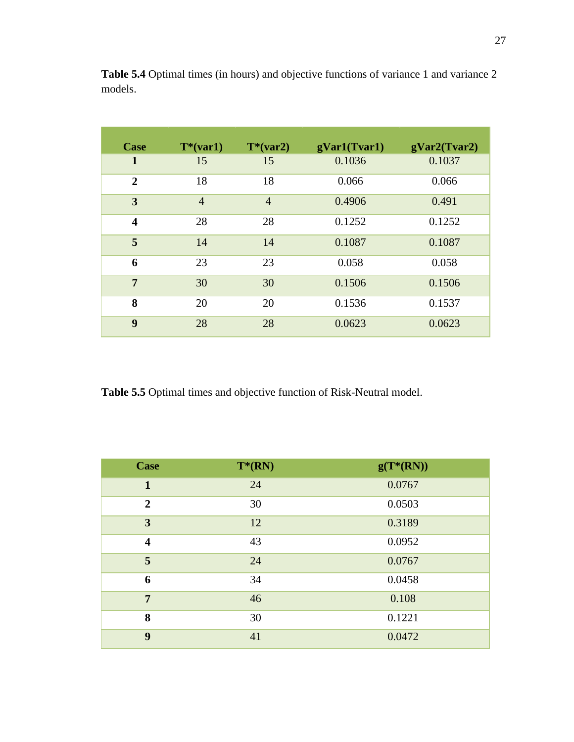**Table 5.4** Optimal times (in hours) and objective functions of variance 1 and variance 2 models.

| Case | T*(var1) | T*(var2) | gVar1(Tvar1) | gVar2(Tvar2) |
|---|---|---|---|---|
| **1** | 15 | 15 | 0.1036 | 0.1037 |
| **2** | 18 | 18 | 0.066 | 0.066 |
| **3** | 4 | 4 | 0.4906 | 0.491 |
| **4** | 28 | 28 | 0.1252 | 0.1252 |
| **5** | 14 | 14 | 0.1087 | 0.1087 |
| **6** | 23 | 23 | 0.058 | 0.058 |
| **7** | 30 | 30 | 0.1506 | 0.1506 |
| **8** | 20 | 20 | 0.1536 | 0.1537 |
| **9** | 28 | 28 | 0.0623 | 0.0623 |

**Table 5.5** Optimal times and objective function of Risk-Neutral model.

| Case | T*(RN) | g(T*(RN)) |
|---|---|---|
| **1** | 24 | 0.0767 |
| **2** | 30 | 0.0503 |
| **3** | 12 | 0.3189 |
| **4** | 43 | 0.0952 |
| **5** | 24 | 0.0767 |
| **6** | 34 | 0.0458 |
| **7** | 46 | 0.108 |
| **8** | 30 | 0.1221 |
| **9** | 41 | 0.0472 |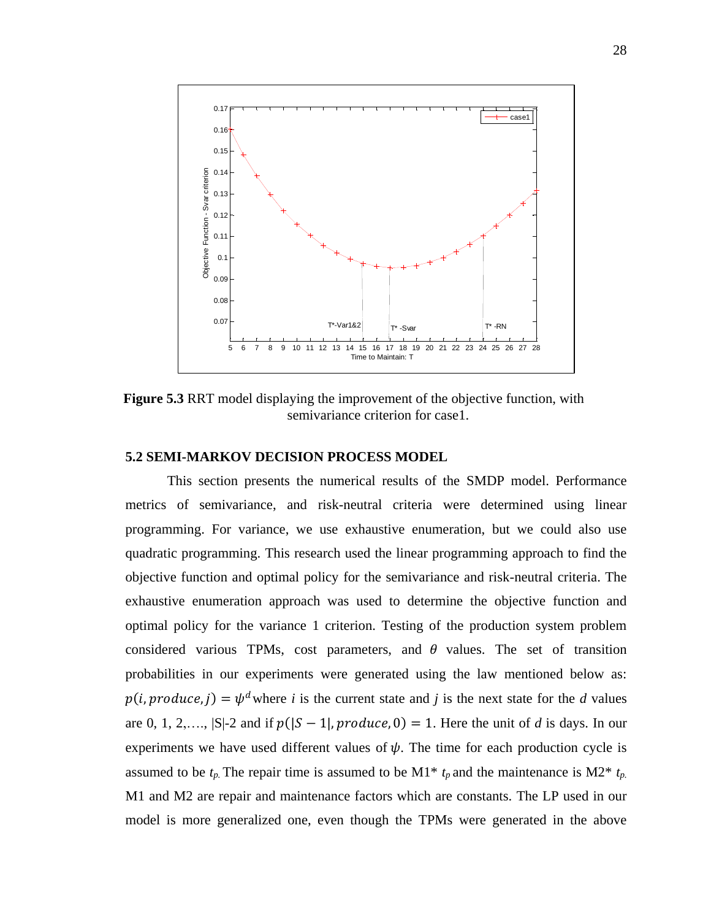**Figure 5.3** RRT model displaying the improvement of the objective function, with semivariance criterion for case1.

## 5.2 SEMI-MARKOV DECISION PROCESS MODEL

This section presents the numerical results of the SMDP model. Performance metrics of semivariance, and risk-neutral criteria were determined using linear programming. For variance, we use exhaustive enumeration, but we could also use quadratic programming. This research used the linear programming approach to find the objective function and optimal policy for the semivariance and risk-neutral criteria. The exhaustive enumeration approach was used to determine the objective function and optimal policy for the variance 1 criterion. Testing of the production system problem considered various TPMs, cost parameters, and $\theta$ values. The set of transition probabilities in our experiments were generated using the law mentioned below as: $p(i, produce, j) = \psi^d$ where $i$ is the current state and $j$ is the next state for the $d$ values are 0, 1, 2,…., |S|-2 and if $p(|S-1|, produce, 0) = 1$. Here the unit of $d$ is days. In our experiments we have used different values of $\psi$. The time for each production cycle is assumed to be $t_p$. The repair time is assumed to be M1* $t_p$ and the maintenance is M2* $t_p$. M1 and M2 are repair and maintenance factors which are constants. The LP used in our model is more generalized one, even though the TPMs were generated in the above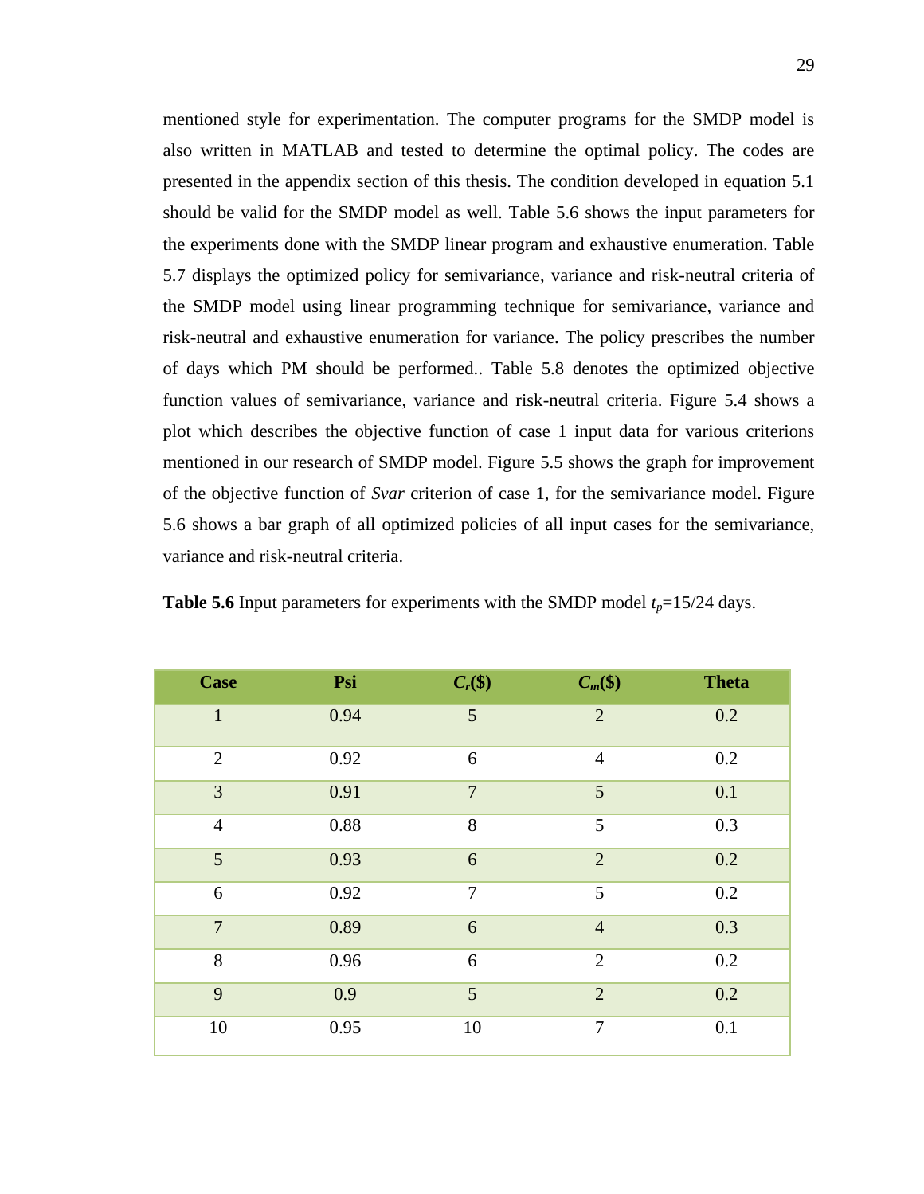mentioned style for experimentation. The computer programs for the SMDP model is also written in MATLAB and tested to determine the optimal policy. The codes are presented in the appendix section of this thesis. The condition developed in equation 5.1 should be valid for the SMDP model as well. Table 5.6 shows the input parameters for the experiments done with the SMDP linear program and exhaustive enumeration. Table 5.7 displays the optimized policy for semivariance, variance and risk-neutral criteria of the SMDP model using linear programming technique for semivariance, variance and risk-neutral and exhaustive enumeration for variance. The policy prescribes the number of days which PM should be performed.. Table 5.8 denotes the optimized objective function values of semivariance, variance and risk-neutral criteria. Figure 5.4 shows a plot which describes the objective function of case 1 input data for various criterions mentioned in our research of SMDP model. Figure 5.5 shows the graph for improvement of the objective function of *Svar* criterion of case 1, for the semivariance model. Figure 5.6 shows a bar graph of all optimized policies of all input cases for the semivariance, variance and risk-neutral criteria.

**Table 5.6** Input parameters for experiments with the SMDP model $t_p$=15/24 days.

| Case | Psi | $C_r$($) | $C_m$($) | Theta |
|---|---|---|---|---|
| 1 | 0.94 | 5 | 2 | 0.2 |
| 2 | 0.92 | 6 | 4 | 0.2 |
| 3 | 0.91 | 7 | 5 | 0.1 |
| 4 | 0.88 | 8 | 5 | 0.3 |
| 5 | 0.93 | 6 | 2 | 0.2 |
| 6 | 0.92 | 7 | 5 | 0.2 |
| 7 | 0.89 | 6 | 4 | 0.3 |
| 8 | 0.96 | 6 | 2 | 0.2 |
| 9 | 0.9 | 5 | 2 | 0.2 |
| 10 | 0.95 | 10 | 7 | 0.1 |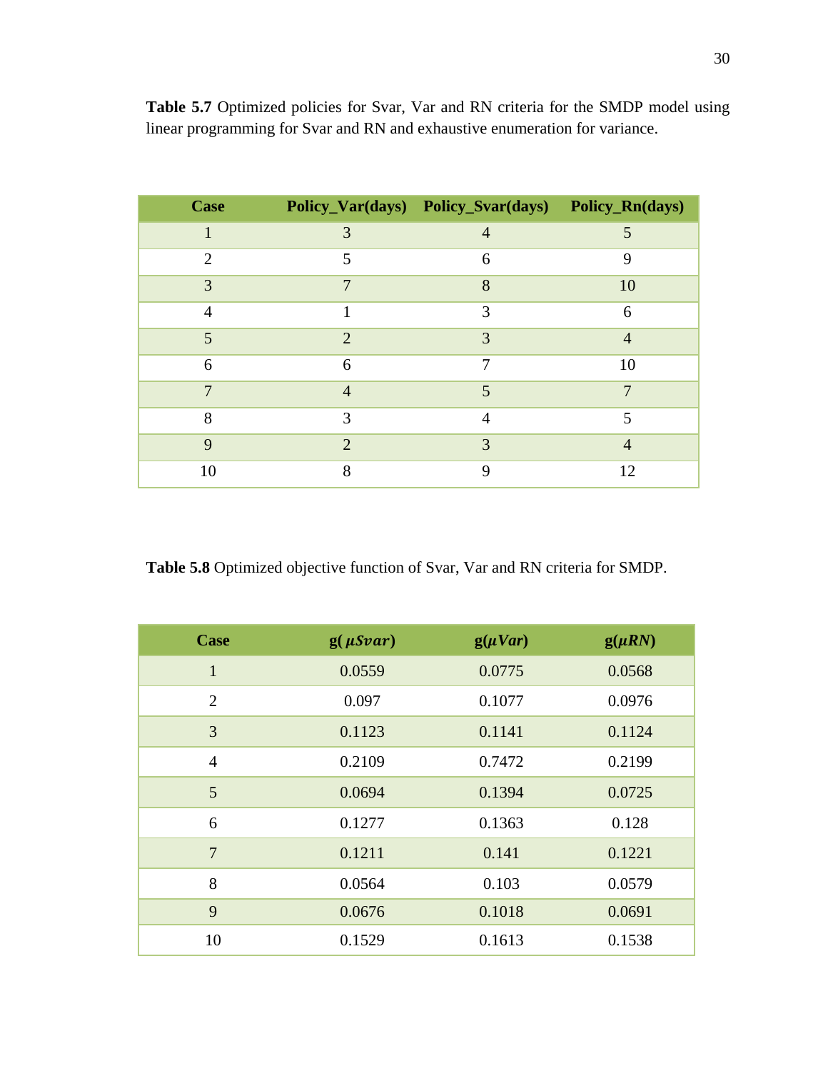**Table 5.7** Optimized policies for Svar, Var and RN criteria for the SMDP model using linear programming for Svar and RN and exhaustive enumeration for variance.

| Case | Policy_Var(days) | Policy_Svar(days) | Policy_Rn(days) |
|---|---|---|---|
| 1 | 3 | 4 | 5 |
| 2 | 5 | 6 | 9 |
| 3 | 7 | 8 | 10 |
| 4 | 1 | 3 | 6 |
| 5 | 2 | 3 | 4 |
| 6 | 6 | 7 | 10 |
| 7 | 4 | 5 | 7 |
| 8 | 3 | 4 | 5 |
| 9 | 2 | 3 | 4 |
| 10 | 8 | 9 | 12 |

**Table 5.8** Optimized objective function of Svar, Var and RN criteria for SMDP.

| Case | g( $\mu Svar$) | g($\mu Var$) | g($\mu RN$) |
|---|---|---|---|
| 1 | 0.0559 | 0.0775 | 0.0568 |
| 2 | 0.097 | 0.1077 | 0.0976 |
| 3 | 0.1123 | 0.1141 | 0.1124 |
| 4 | 0.2109 | 0.7472 | 0.2199 |
| 5 | 0.0694 | 0.1394 | 0.0725 |
| 6 | 0.1277 | 0.1363 | 0.128 |
| 7 | 0.1211 | 0.141 | 0.1221 |
| 8 | 0.0564 | 0.103 | 0.0579 |
| 9 | 0.0676 | 0.1018 | 0.0691 |
| 10 | 0.1529 | 0.1613 | 0.1538 |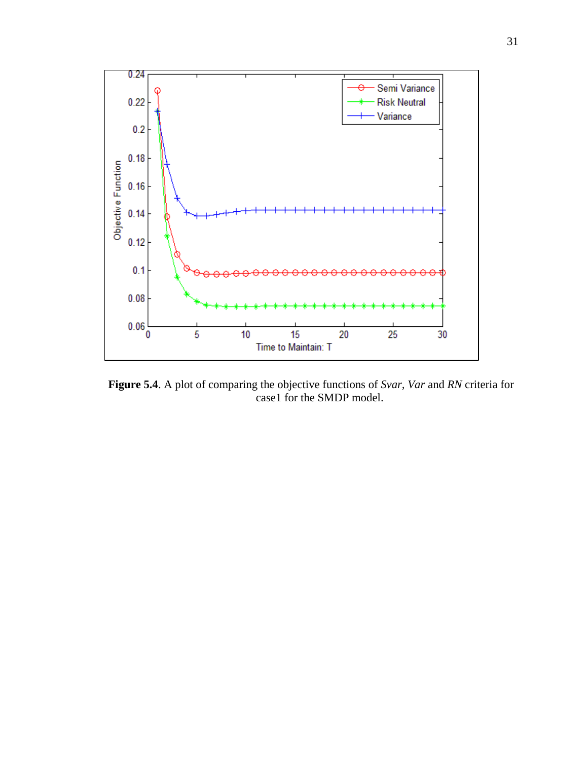**Figure 5.4**. A plot of comparing the objective functions of *Svar*, *Var* and *RN* criteria for case1 for the SMDP model.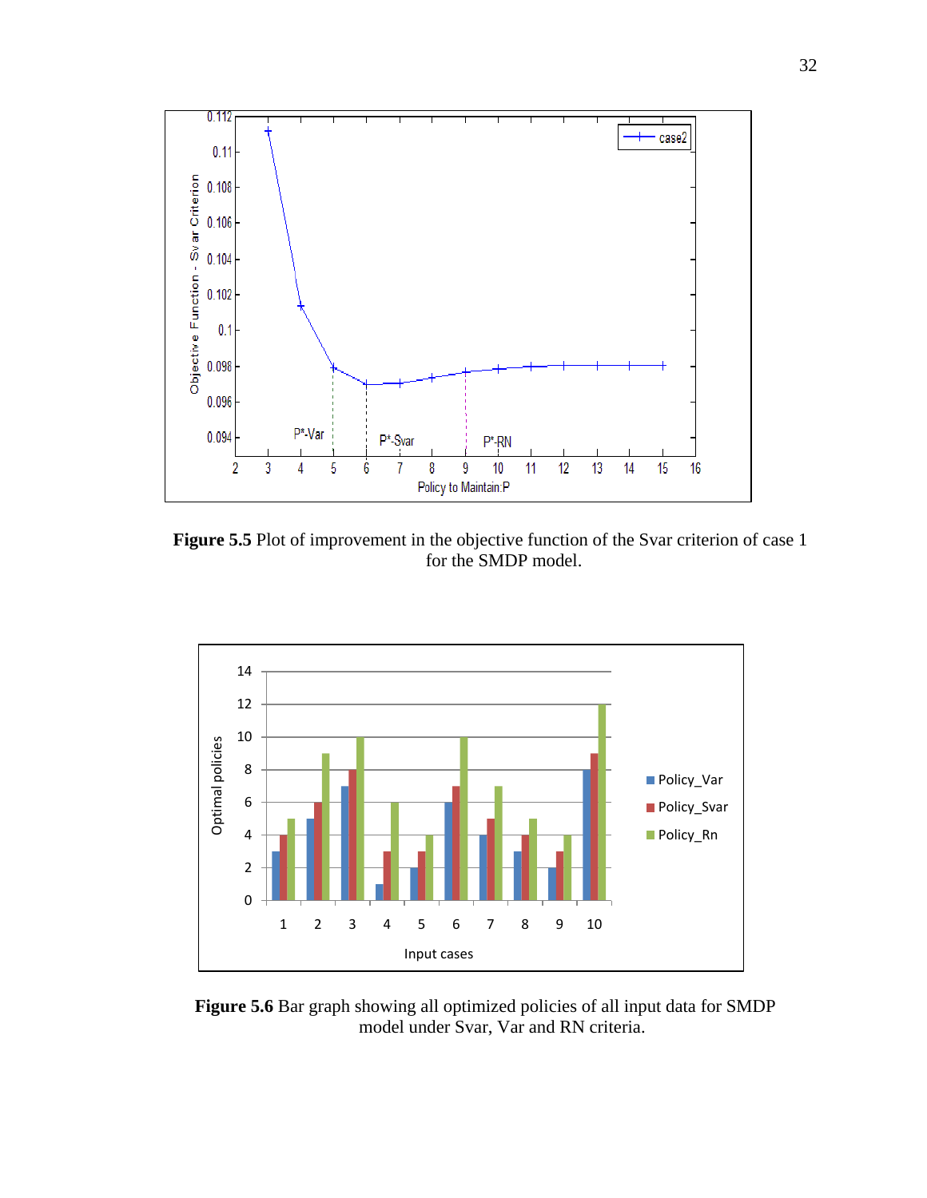**Figure 5.5** Plot of improvement in the objective function of the Svar criterion of case 1 for the SMDP model.

**Figure 5.6** Bar graph showing all optimized policies of all input data for SMDP model under Svar, Var and RN criteria.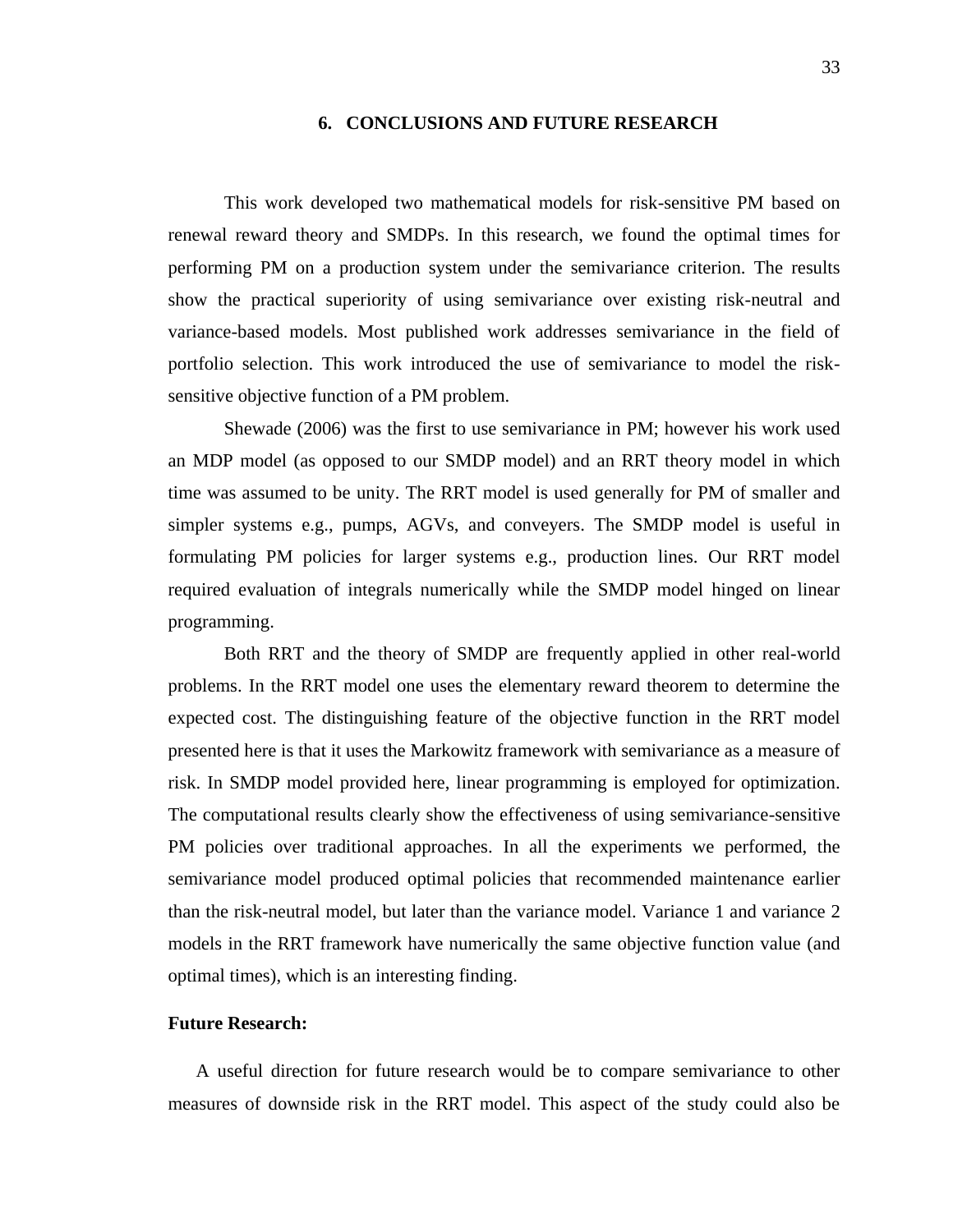# 6. CONCLUSIONS AND FUTURE RESEARCH

This work developed two mathematical models for risk-sensitive PM based on renewal reward theory and SMDPs. In this research, we found the optimal times for performing PM on a production system under the semivariance criterion. The results show the practical superiority of using semivariance over existing risk-neutral and variance-based models. Most published work addresses semivariance in the field of portfolio selection. This work introduced the use of semivariance to model the risk-sensitive objective function of a PM problem.

Shewade (2006) was the first to use semivariance in PM; however his work used an MDP model (as opposed to our SMDP model) and an RRT theory model in which time was assumed to be unity. The RRT model is used generally for PM of smaller and simpler systems e.g., pumps, AGVs, and conveyers. The SMDP model is useful in formulating PM policies for larger systems e.g., production lines. Our RRT model required evaluation of integrals numerically while the SMDP model hinged on linear programming.

Both RRT and the theory of SMDP are frequently applied in other real-world problems. In the RRT model one uses the elementary reward theorem to determine the expected cost. The distinguishing feature of the objective function in the RRT model presented here is that it uses the Markowitz framework with semivariance as a measure of risk. In SMDP model provided here, linear programming is employed for optimization. The computational results clearly show the effectiveness of using semivariance-sensitive PM policies over traditional approaches. In all the experiments we performed, the semivariance model produced optimal policies that recommended maintenance earlier than the risk-neutral model, but later than the variance model. Variance 1 and variance 2 models in the RRT framework have numerically the same objective function value (and optimal times), which is an interesting finding.

**Future Research:**

A useful direction for future research would be to compare semivariance to other measures of downside risk in the RRT model. This aspect of the study could also be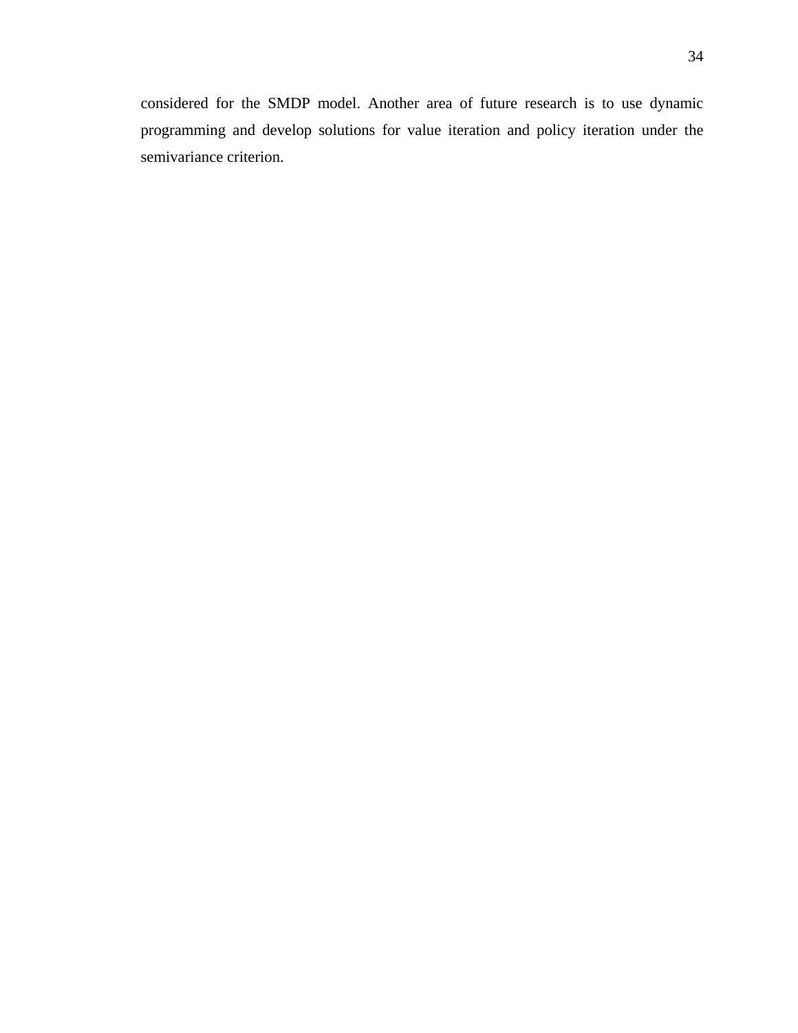considered for the SMDP model. Another area of future research is to use dynamic programming and develop solutions for value iteration and policy iteration under the semivariance criterion.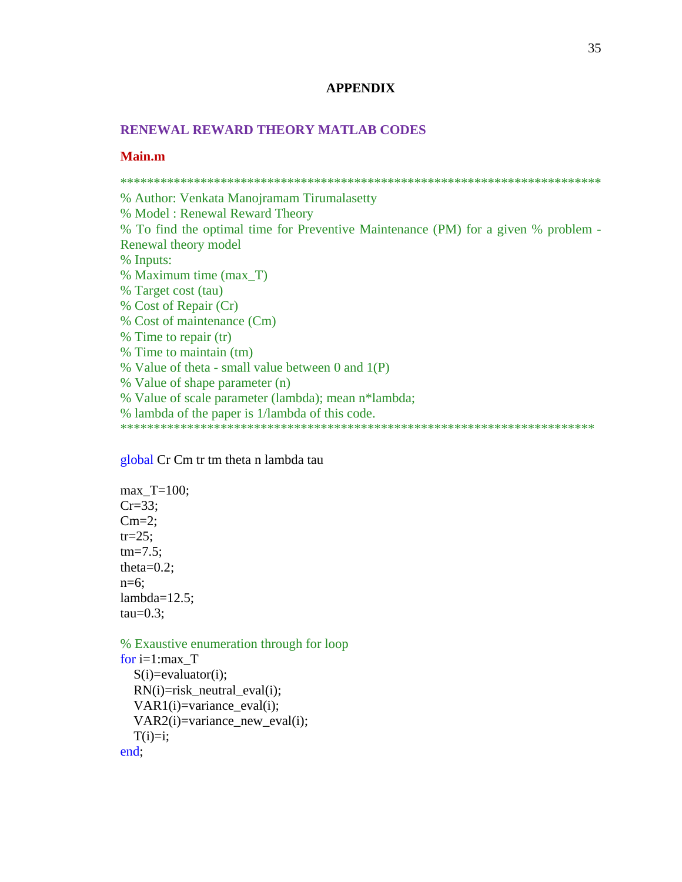# APPENDIX

## RENEWAL REWARD THEORY MATLAB CODES

### Main.m

```
*************************************************************************
% Author: Venkata Manojramam Tirumalasetty
% Model : Renewal Reward Theory
% To find the optimal time for Preventive Maintenance (PM) for a given % problem -
Renewal theory model
% Inputs:
% Maximum time (max_T)
% Target cost (tau)
% Cost of Repair (Cr)
% Cost of maintenance (Cm)
% Time to repair (tr)
% Time to maintain (tm)
% Value of theta - small value between 0 and 1(P)
% Value of shape parameter (n)
% Value of scale parameter (lambda); mean n*lambda;
% lambda of the paper is 1/lambda of this code.
*************************************************************************

global Cr Cm tr tm theta n lambda tau

max_T=100;
Cr=33;
Cm=2;
tr=25;
tm=7.5;
theta=0.2;
n=6;
lambda=12.5;
tau=0.3;

% Exaustive enumeration through for loop
for i=1:max_T
   S(i)=evaluator(i);
   RN(i)=risk_neutral_eval(i);
   VAR1(i)=variance_eval(i);
   VAR2(i)=variance_new_eval(i);
   T(i)=i;
end;
```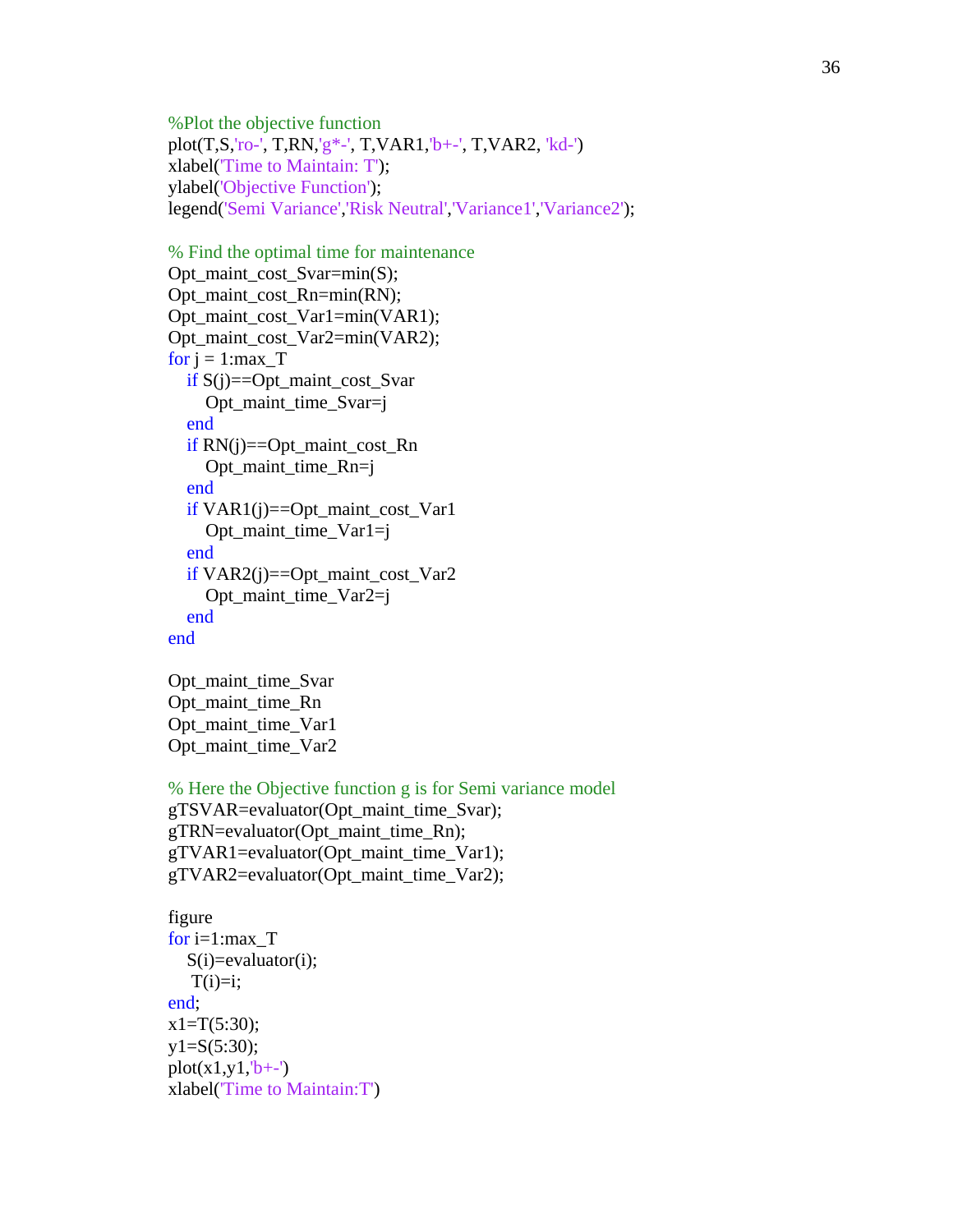```
%Plot the objective function
plot(T,S,'ro-', T,RN,'g*-', T,VAR1,'b+-', T,VAR2, 'kd-')
xlabel('Time to Maintain: T');
ylabel('Objective Function');
legend('Semi Variance','Risk Neutral','Variance1','Variance2');

% Find the optimal time for maintenance
Opt_maint_cost_Svar=min(S);
Opt_maint_cost_Rn=min(RN);
Opt_maint_cost_Var1=min(VAR1);
Opt_maint_cost_Var2=min(VAR2);
for j = 1:max_T
   if S(j)==Opt_maint_cost_Svar
      Opt_maint_time_Svar=j
   end
   if RN(j)==Opt_maint_cost_Rn
      Opt_maint_time_Rn=j
   end
   if VAR1(j)==Opt_maint_cost_Var1
      Opt_maint_time_Var1=j
   end
   if VAR2(j)==Opt_maint_cost_Var2
      Opt_maint_time_Var2=j
   end
end

Opt_maint_time_Svar
Opt_maint_time_Rn
Opt_maint_time_Var1
Opt_maint_time_Var2

% Here the Objective function g is for Semi variance model
gTSVAR=evaluator(Opt_maint_time_Svar);
gTRN=evaluator(Opt_maint_time_Rn);
gTVAR1=evaluator(Opt_maint_time_Var1);
gTVAR2=evaluator(Opt_maint_time_Var2);

figure
for i=1:max_T
   S(i)=evaluator(i);
    T(i)=i;
end;
x1=T(5:30);
y1=S(5:30);
plot(x1,y1,'b+-')
xlabel('Time to Maintain:T')
```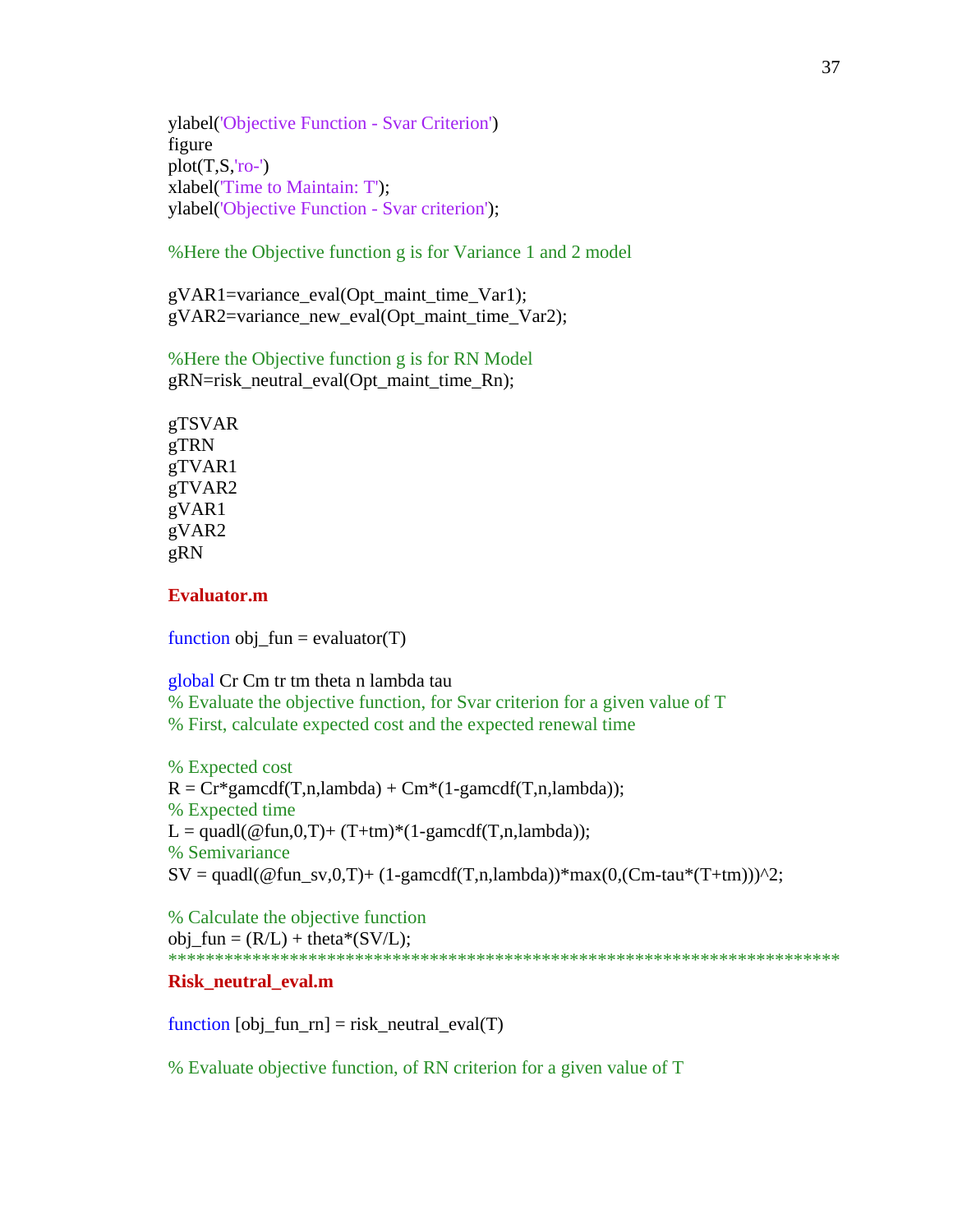```
ylabel('Objective Function - Svar Criterion')
figure
plot(T,S,'ro-')
xlabel('Time to Maintain: T');
ylabel('Objective Function - Svar criterion');

%Here the Objective function g is for Variance 1 and 2 model

gVAR1=variance_eval(Opt_maint_time_Var1);
gVAR2=variance_new_eval(Opt_maint_time_Var2);

%Here the Objective function g is for RN Model
gRN=risk_neutral_eval(Opt_maint_time_Rn);

gTSVAR
gTRN
gTVAR1
gTVAR2
gVAR1
gVAR2
gRN
```

**Evaluator.m**

```
function obj_fun = evaluator(T)

global Cr Cm tr tm theta n lambda tau
% Evaluate the objective function, for Svar criterion for a given value of T
% First, calculate expected cost and the expected renewal time

% Expected cost
R = Cr*gamcdf(T,n,lambda) + Cm*(1-gamcdf(T,n,lambda));
% Expected time
L = quadl(@fun,0,T)+ (T+tm)*(1-gamcdf(T,n,lambda));
% Semivariance
SV = quadl(@fun_sv,0,T)+ (1-gamcdf(T,n,lambda))*max(0,(Cm-tau*(T+tm)))^2;

% Calculate the objective function
obj_fun = (R/L) + theta*(SV/L);
```

***************************************************************************

**Risk_neutral_eval.m**

```
function [obj_fun_rn] = risk_neutral_eval(T)

% Evaluate objective function, of RN criterion for a given value of T
```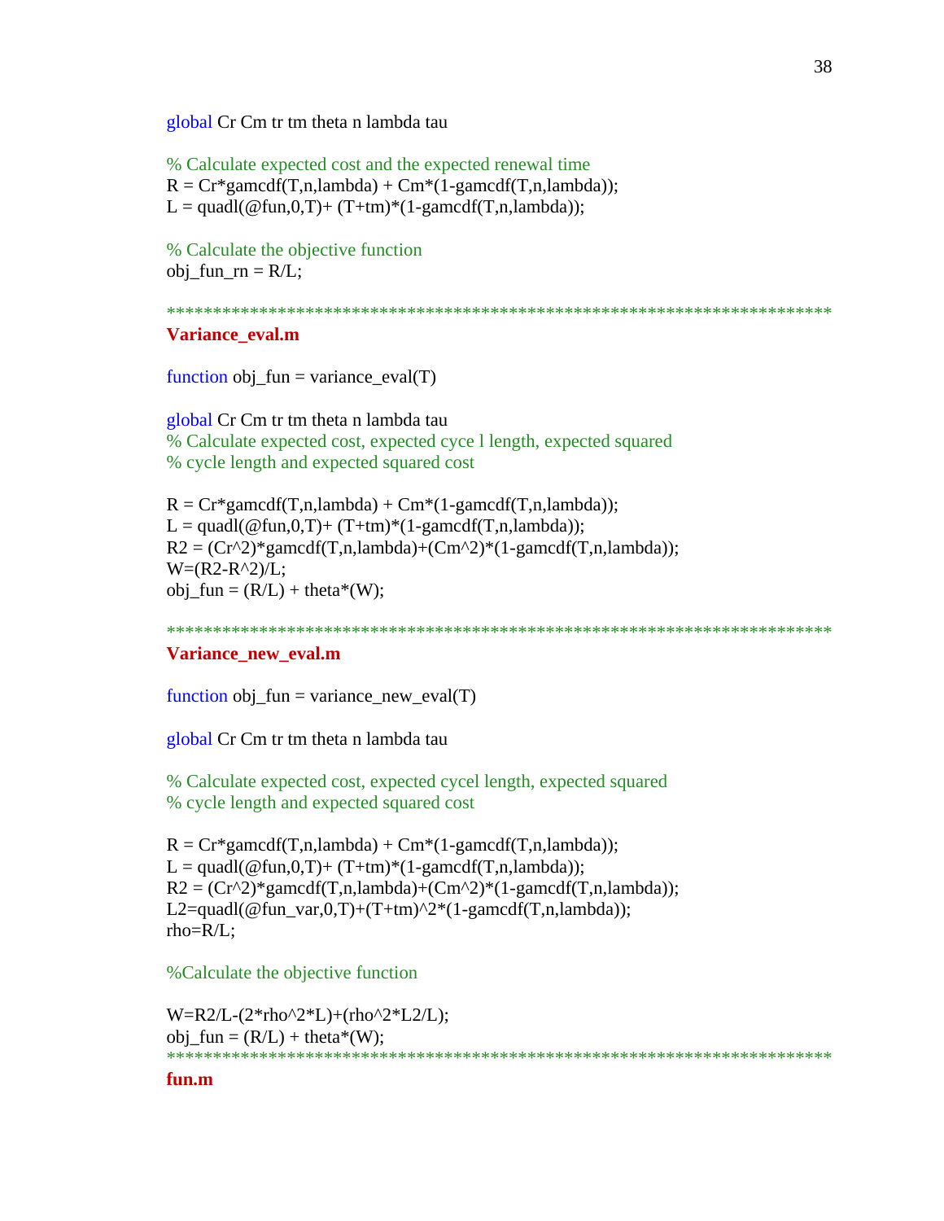```
global Cr Cm tr tm theta n lambda tau

% Calculate expected cost and the expected renewal time
R = Cr*gamcdf(T,n,lambda) + Cm*(1-gamcdf(T,n,lambda));
L = quadl(@fun,0,T)+ (T+tm)*(1-gamcdf(T,n,lambda));

% Calculate the objective function
obj_fun_rn = R/L;
```

****************************************************************************

**Variance_eval.m**

```
function obj_fun = variance_eval(T)

global Cr Cm tr tm theta n lambda tau
% Calculate expected cost, expected cyce l length, expected squared
% cycle length and expected squared cost

R = Cr*gamcdf(T,n,lambda) + Cm*(1-gamcdf(T,n,lambda));
L = quadl(@fun,0,T)+ (T+tm)*(1-gamcdf(T,n,lambda));
R2 = (Cr^2)*gamcdf(T,n,lambda)+(Cm^2)*(1-gamcdf(T,n,lambda));
W=(R2-R^2)/L;
obj_fun = (R/L) + theta*(W);
```

****************************************************************************

**Variance_new_eval.m**

```
function obj_fun = variance_new_eval(T)

global Cr Cm tr tm theta n lambda tau

% Calculate expected cost, expected cycel length, expected squared
% cycle length and expected squared cost

R = Cr*gamcdf(T,n,lambda) + Cm*(1-gamcdf(T,n,lambda));
L = quadl(@fun,0,T)+ (T+tm)*(1-gamcdf(T,n,lambda));
R2 = (Cr^2)*gamcdf(T,n,lambda)+(Cm^2)*(1-gamcdf(T,n,lambda));
L2=quadl(@fun_var,0,T)+(T+tm)^2*(1-gamcdf(T,n,lambda));
rho=R/L;

%Calculate the objective function

W=R2/L-(2*rho^2*L)+(rho^2*L2/L);
obj_fun = (R/L) + theta*(W);
```

****************************************************************************

**fun.m**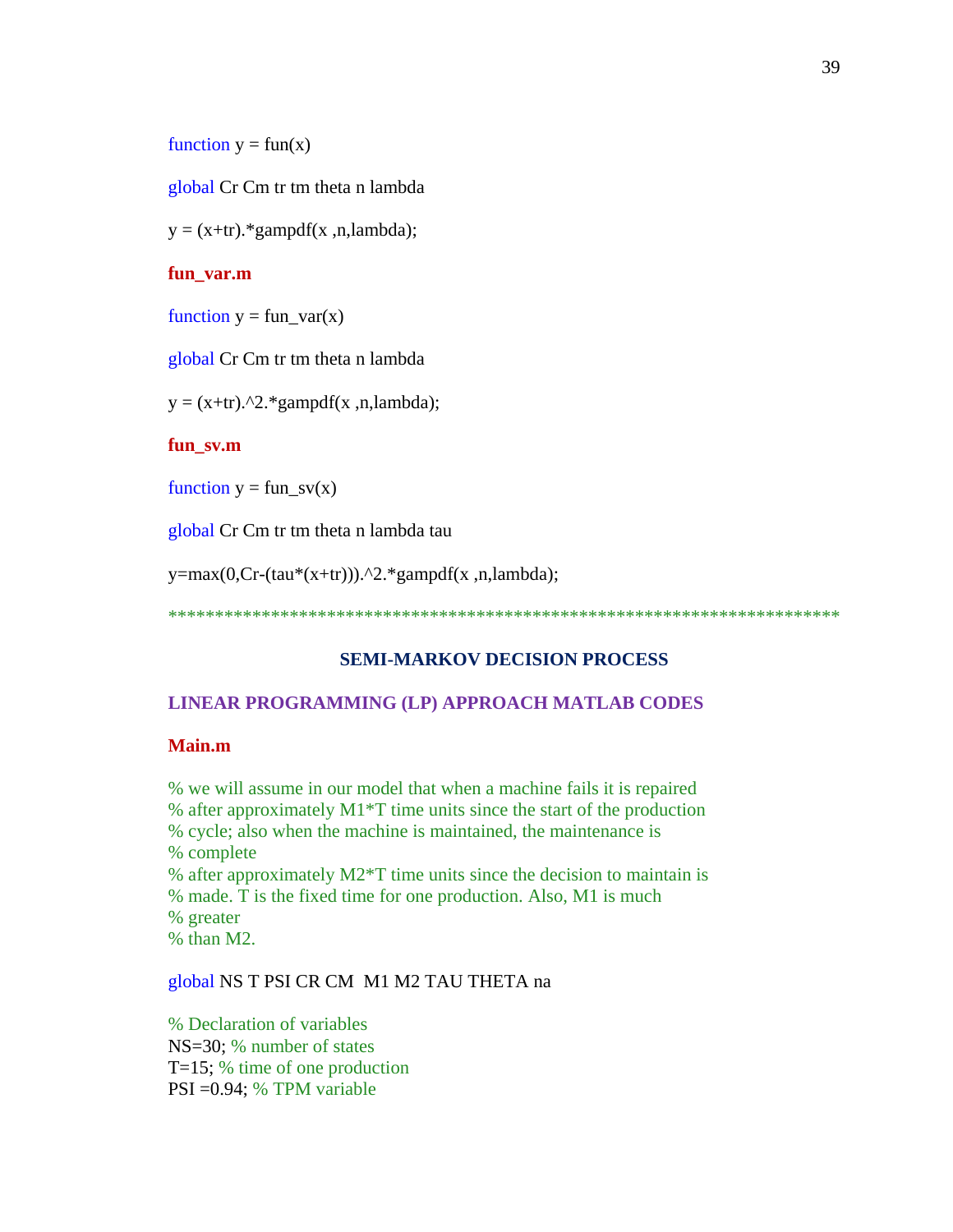```
function y = fun(x)

global Cr Cm tr tm theta n lambda

y = (x+tr).*gampdf(x ,n,lambda);
```

**fun_var.m**

```
function y = fun_var(x)

global Cr Cm tr tm theta n lambda

y = (x+tr).^2.*gampdf(x ,n,lambda);
```

**fun_sv.m**

```
function y = fun_sv(x)

global Cr Cm tr tm theta n lambda tau

y=max(0,Cr-(tau*(x+tr))).^2.*gampdf(x ,n,lambda);
```

**************************************************************************

## SEMI-MARKOV DECISION PROCESS

### LINEAR PROGRAMMING (LP) APPROACH MATLAB CODES

**Main.m**

```
% we will assume in our model that when a machine fails it is repaired
% after approximately M1*T time units since the start of the production
% cycle; also when the machine is maintained, the maintenance is
% complete
% after approximately M2*T time units since the decision to maintain is
% made. T is the fixed time for one production. Also, M1 is much
% greater
% than M2.

global NS T PSI CR CM  M1 M2 TAU THETA na

% Declaration of variables
NS=30; % number of states
T=15; % time of one production
PSI =0.94; % TPM variable
```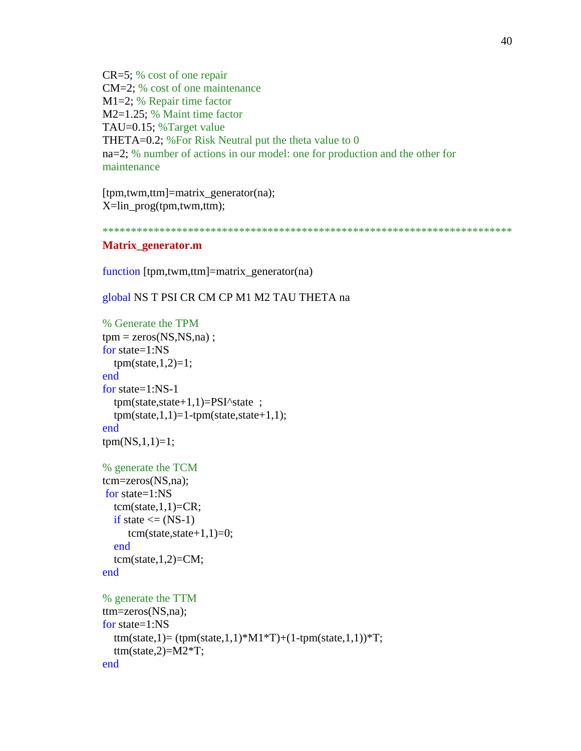```
CR=5; % cost of one repair
CM=2; % cost of one maintenance
M1=2; % Repair time factor
M2=1.25; % Maint time factor
TAU=0.15; %Target value
THETA=0.2; %For Risk Neutral put the theta value to 0
na=2; % number of actions in our model: one for production and the other for
maintenance

[tpm,twm,ttm]=matrix_generator(na);
X=lin_prog(tpm,twm,ttm);
```

***************************************************************************

**Matrix_generator.m**

```
function [tpm,twm,ttm]=matrix_generator(na)

global NS T PSI CR CM CP M1 M2 TAU THETA na

% Generate the TPM
tpm = zeros(NS,NS,na) ;
for state=1:NS
   tpm(state,1,2)=1;
end
for state=1:NS-1
   tpm(state,state+1,1)=PSI^state  ;
   tpm(state,1,1)=1-tpm(state,state+1,1);
end
tpm(NS,1,1)=1;

% generate the TCM
tcm=zeros(NS,na);
 for state=1:NS
   tcm(state,1,1)=CR;
   if state <= (NS-1)
        tcm(state,state+1,1)=0;
   end
   tcm(state,1,2)=CM;
end

% generate the TTM
ttm=zeros(NS,na);
for state=1:NS
   ttm(state,1)= (tpm(state,1,1)*M1*T)+(1-tpm(state,1,1))*T;
   ttm(state,2)=M2*T;
end
```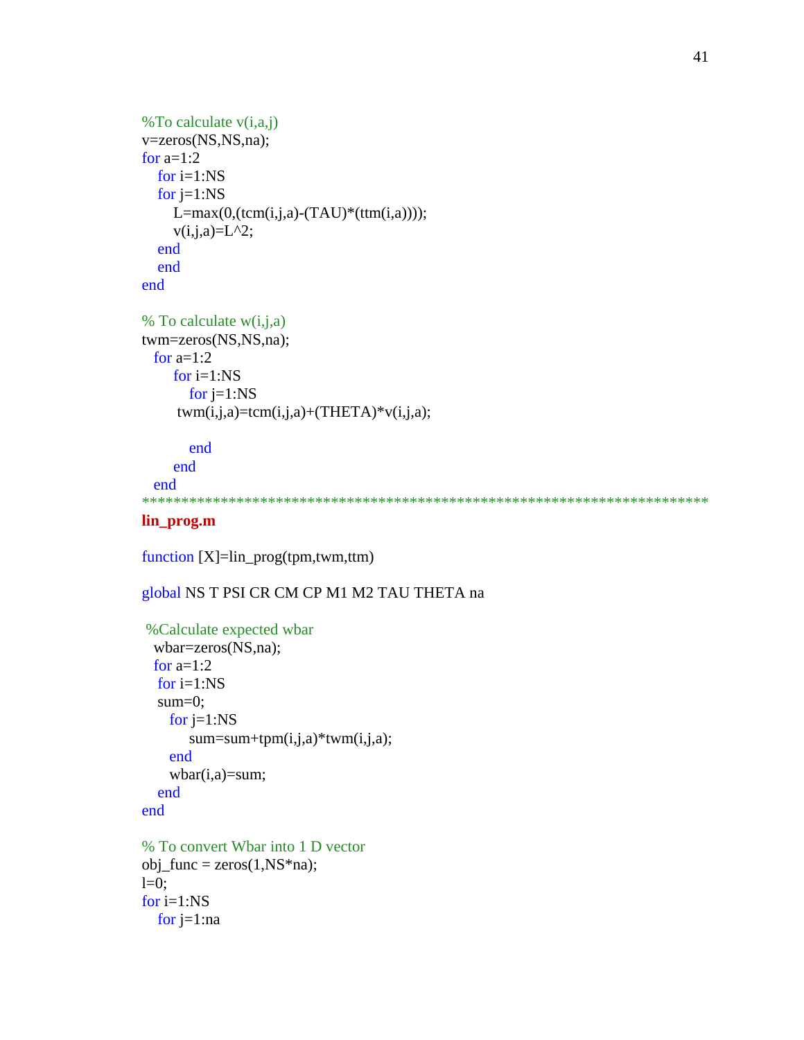```
%To calculate v(i,a,j)
v=zeros(NS,NS,na);
for a=1:2
   for i=1:NS
   for j=1:NS
      L=max(0,(tcm(i,j,a)-(TAU)*(ttm(i,a))));
      v(i,j,a)=L^2;
   end
   end
end

% To calculate w(i,j,a)
twm=zeros(NS,NS,na);
  for a=1:2
      for i=1:NS
         for j=1:NS
       twm(i,j,a)=tcm(i,j,a)+(THETA)*v(i,j,a);

         end
      end
  end
```

***************************************************************************

**lin_prog.m**

```
function [X]=lin_prog(tpm,twm,ttm)

global NS T PSI CR CM CP M1 M2 TAU THETA na

 %Calculate expected wbar
  wbar=zeros(NS,na);
  for a=1:2
   for i=1:NS
   sum=0;
     for j=1:NS
         sum=sum+tpm(i,j,a)*twm(i,j,a);
     end
     wbar(i,a)=sum;
   end
end

% To convert Wbar into 1 D vector
obj_func = zeros(1,NS*na);
l=0;
for i=1:NS
   for j=1:na
```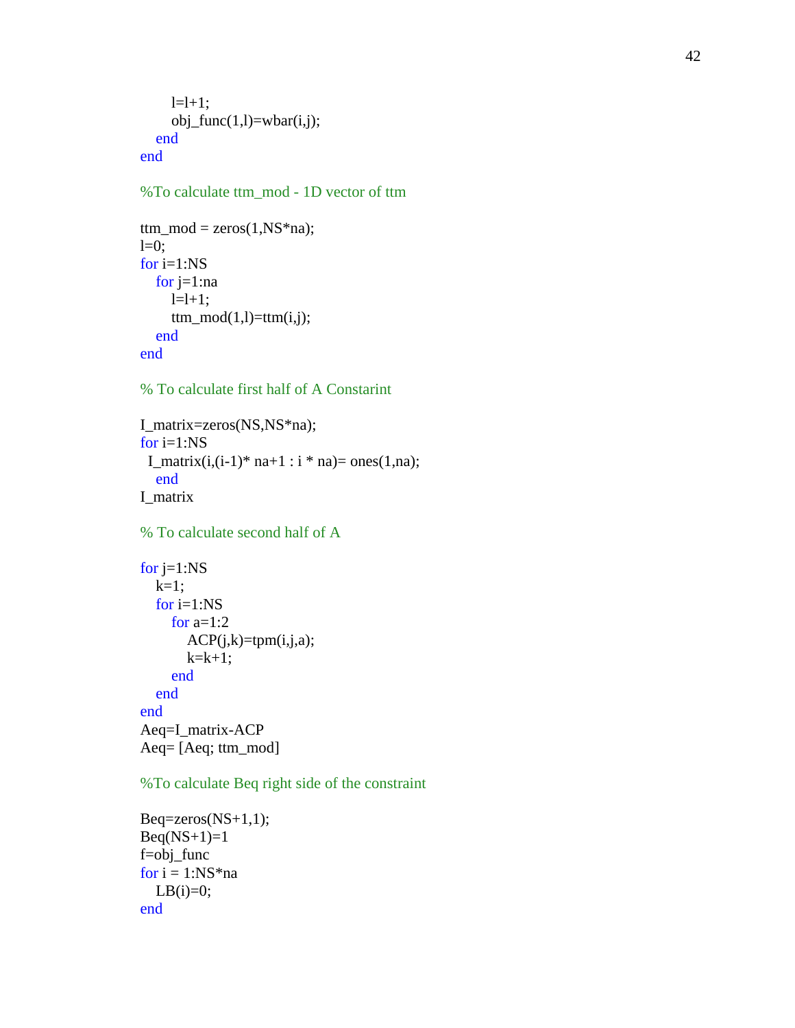```
        l=l+1;
        obj_func(1,l)=wbar(i,j);
    end
end

%To calculate ttm_mod - 1D vector of ttm

ttm_mod = zeros(1,NS*na);
l=0;
for i=1:NS
    for j=1:na
        l=l+1;
        ttm_mod(1,l)=ttm(i,j);
    end
end

% To calculate first half of A Constarint

I_matrix=zeros(NS,NS*na);
for i=1:NS
  I_matrix(i,(i-1)* na+1 : i * na)= ones(1,na);
    end
I_matrix

% To calculate second half of A

for j=1:NS
    k=1;
    for i=1:NS
        for a=1:2
            ACP(j,k)=tpm(i,j,a);
            k=k+1;
        end
    end
end
Aeq=I_matrix-ACP
Aeq= [Aeq; ttm_mod]

%To calculate Beq right side of the constraint

Beq=zeros(NS+1,1);
Beq(NS+1)=1
f=obj_func
for i = 1:NS*na
    LB(i)=0;
end
```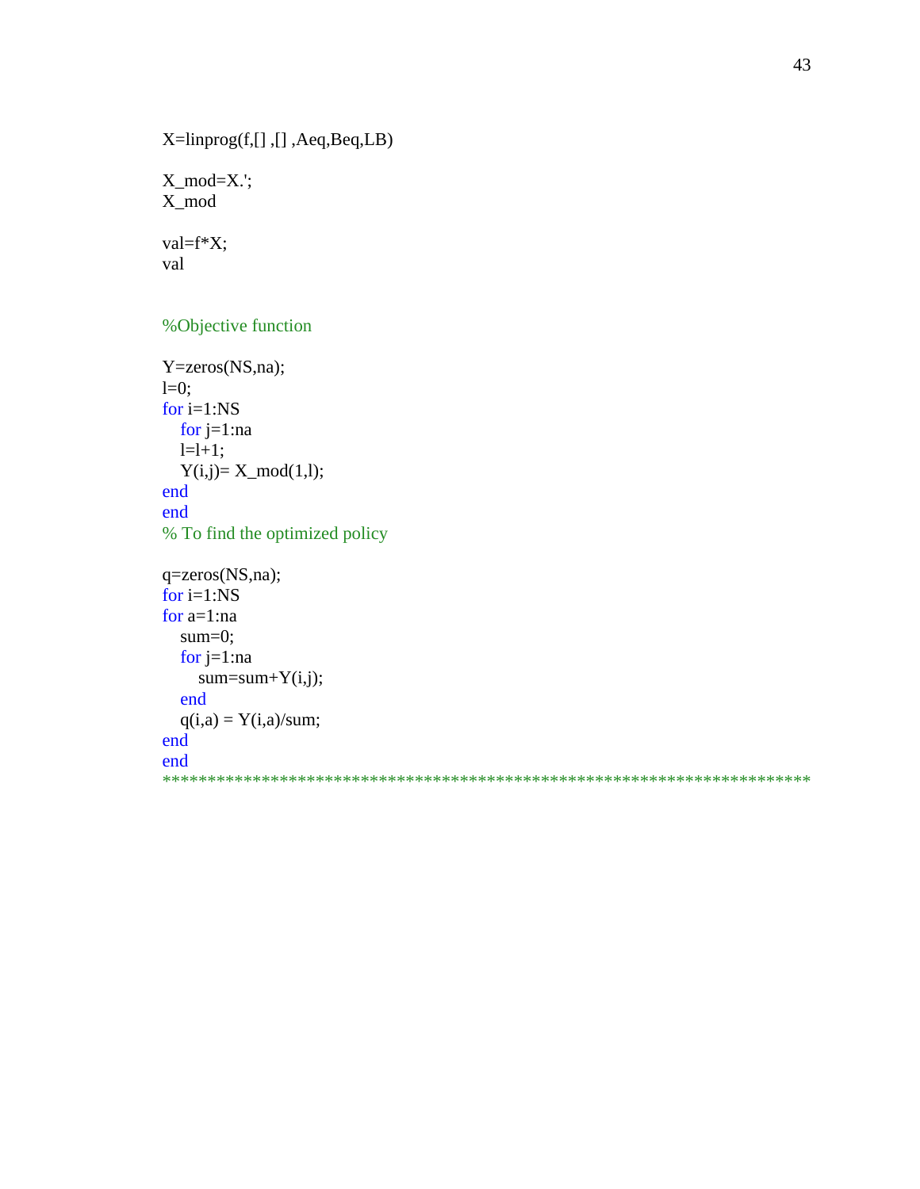```matlab
X=linprog(f,[] ,[] ,Aeq,Beq,LB)

X_mod=X.';
X_mod

val=f*X;
val


%Objective function

Y=zeros(NS,na);
l=0;
for i=1:NS
    for j=1:na
    l=l+1;
    Y(i,j)= X_mod(1,l);
end
end
% To find the optimized policy

q=zeros(NS,na);
for i=1:NS
for a=1:na
    sum=0;
    for j=1:na
        sum=sum+Y(i,j);
    end
    q(i,a) = Y(i,a)/sum;
end
end
```

*************************************************************************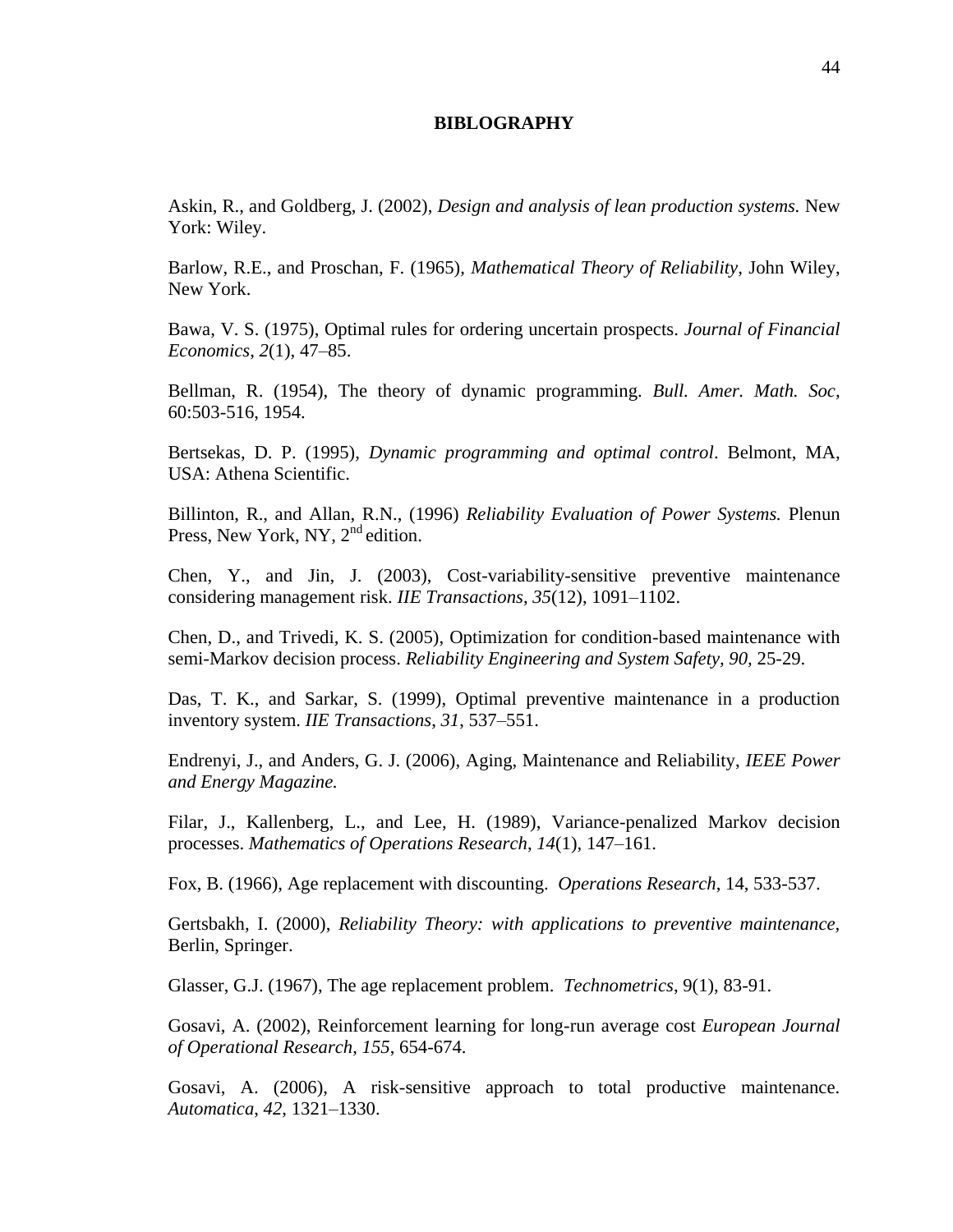# BIBLOGRAPHY

Askin, R., and Goldberg, J. (2002), *Design and analysis of lean production systems.* New York: Wiley.

Barlow, R.E., and Proschan, F. (1965), *Mathematical Theory of Reliability*, John Wiley, New York.

Bawa, V. S. (1975), Optimal rules for ordering uncertain prospects. *Journal of Financial Economics*, *2*(1), 47–85.

Bellman, R. (1954), The theory of dynamic programming. *Bull. Amer. Math. Soc,* 60:503-516, 1954.

Bertsekas, D. P. (1995), *Dynamic programming and optimal control*. Belmont, MA, USA: Athena Scientific.

Billinton, R., and Allan, R.N., (1996) *Reliability Evaluation of Power Systems.* Plenun Press, New York, NY, 2nd edition.

Chen, Y., and Jin, J. (2003), Cost-variability-sensitive preventive maintenance considering management risk. *IIE Transactions*, *35*(12), 1091–1102.

Chen, D., and Trivedi, K. S. (2005), Optimization for condition-based maintenance with semi-Markov decision process. *Reliability Engineering and System Safety, 90*, 25-29.

Das, T. K., and Sarkar, S. (1999), Optimal preventive maintenance in a production inventory system. *IIE Transactions*, *31*, 537–551.

Endrenyi, J., and Anders, G. J. (2006), Aging, Maintenance and Reliability, *IEEE Power and Energy Magazine.*

Filar, J., Kallenberg, L., and Lee, H. (1989), Variance-penalized Markov decision processes. *Mathematics of Operations Research*, *14*(1), 147–161.

Fox, B. (1966), Age replacement with discounting. *Operations Research*, 14, 533-537.

Gertsbakh, I. (2000), *Reliability Theory: with applications to preventive maintenance,* Berlin, Springer.

Glasser, G.J. (1967), The age replacement problem. *Technometrics*, 9(1), 83-91.

Gosavi, A. (2002), Reinforcement learning for long-run average cost *European Journal of Operational Research*, *155*, 654-674.

Gosavi, A. (2006), A risk-sensitive approach to total productive maintenance. *Automatica*, *42*, 1321–1330.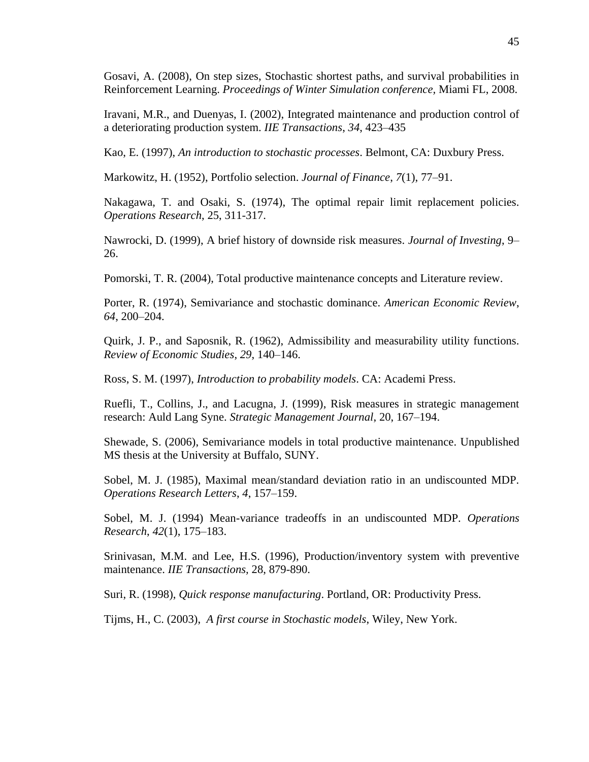Gosavi, A. (2008), On step sizes, Stochastic shortest paths, and survival probabilities in Reinforcement Learning. *Proceedings of Winter Simulation conference,* Miami FL, 2008.

Iravani, M.R., and Duenyas, I. (2002), Integrated maintenance and production control of a deteriorating production system. *IIE Transactions*, *34*, 423–435

Kao, E. (1997), *An introduction to stochastic processes*. Belmont, CA: Duxbury Press.

Markowitz, H. (1952), Portfolio selection. *Journal of Finance*, *7*(1), 77–91.

Nakagawa, T. and Osaki, S. (1974), The optimal repair limit replacement policies. *Operations Research*, 25, 311-317.

Nawrocki, D. (1999), A brief history of downside risk measures. *Journal of Investing*, 9–26.

Pomorski, T. R. (2004), Total productive maintenance concepts and Literature review.

Porter, R. (1974), Semivariance and stochastic dominance. *American Economic Review*, *64*, 200–204.

Quirk, J. P., and Saposnik, R. (1962), Admissibility and measurability utility functions. *Review of Economic Studies*, *29*, 140–146.

Ross, S. M. (1997), *Introduction to probability models*. CA: Academi Press.

Ruefli, T., Collins, J., and Lacugna, J. (1999), Risk measures in strategic management research: Auld Lang Syne. *Strategic Management Journal*, 20, 167–194.

Shewade, S. (2006), Semivariance models in total productive maintenance. Unpublished MS thesis at the University at Buffalo, SUNY.

Sobel, M. J. (1985), Maximal mean/standard deviation ratio in an undiscounted MDP. *Operations Research Letters*, *4*, 157–159.

Sobel, M. J. (1994) Mean-variance tradeoffs in an undiscounted MDP. *Operations Research*, *42*(1), 175–183.

Srinivasan, M.M. and Lee, H.S. (1996), Production/inventory system with preventive maintenance. *IIE Transactions,* 28, 879-890.

Suri, R. (1998), *Quick response manufacturing*. Portland, OR: Productivity Press.

Tijms, H., C. (2003), *A first course in Stochastic models*, Wiley, New York.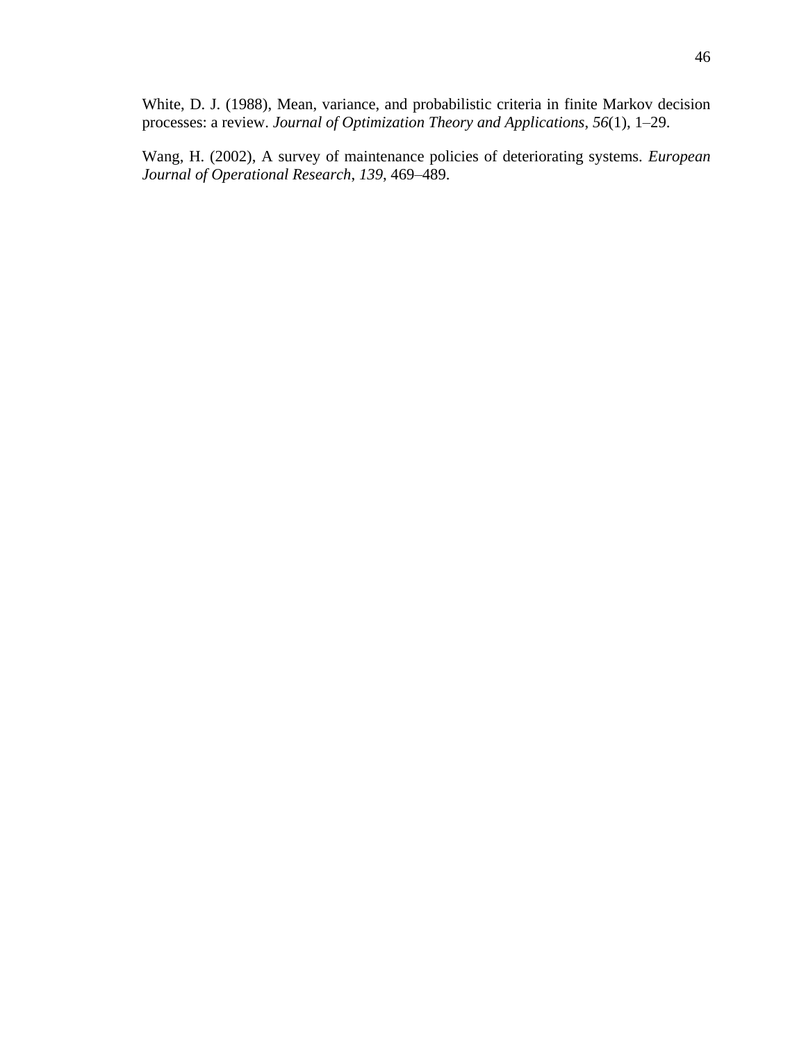White, D. J. (1988), Mean, variance, and probabilistic criteria in finite Markov decision processes: a review. *Journal of Optimization Theory and Applications*, *56*(1), 1–29.

Wang, H. (2002), A survey of maintenance policies of deteriorating systems. *European Journal of Operational Research*, *139*, 469–489.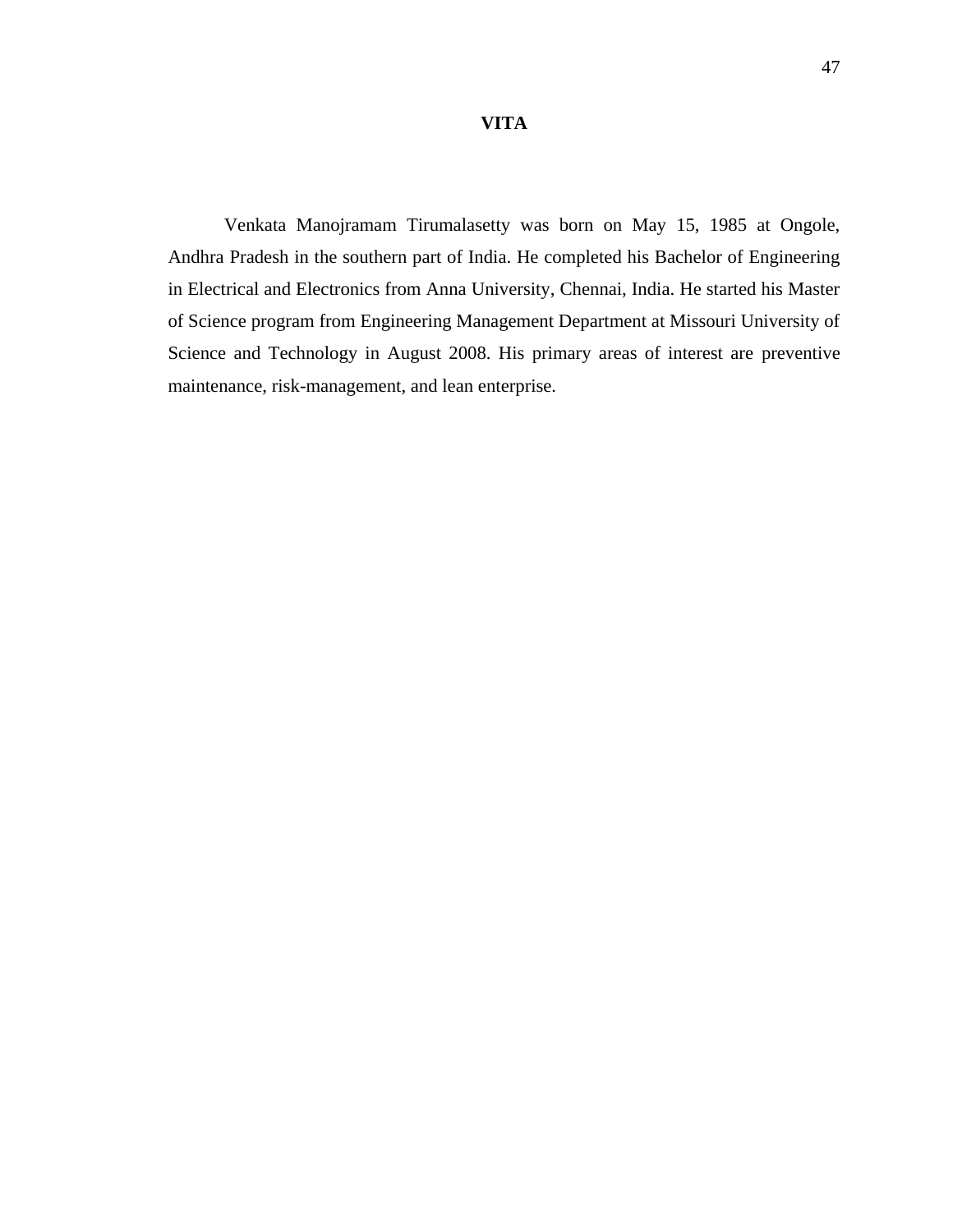# VITA

Venkata Manojramam Tirumalasetty was born on May 15, 1985 at Ongole, Andhra Pradesh in the southern part of India. He completed his Bachelor of Engineering in Electrical and Electronics from Anna University, Chennai, India. He started his Master of Science program from Engineering Management Department at Missouri University of Science and Technology in August 2008. His primary areas of interest are preventive maintenance, risk-management, and lean enterprise.